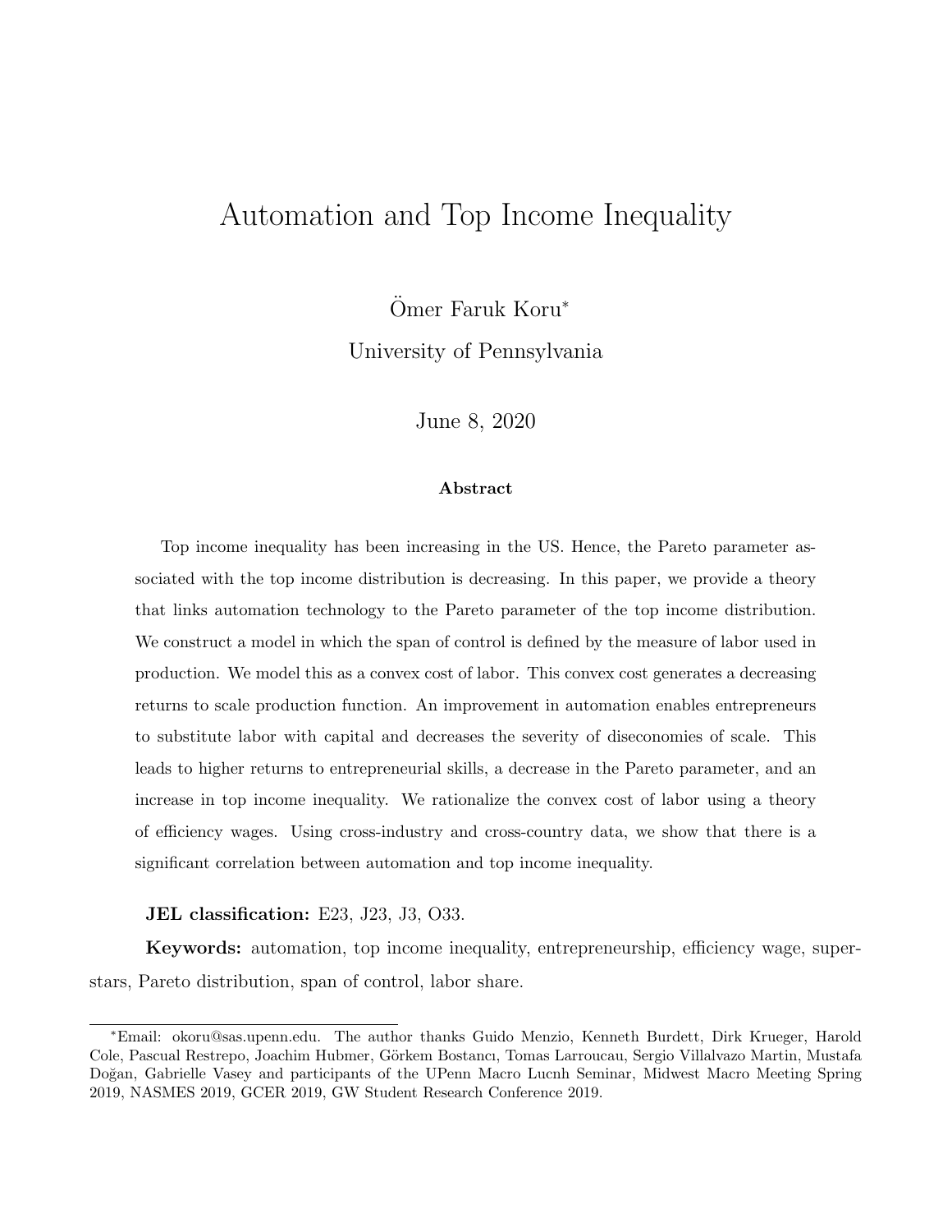# Automation and Top Income Inequality

Ömer Faruk Koru*

University of Pennsylvania

June 8, 2020

### Abstract

Top income inequality has been increasing in the US. Hence, the Pareto parameter associated with the top income distribution is decreasing. In this paper, we provide a theory that links automation technology to the Pareto parameter of the top income distribution. We construct a model in which the span of control is defined by the measure of labor used in production. We model this as a convex cost of labor. This convex cost generates a decreasing returns to scale production function. An improvement in automation enables entrepreneurs to substitute labor with capital and decreases the severity of diseconomies of scale. This leads to higher returns to entrepreneurial skills, a decrease in the Pareto parameter, and an increase in top income inequality. We rationalize the convex cost of labor using a theory of efficiency wages. Using cross-industry and cross-country data, we show that there is a significant correlation between automation and top income inequality.

**JEL classification:** E23, J23, J3, O33.

**Keywords:** automation, top income inequality, entrepreneurship, efficiency wage, superstars, Pareto distribution, span of control, labor share.

---

*Email: okoru@sas.upenn.edu. The author thanks Guido Menzio, Kenneth Burdett, Dirk Krueger, Harold Cole, Pascual Restrepo, Joachim Hubmer, Görkem Bostancı, Tomas Larroucau, Sergio Villalvazo Martin, Mustafa Doğan, Gabrielle Vasey and participants of the UPenn Macro Lucnh Seminar, Midwest Macro Meeting Spring 2019, NASMES 2019, GCER 2019, GW Student Research Conference 2019.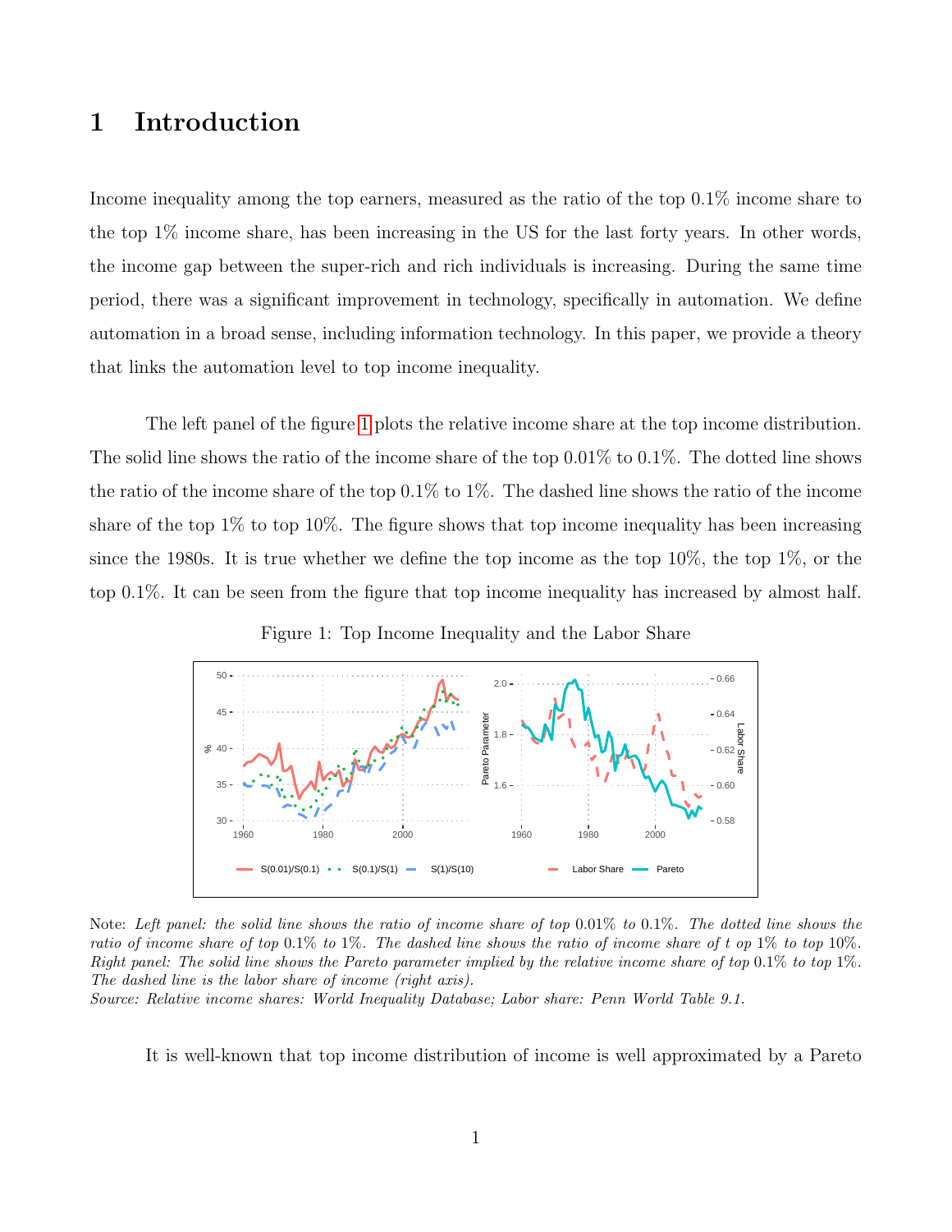# 1 Introduction

Income inequality among the top earners, measured as the ratio of the top 0.1% income share to the top 1% income share, has been increasing in the US for the last forty years. In other words, the income gap between the super-rich and rich individuals is increasing. During the same time period, there was a significant improvement in technology, specifically in automation. We define automation in a broad sense, including information technology. In this paper, we provide a theory that links the automation level to top income inequality.

The left panel of the figure 1 plots the relative income share at the top income distribution. The solid line shows the ratio of the income share of the top 0.01% to 0.1%. The dotted line shows the ratio of the income share of the top 0.1% to 1%. The dashed line shows the ratio of the income share of the top 1% to top 10%. The figure shows that top income inequality has been increasing since the 1980s. It is true whether we define the top income as the top 10%, the top 1%, or the top 0.1%. It can be seen from the figure that top income inequality has increased by almost half.

Figure 1: Top Income Inequality and the Labor Share

Note: *Left panel: the solid line shows the ratio of income share of top 0.01% to 0.1%. The dotted line shows the ratio of income share of top 0.1% to 1%. The dashed line shows the ratio of income share of t op 1% to top 10%. Right panel: The solid line shows the Pareto parameter implied by the relative income share of top 0.1% to top 1%. The dashed line is the labor share of income (right axis).*
*Source: Relative income shares: World Inequality Database; Labor share: Penn World Table 9.1.*

It is well-known that top income distribution of income is well approximated by a Pareto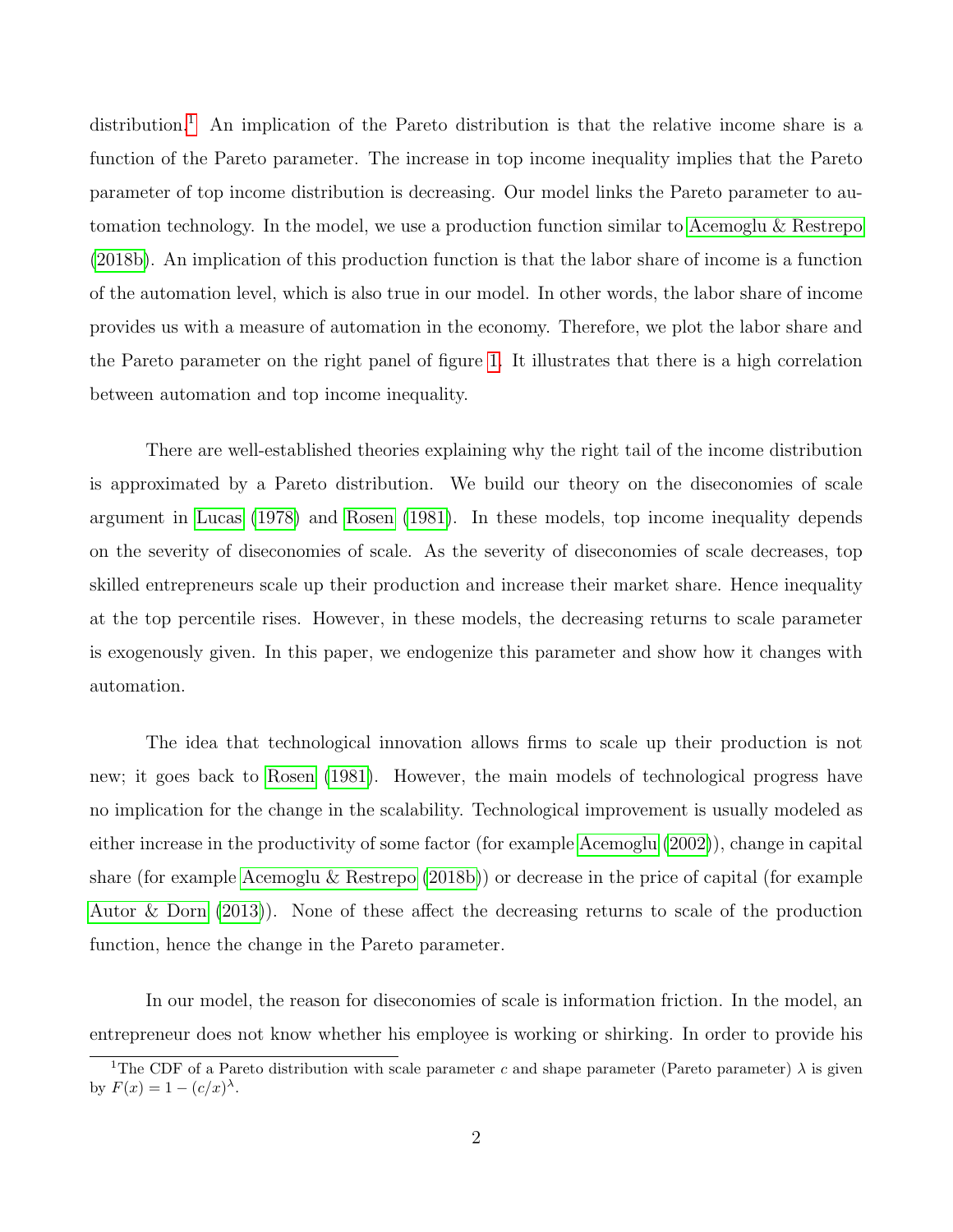distribution.[1] An implication of the Pareto distribution is that the relative income share is a function of the Pareto parameter. The increase in top income inequality implies that the Pareto parameter of top income distribution is decreasing. Our model links the Pareto parameter to automation technology. In the model, we use a production function similar to Acemoglu & Restrepo (2018b). An implication of this production function is that the labor share of income is a function of the automation level, which is also true in our model. In other words, the labor share of income provides us with a measure of automation in the economy. Therefore, we plot the labor share and the Pareto parameter on the right panel of figure 1. It illustrates that there is a high correlation between automation and top income inequality.

There are well-established theories explaining why the right tail of the income distribution is approximated by a Pareto distribution. We build our theory on the diseconomies of scale argument in Lucas (1978) and Rosen (1981). In these models, top income inequality depends on the severity of diseconomies of scale. As the severity of diseconomies of scale decreases, top skilled entrepreneurs scale up their production and increase their market share. Hence inequality at the top percentile rises. However, in these models, the decreasing returns to scale parameter is exogenously given. In this paper, we endogenize this parameter and show how it changes with automation.

The idea that technological innovation allows firms to scale up their production is not new; it goes back to Rosen (1981). However, the main models of technological progress have no implication for the change in the scalability. Technological improvement is usually modeled as either increase in the productivity of some factor (for example Acemoglu (2002)), change in capital share (for example Acemoglu & Restrepo (2018b)) or decrease in the price of capital (for example Autor & Dorn (2013)). None of these affect the decreasing returns to scale of the production function, hence the change in the Pareto parameter.

In our model, the reason for diseconomies of scale is information friction. In the model, an entrepreneur does not know whether his employee is working or shirking. In order to provide his

[1] The CDF of a Pareto distribution with scale parameter $c$ and shape parameter (Pareto parameter) $\lambda$ is given by $F(x) = 1 - (c/x)^{\lambda}$.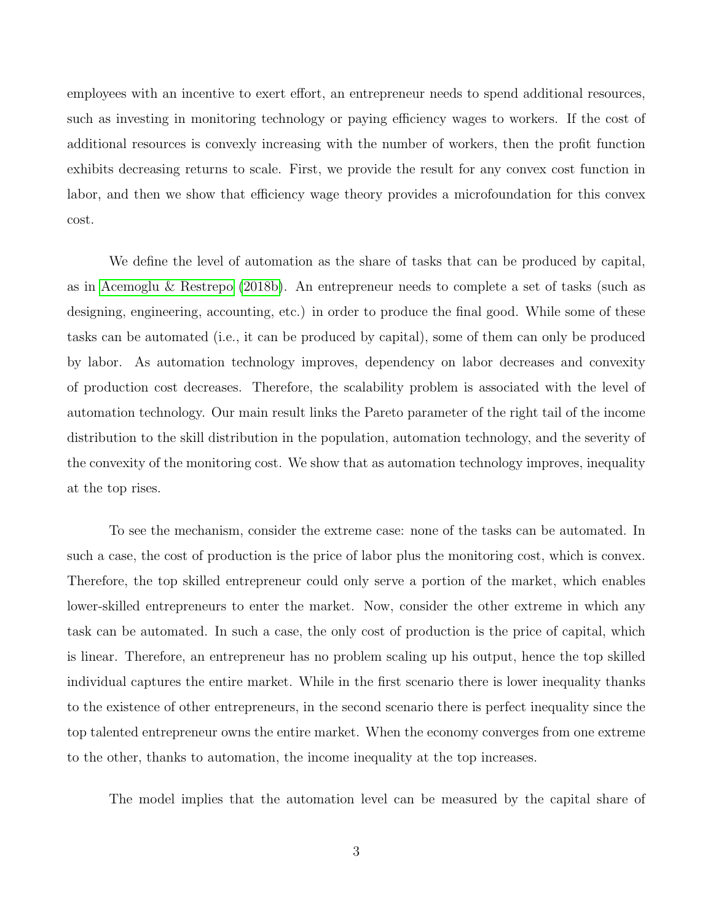employees with an incentive to exert effort, an entrepreneur needs to spend additional resources, such as investing in monitoring technology or paying efficiency wages to workers. If the cost of additional resources is convexly increasing with the number of workers, then the profit function exhibits decreasing returns to scale. First, we provide the result for any convex cost function in labor, and then we show that efficiency wage theory provides a microfoundation for this convex cost.

We define the level of automation as the share of tasks that can be produced by capital, as in Acemoglu & Restrepo (2018b). An entrepreneur needs to complete a set of tasks (such as designing, engineering, accounting, etc.) in order to produce the final good. While some of these tasks can be automated (i.e., it can be produced by capital), some of them can only be produced by labor. As automation technology improves, dependency on labor decreases and convexity of production cost decreases. Therefore, the scalability problem is associated with the level of automation technology. Our main result links the Pareto parameter of the right tail of the income distribution to the skill distribution in the population, automation technology, and the severity of the convexity of the monitoring cost. We show that as automation technology improves, inequality at the top rises.

To see the mechanism, consider the extreme case: none of the tasks can be automated. In such a case, the cost of production is the price of labor plus the monitoring cost, which is convex. Therefore, the top skilled entrepreneur could only serve a portion of the market, which enables lower-skilled entrepreneurs to enter the market. Now, consider the other extreme in which any task can be automated. In such a case, the only cost of production is the price of capital, which is linear. Therefore, an entrepreneur has no problem scaling up his output, hence the top skilled individual captures the entire market. While in the first scenario there is lower inequality thanks to the existence of other entrepreneurs, in the second scenario there is perfect inequality since the top talented entrepreneur owns the entire market. When the economy converges from one extreme to the other, thanks to automation, the income inequality at the top increases.

The model implies that the automation level can be measured by the capital share of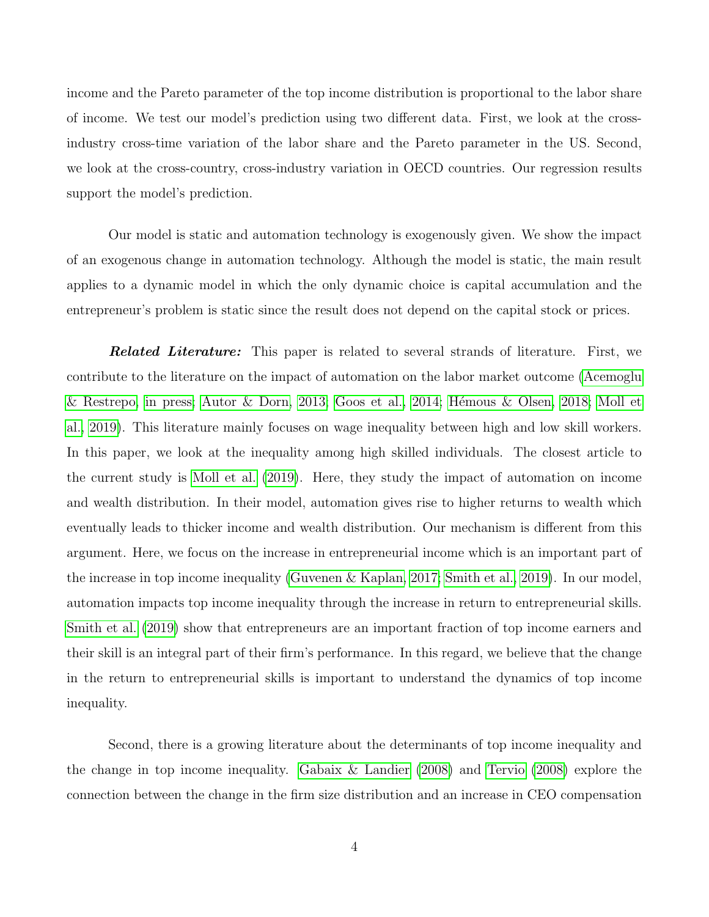income and the Pareto parameter of the top income distribution is proportional to the labor share of income. We test our model's prediction using two different data. First, we look at the cross-industry cross-time variation of the labor share and the Pareto parameter in the US. Second, we look at the cross-country, cross-industry variation in OECD countries. Our regression results support the model's prediction.

Our model is static and automation technology is exogenously given. We show the impact of an exogenous change in automation technology. Although the model is static, the main result applies to a dynamic model in which the only dynamic choice is capital accumulation and the entrepreneur's problem is static since the result does not depend on the capital stock or prices.

***Related Literature:*** This paper is related to several strands of literature. First, we contribute to the literature on the impact of automation on the labor market outcome (Acemoglu & Restrepo, in press; Autor & Dorn, 2013; Goos et al., 2014; Hémous & Olsen, 2018; Moll et al., 2019). This literature mainly focuses on wage inequality between high and low skill workers. In this paper, we look at the inequality among high skilled individuals. The closest article to the current study is Moll et al. (2019). Here, they study the impact of automation on income and wealth distribution. In their model, automation gives rise to higher returns to wealth which eventually leads to thicker income and wealth distribution. Our mechanism is different from this argument. Here, we focus on the increase in entrepreneurial income which is an important part of the increase in top income inequality (Guvenen & Kaplan, 2017; Smith et al., 2019). In our model, automation impacts top income inequality through the increase in return to entrepreneurial skills. Smith et al. (2019) show that entrepreneurs are an important fraction of top income earners and their skill is an integral part of their firm's performance. In this regard, we believe that the change in the return to entrepreneurial skills is important to understand the dynamics of top income inequality.

Second, there is a growing literature about the determinants of top income inequality and the change in top income inequality. Gabaix & Landier (2008) and Tervio (2008) explore the connection between the change in the firm size distribution and an increase in CEO compensation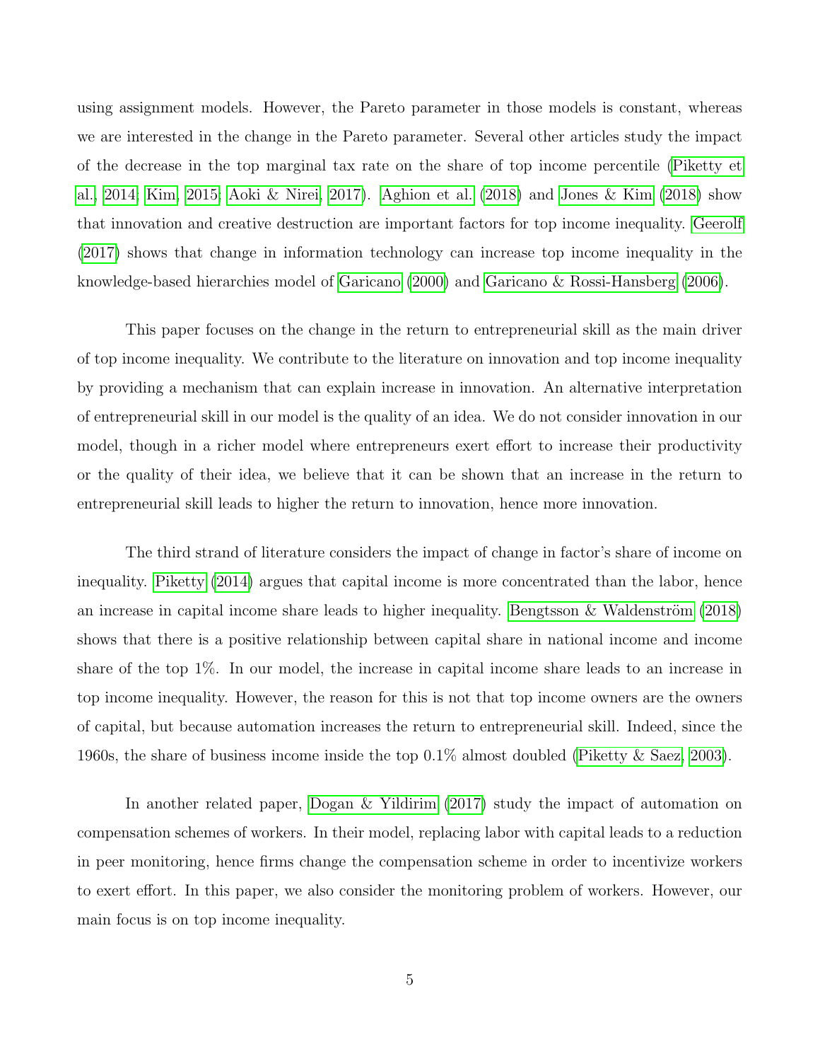using assignment models. However, the Pareto parameter in those models is constant, whereas we are interested in the change in the Pareto parameter. Several other articles study the impact of the decrease in the top marginal tax rate on the share of top income percentile (Piketty et al., 2014; Kim, 2015; Aoki & Nirei, 2017). Aghion et al. (2018) and Jones & Kim (2018) show that innovation and creative destruction are important factors for top income inequality. Geerolf (2017) shows that change in information technology can increase top income inequality in the knowledge-based hierarchies model of Garicano (2000) and Garicano & Rossi-Hansberg (2006).

This paper focuses on the change in the return to entrepreneurial skill as the main driver of top income inequality. We contribute to the literature on innovation and top income inequality by providing a mechanism that can explain increase in innovation. An alternative interpretation of entrepreneurial skill in our model is the quality of an idea. We do not consider innovation in our model, though in a richer model where entrepreneurs exert effort to increase their productivity or the quality of their idea, we believe that it can be shown that an increase in the return to entrepreneurial skill leads to higher the return to innovation, hence more innovation.

The third strand of literature considers the impact of change in factor's share of income on inequality. Piketty (2014) argues that capital income is more concentrated than the labor, hence an increase in capital income share leads to higher inequality. Bengtsson & Waldenström (2018) shows that there is a positive relationship between capital share in national income and income share of the top 1%. In our model, the increase in capital income share leads to an increase in top income inequality. However, the reason for this is not that top income owners are the owners of capital, but because automation increases the return to entrepreneurial skill. Indeed, since the 1960s, the share of business income inside the top 0.1% almost doubled (Piketty & Saez, 2003).

In another related paper, Dogan & Yildirim (2017) study the impact of automation on compensation schemes of workers. In their model, replacing labor with capital leads to a reduction in peer monitoring, hence firms change the compensation scheme in order to incentivize workers to exert effort. In this paper, we also consider the monitoring problem of workers. However, our main focus is on top income inequality.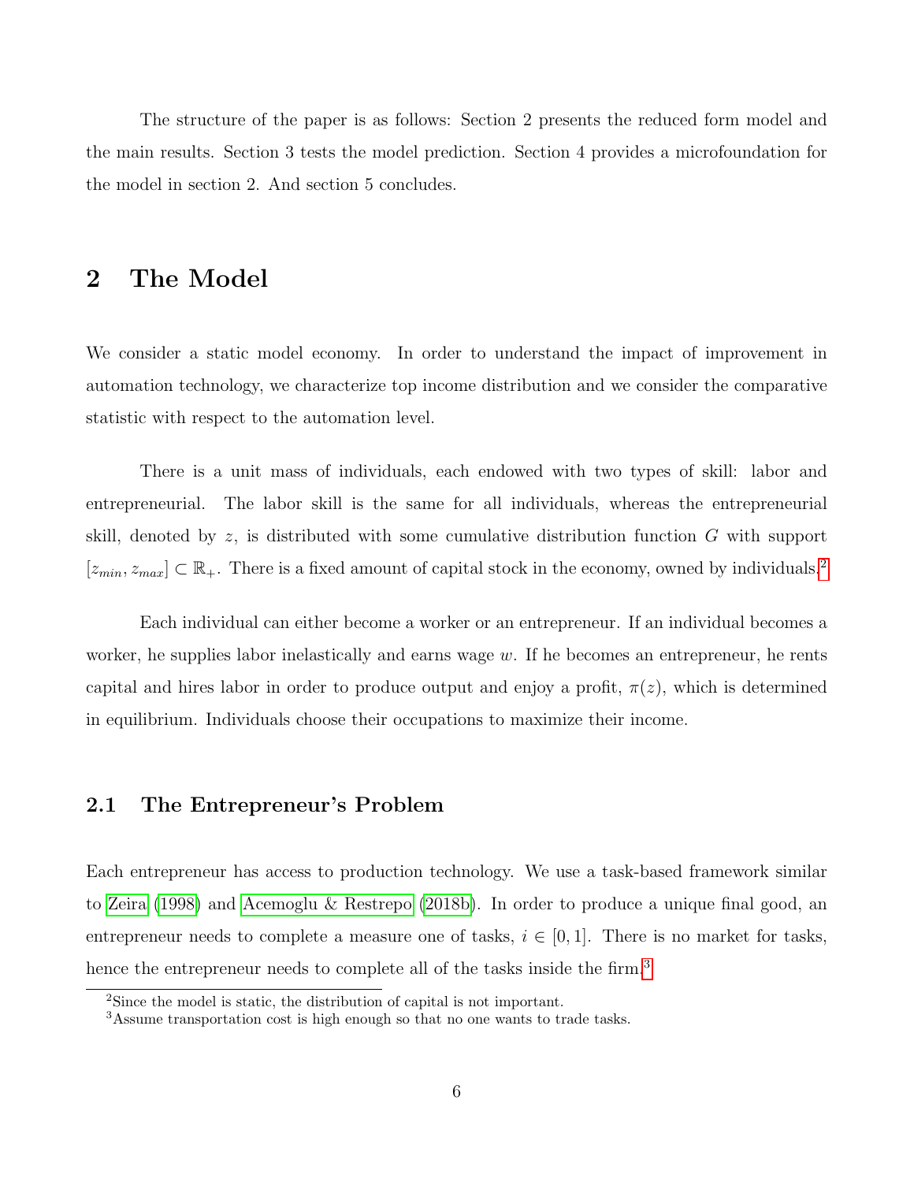The structure of the paper is as follows: Section 2 presents the reduced form model and the main results. Section 3 tests the model prediction. Section 4 provides a microfoundation for the model in section 2. And section 5 concludes.

## 2 The Model

We consider a static model economy. In order to understand the impact of improvement in automation technology, we characterize top income distribution and we consider the comparative statistic with respect to the automation level.

There is a unit mass of individuals, each endowed with two types of skill: labor and entrepreneurial. The labor skill is the same for all individuals, whereas the entrepreneurial skill, denoted by $z$, is distributed with some cumulative distribution function $G$ with support $[z_{min}, z_{max}] \subset \mathbb{R}_{+}$. There is a fixed amount of capital stock in the economy, owned by individuals.[2]

Each individual can either become a worker or an entrepreneur. If an individual becomes a worker, he supplies labor inelastically and earns wage $w$. If he becomes an entrepreneur, he rents capital and hires labor in order to produce output and enjoy a profit, $\pi(z)$, which is determined in equilibrium. Individuals choose their occupations to maximize their income.

### 2.1 The Entrepreneur's Problem

Each entrepreneur has access to production technology. We use a task-based framework similar to Zeira (1998) and Acemoglu & Restrepo (2018b). In order to produce a unique final good, an entrepreneur needs to complete a measure one of tasks, $i \in [0, 1]$. There is no market for tasks, hence the entrepreneur needs to complete all of the tasks inside the firm.[3]

[2]Since the model is static, the distribution of capital is not important.

[3]Assume transportation cost is high enough so that no one wants to trade tasks.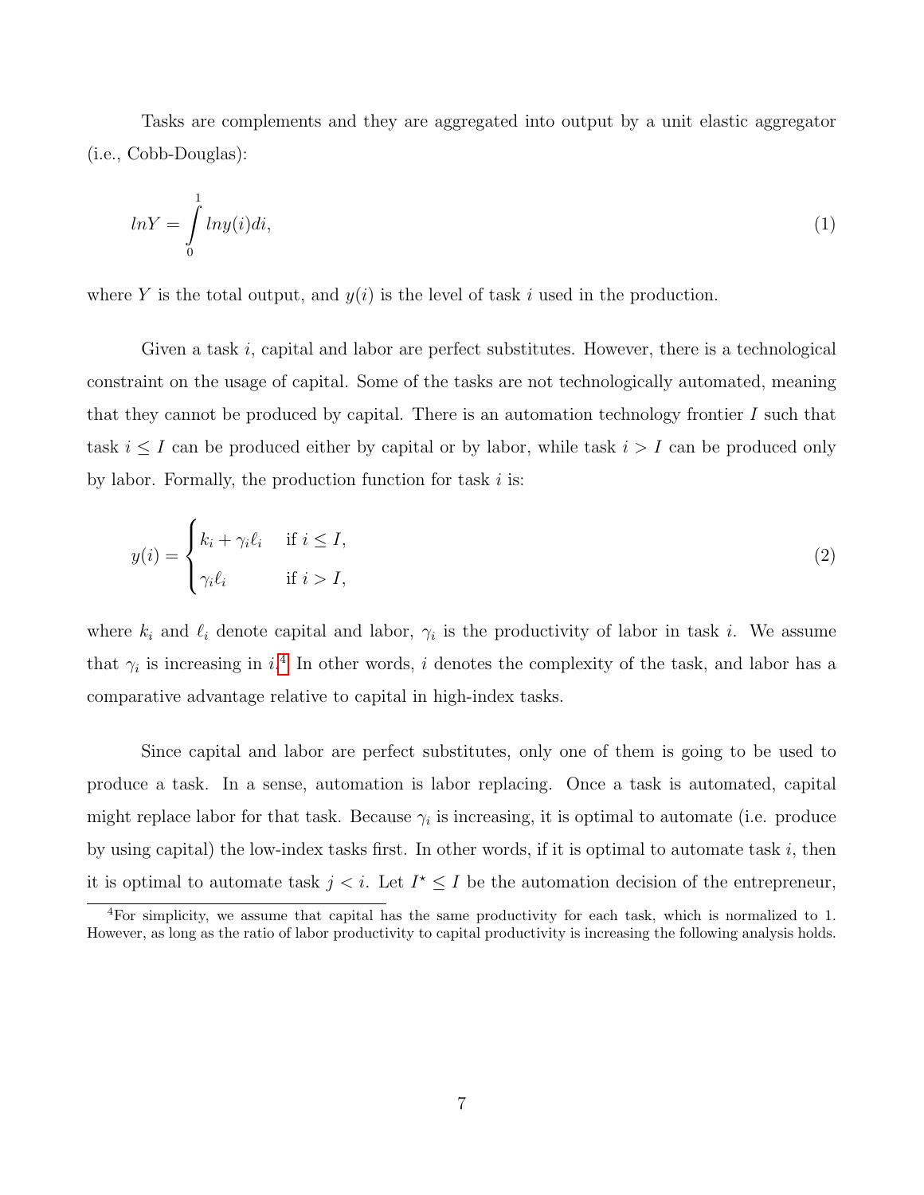Tasks are complements and they are aggregated into output by a unit elastic aggregator (i.e., Cobb-Douglas):

$$lnY = \int_0^1 lny(i)di, \tag{1}$$

where $Y$ is the total output, and $y(i)$ is the level of task $i$ used in the production.

Given a task $i$, capital and labor are perfect substitutes. However, there is a technological constraint on the usage of capital. Some of the tasks are not technologically automated, meaning that they cannot be produced by capital. There is an automation technology frontier $I$ such that task $i \leq I$ can be produced either by capital or by labor, while task $i > I$ can be produced only by labor. Formally, the production function for task $i$ is:

$$y(i) = \begin{cases} k_i + \gamma_i \ell_i & \text{if } i \leq I, \\ \gamma_i \ell_i & \text{if } i > I, \end{cases} \tag{2}$$

where $k_i$ and $\ell_i$ denote capital and labor, $\gamma_i$ is the productivity of labor in task $i$. We assume that $\gamma_i$ is increasing in $i$.[4] In other words, $i$ denotes the complexity of the task, and labor has a comparative advantage relative to capital in high-index tasks.

Since capital and labor are perfect substitutes, only one of them is going to be used to produce a task. In a sense, automation is labor replacing. Once a task is automated, capital might replace labor for that task. Because $\gamma_i$ is increasing, it is optimal to automate (i.e. produce by using capital) the low-index tasks first. In other words, if it is optimal to automate task $i$, then it is optimal to automate task $j < i$. Let $I^\star \leq I$ be the automation decision of the entrepreneur,

[4] For simplicity, we assume that capital has the same productivity for each task, which is normalized to 1. However, as long as the ratio of labor productivity to capital productivity is increasing the following analysis holds.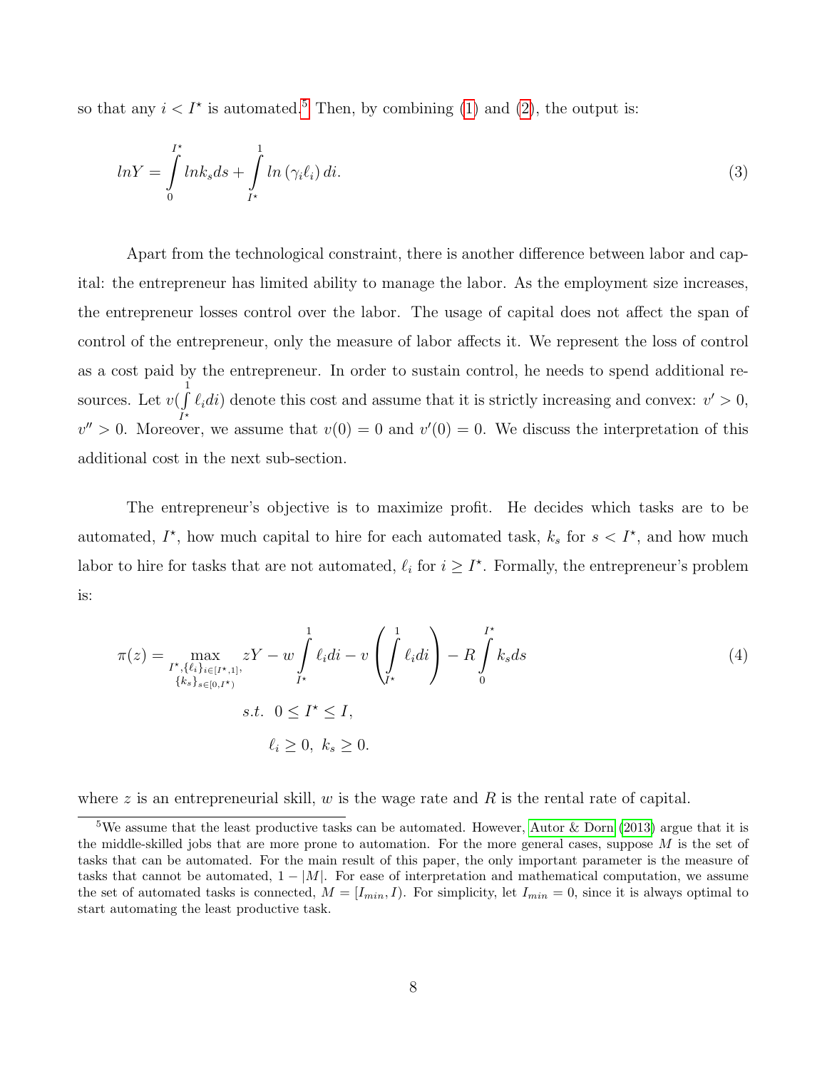so that any $i < I^\star$ is automated.[5] Then, by combining (1) and (2), the output is:

$$lnY = \int_0^{I^\star} ln k_s ds + \int_{I^\star}^1 ln\left(\gamma_i \ell_i\right) di. \tag{3}$$

Apart from the technological constraint, there is another difference between labor and capital: the entrepreneur has limited ability to manage the labor. As the employment size increases, the entrepreneur losses control over the labor. The usage of capital does not affect the span of control of the entrepreneur, only the measure of labor affects it. We represent the loss of control as a cost paid by the entrepreneur. In order to sustain control, he needs to spend additional resources. Let $v(\int_{I^\star}^1 \ell_i di)$ denote this cost and assume that it is strictly increasing and convex: $v' > 0$, $v'' > 0$. Moreover, we assume that $v(0) = 0$ and $v'(0) = 0$. We discuss the interpretation of this additional cost in the next sub-section.

The entrepreneur's objective is to maximize profit. He decides which tasks are to be automated, $I^\star$, how much capital to hire for each automated task, $k_s$ for $s < I^\star$, and how much labor to hire for tasks that are not automated, $\ell_i$ for $i \geq I^\star$. Formally, the entrepreneur's problem is:

$$\pi(z) = \max_{\substack{I^\star, \{\ell_i\}_{i \in [I^\star, 1]}, \\ \{k_s\}_{s \in [0, I^\star)}}} zY - w \int_{I^\star}^1 \ell_i di - v\left(\int_{I^\star}^1 \ell_i di\right) - R \int_0^{I^\star} k_s ds \tag{4}$$

$$s.t. \;\; 0 \leq I^\star \leq I,$$

$$\ell_i \geq 0, \; k_s \geq 0.$$

where $z$ is an entrepreneurial skill, $w$ is the wage rate and $R$ is the rental rate of capital.

[5] We assume that the least productive tasks can be automated. However, Autor & Dorn (2013) argue that it is the middle-skilled jobs that are more prone to automation. For the more general cases, suppose $M$ is the set of tasks that can be automated. For the main result of this paper, the only important parameter is the measure of tasks that cannot be automated, $1 - |M|$. For ease of interpretation and mathematical computation, we assume the set of automated tasks is connected, $M = [I_{min}, I)$. For simplicity, let $I_{min} = 0$, since it is always optimal to start automating the least productive task.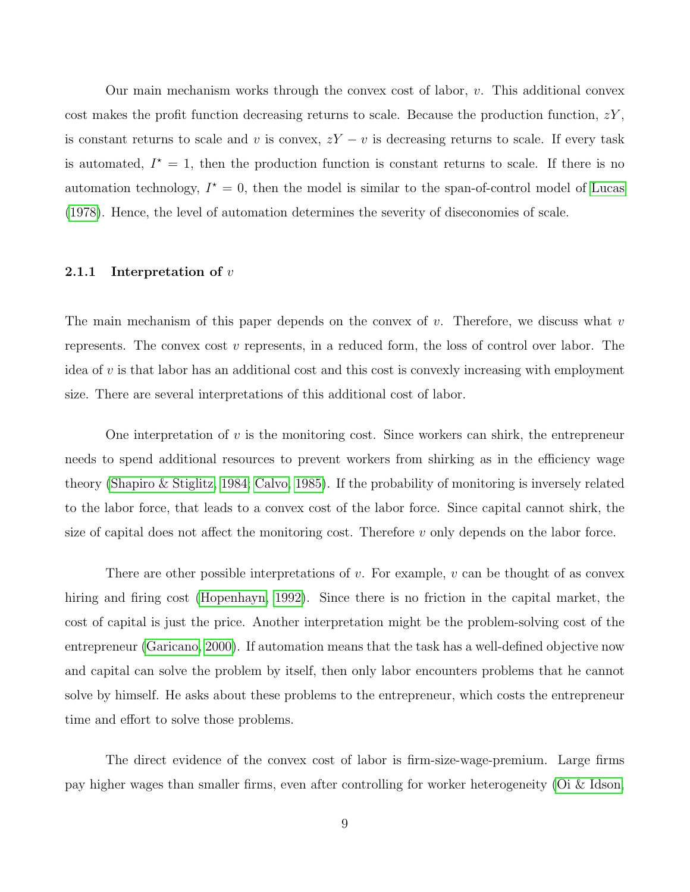Our main mechanism works through the convex cost of labor, $v$. This additional convex cost makes the profit function decreasing returns to scale. Because the production function, $zY$, is constant returns to scale and $v$ is convex, $zY - v$ is decreasing returns to scale. If every task is automated, $I^{\star} = 1$, then the production function is constant returns to scale. If there is no automation technology, $I^{\star} = 0$, then the model is similar to the span-of-control model of Lucas (1978). Hence, the level of automation determines the severity of diseconomies of scale.

### 2.1.1 Interpretation of $v$

The main mechanism of this paper depends on the convex of $v$. Therefore, we discuss what $v$ represents. The convex cost $v$ represents, in a reduced form, the loss of control over labor. The idea of $v$ is that labor has an additional cost and this cost is convexly increasing with employment size. There are several interpretations of this additional cost of labor.

One interpretation of $v$ is the monitoring cost. Since workers can shirk, the entrepreneur needs to spend additional resources to prevent workers from shirking as in the efficiency wage theory (Shapiro & Stiglitz, 1984; Calvo, 1985). If the probability of monitoring is inversely related to the labor force, that leads to a convex cost of the labor force. Since capital cannot shirk, the size of capital does not affect the monitoring cost. Therefore $v$ only depends on the labor force.

There are other possible interpretations of $v$. For example, $v$ can be thought of as convex hiring and firing cost (Hopenhayn, 1992). Since there is no friction in the capital market, the cost of capital is just the price. Another interpretation might be the problem-solving cost of the entrepreneur (Garicano, 2000). If automation means that the task has a well-defined objective now and capital can solve the problem by itself, then only labor encounters problems that he cannot solve by himself. He asks about these problems to the entrepreneur, which costs the entrepreneur time and effort to solve those problems.

The direct evidence of the convex cost of labor is firm-size-wage-premium. Large firms pay higher wages than smaller firms, even after controlling for worker heterogeneity (Oi & Idson,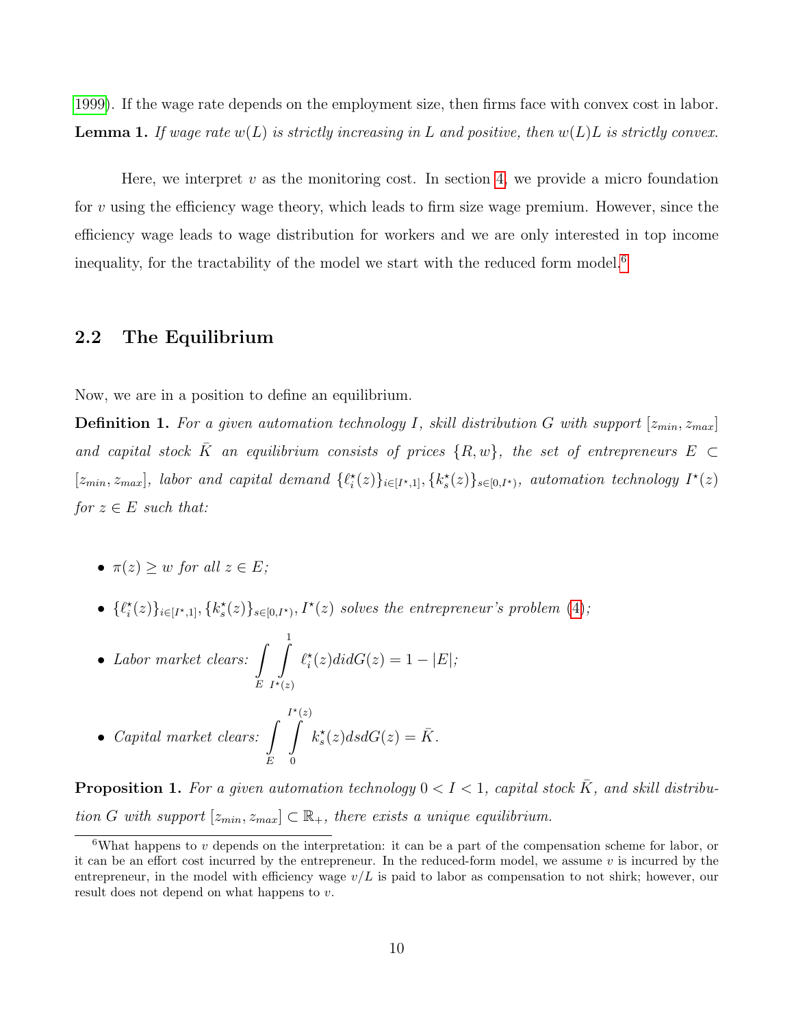1999). If the wage rate depends on the employment size, then firms face with convex cost in labor.

**Lemma 1.** *If wage rate $w(L)$ is strictly increasing in $L$ and positive, then $w(L)L$ is strictly convex.*

Here, we interpret $v$ as the monitoring cost. In section 4, we provide a micro foundation for $v$ using the efficiency wage theory, which leads to firm size wage premium. However, since the efficiency wage leads to wage distribution for workers and we are only interested in top income inequality, for the tractability of the model we start with the reduced form model.[6]

## 2.2 The Equilibrium

Now, we are in a position to define an equilibrium.

**Definition 1.** *For a given automation technology $I$, skill distribution $G$ with support $[z_{min}, z_{max}]$ and capital stock $\bar{K}$ an equilibrium consists of prices $\{R, w\}$, the set of entrepreneurs $E \subset [z_{min}, z_{max}]$, labor and capital demand $\{\ell_i^\star(z)\}_{i\in[I^\star,1]}, \{k_s^\star(z)\}_{s\in[0,I^\star)}$, automation technology $I^\star(z)$ for $z \in E$ such that:*

- *$\pi(z) \geq w$ for all $z \in E$;*
- *$\{\ell_i^\star(z)\}_{i\in[I^\star,1]}, \{k_s^\star(z)\}_{s\in[0,I^\star)}, I^\star(z)$ solves the entrepreneur's problem (4);*
- *Labor market clears: $\int\limits_E \int\limits_{I^\star(z)}^1 \ell_i^\star(z) di dG(z) = 1 - |E|$;*
- *Capital market clears: $\int\limits_E \int\limits_0^{I^\star(z)} k_s^\star(z) ds dG(z) = \bar{K}$.*

**Proposition 1.** *For a given automation technology $0 < I < 1$, capital stock $\bar{K}$, and skill distribution $G$ with support $[z_{min}, z_{max}] \subset \mathbb{R}_+$, there exists a unique equilibrium.*

[6] What happens to $v$ depends on the interpretation: it can be a part of the compensation scheme for labor, or it can be an effort cost incurred by the entrepreneur. In the reduced-form model, we assume $v$ is incurred by the entrepreneur, in the model with efficiency wage $v/L$ is paid to labor as compensation to not shirk; however, our result does not depend on what happens to $v$.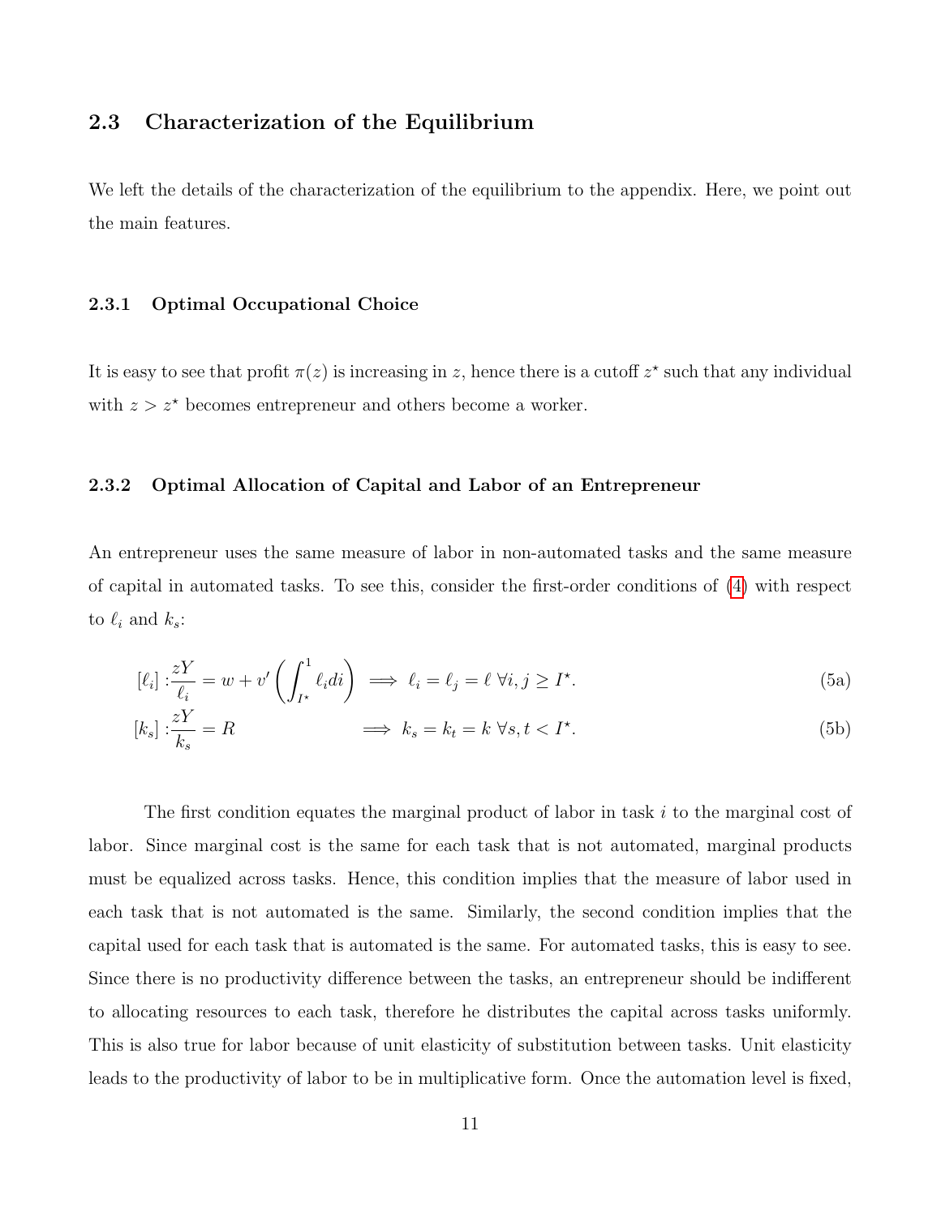### 2.3 Characterization of the Equilibrium

We left the details of the characterization of the equilibrium to the appendix. Here, we point out the main features.

#### 2.3.1 Optimal Occupational Choice

It is easy to see that profit $\pi(z)$ is increasing in $z$, hence there is a cutoff $z^\star$ such that any individual with $z > z^\star$ becomes entrepreneur and others become a worker.

#### 2.3.2 Optimal Allocation of Capital and Labor of an Entrepreneur

An entrepreneur uses the same measure of labor in non-automated tasks and the same measure of capital in automated tasks. To see this, consider the first-order conditions of (4) with respect to $\ell_i$ and $k_s$:

$$[\ell_i] : \frac{zY}{\ell_i} = w + v'\left(\int_{I^\star}^{1} \ell_i di\right) \implies \ell_i = \ell_j = \ell \;\forall i, j \geq I^\star. \tag{5a}$$

$$[k_s] : \frac{zY}{k_s} = R \implies k_s = k_t = k \;\forall s, t < I^\star. \tag{5b}$$

The first condition equates the marginal product of labor in task $i$ to the marginal cost of labor. Since marginal cost is the same for each task that is not automated, marginal products must be equalized across tasks. Hence, this condition implies that the measure of labor used in each task that is not automated is the same. Similarly, the second condition implies that the capital used for each task that is automated is the same. For automated tasks, this is easy to see. Since there is no productivity difference between the tasks, an entrepreneur should be indifferent to allocating resources to each task, therefore he distributes the capital across tasks uniformly. This is also true for labor because of unit elasticity of substitution between tasks. Unit elasticity leads to the productivity of labor to be in multiplicative form. Once the automation level is fixed,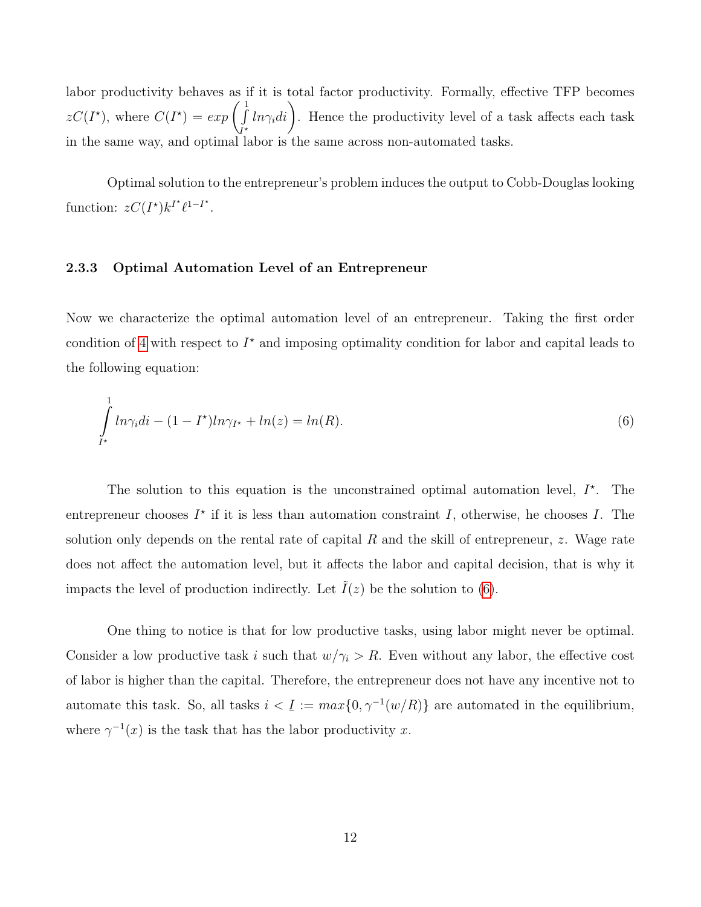labor productivity behaves as if it is total factor productivity. Formally, effective TFP becomes $zC(I^\star)$, where $C(I^\star) = exp\left(\int_{I^\star}^{1} ln\gamma_i di\right)$. Hence the productivity level of a task affects each task in the same way, and optimal labor is the same across non-automated tasks.

Optimal solution to the entrepreneur's problem induces the output to Cobb-Douglas looking function: $zC(I^\star)k^{I^\star}\ell^{1-I^\star}$.

### 2.3.3 Optimal Automation Level of an Entrepreneur

Now we characterize the optimal automation level of an entrepreneur. Taking the first order condition of 4 with respect to $I^\star$ and imposing optimality condition for labor and capital leads to the following equation:

$$\int_{I^\star}^{1} ln\gamma_i di - (1 - I^\star)ln\gamma_{I^\star} + ln(z) = ln(R). \tag{6}$$

The solution to this equation is the unconstrained optimal automation level, $I^\star$. The entrepreneur chooses $I^\star$ if it is less than automation constraint $I$, otherwise, he chooses $I$. The solution only depends on the rental rate of capital $R$ and the skill of entrepreneur, $z$. Wage rate does not affect the automation level, but it affects the labor and capital decision, that is why it impacts the level of production indirectly. Let $\tilde{I}(z)$ be the solution to (6).

One thing to notice is that for low productive tasks, using labor might never be optimal. Consider a low productive task $i$ such that $w/\gamma_i > R$. Even without any labor, the effective cost of labor is higher than the capital. Therefore, the entrepreneur does not have any incentive not to automate this task. So, all tasks $i < \underline{I} := max\{0, \gamma^{-1}(w/R)\}$ are automated in the equilibrium, where $\gamma^{-1}(x)$ is the task that has the labor productivity $x$.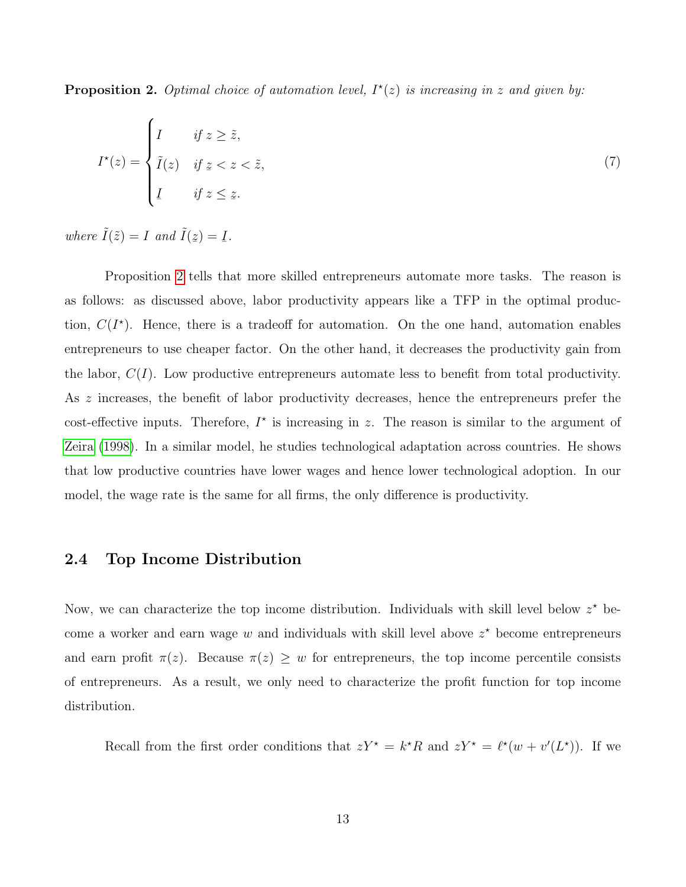**Proposition 2.** *Optimal choice of automation level, $I^\star(z)$ is increasing in $z$ and given by:*

$$I^\star(z) = \begin{cases} I & \text{if } z \geq \tilde{z}, \\ \tilde{I}(z) & \text{if } \underline{z} < z < \tilde{z}, \\ \underline{I} & \text{if } z \leq \underline{z}. \end{cases} \tag{7}$$

*where $\tilde{I}(\tilde{z}) = I$ and $\tilde{I}(\underline{z}) = \underline{I}$.*

Proposition 2 tells that more skilled entrepreneurs automate more tasks. The reason is as follows: as discussed above, labor productivity appears like a TFP in the optimal production, $C(I^\star)$. Hence, there is a tradeoff for automation. On the one hand, automation enables entrepreneurs to use cheaper factor. On the other hand, it decreases the productivity gain from the labor, $C(I)$. Low productive entrepreneurs automate less to benefit from total productivity. As $z$ increases, the benefit of labor productivity decreases, hence the entrepreneurs prefer the cost-effective inputs. Therefore, $I^\star$ is increasing in $z$. The reason is similar to the argument of Zeira (1998). In a similar model, he studies technological adaptation across countries. He shows that low productive countries have lower wages and hence lower technological adoption. In our model, the wage rate is the same for all firms, the only difference is productivity.

## 2.4 Top Income Distribution

Now, we can characterize the top income distribution. Individuals with skill level below $z^\star$ become a worker and earn wage $w$ and individuals with skill level above $z^\star$ become entrepreneurs and earn profit $\pi(z)$. Because $\pi(z) \geq w$ for entrepreneurs, the top income percentile consists of entrepreneurs. As a result, we only need to characterize the profit function for top income distribution.

Recall from the first order conditions that $zY^\star = k^\star R$ and $zY^\star = \ell^\star(w + v'(L^\star))$. If we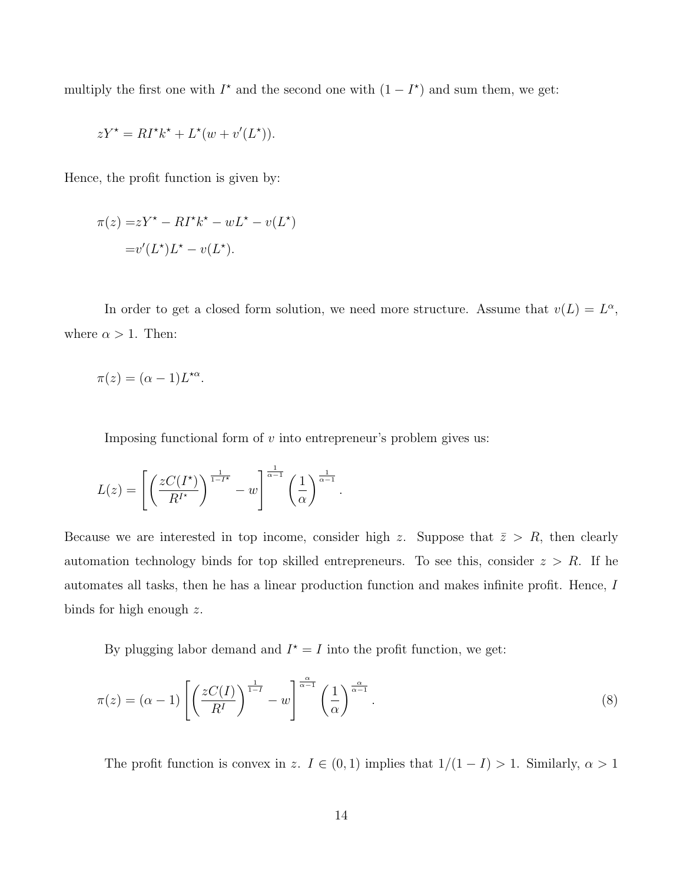multiply the first one with $I^\star$ and the second one with $(1 - I^\star)$ and sum them, we get:

$$zY^\star = RI^\star k^\star + L^\star(w + v'(L^\star)).$$

Hence, the profit function is given by:

$$\begin{aligned}\pi(z) =& zY^\star - RI^\star k^\star - wL^\star - v(L^\star) \\ =& v'(L^\star)L^\star - v(L^\star).\end{aligned}$$

In order to get a closed form solution, we need more structure. Assume that $v(L) = L^\alpha$, where $\alpha > 1$. Then:

$$\pi(z) = (\alpha - 1)L^{\star\alpha}.$$

Imposing functional form of $v$ into entrepreneur's problem gives us:

$$L(z) = \left[ \left( \frac{zC(I^\star)}{R^{I^\star}} \right)^{\frac{1}{1-I^\star}} - w \right]^{\frac{1}{\alpha-1}} \left( \frac{1}{\alpha} \right)^{\frac{1}{\alpha-1}}.$$

Because we are interested in top income, consider high $z$. Suppose that $\bar{z} > R$, then clearly automation technology binds for top skilled entrepreneurs. To see this, consider $z > R$. If he automates all tasks, then he has a linear production function and makes infinite profit. Hence, $I$ binds for high enough $z$.

By plugging labor demand and $I^\star = I$ into the profit function, we get:

$$\pi(z) = (\alpha - 1) \left[ \left( \frac{zC(I)}{R^I} \right)^{\frac{1}{1-I}} - w \right]^{\frac{\alpha}{\alpha-1}} \left( \frac{1}{\alpha} \right)^{\frac{\alpha}{\alpha-1}}. \tag{8}$$

The profit function is convex in $z$. $I \in (0, 1)$ implies that $1/(1 - I) > 1$. Similarly, $\alpha > 1$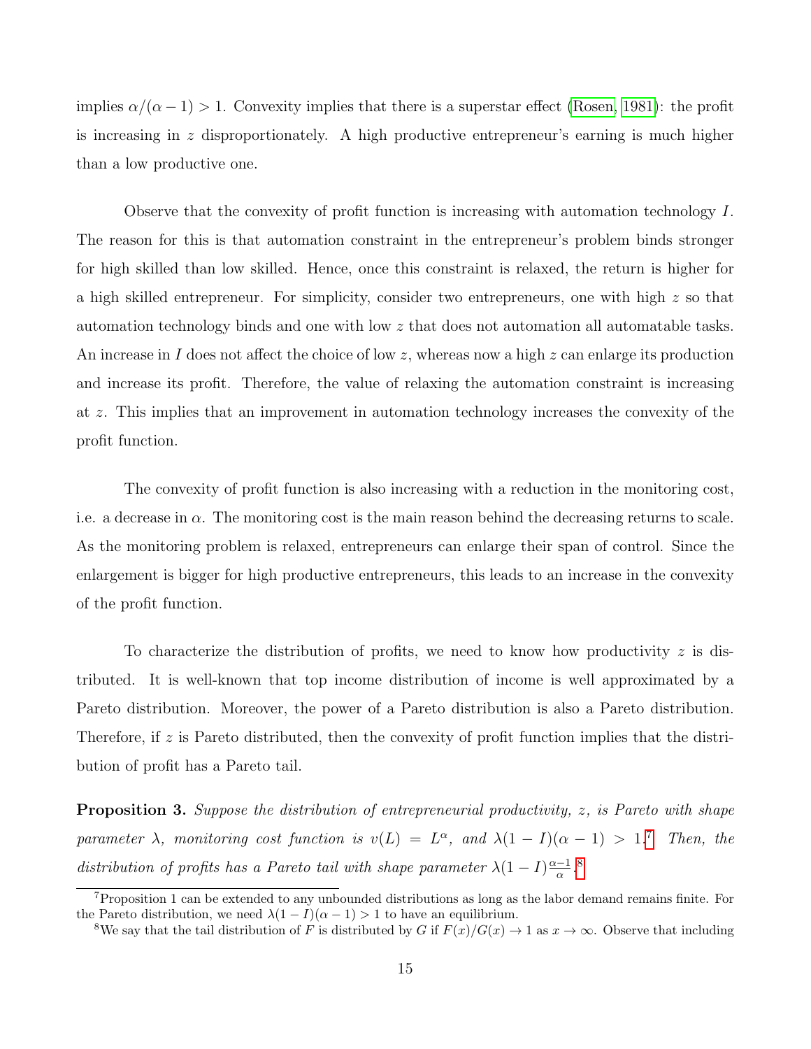implies $\alpha/(\alpha-1) > 1$. Convexity implies that there is a superstar effect (Rosen, 1981): the profit is increasing in $z$ disproportionately. A high productive entrepreneur's earning is much higher than a low productive one.

Observe that the convexity of profit function is increasing with automation technology $I$. The reason for this is that automation constraint in the entrepreneur's problem binds stronger for high skilled than low skilled. Hence, once this constraint is relaxed, the return is higher for a high skilled entrepreneur. For simplicity, consider two entrepreneurs, one with high $z$ so that automation technology binds and one with low $z$ that does not automation all automatable tasks. An increase in $I$ does not affect the choice of low $z$, whereas now a high $z$ can enlarge its production and increase its profit. Therefore, the value of relaxing the automation constraint is increasing at $z$. This implies that an improvement in automation technology increases the convexity of the profit function.

The convexity of profit function is also increasing with a reduction in the monitoring cost, i.e. a decrease in $\alpha$. The monitoring cost is the main reason behind the decreasing returns to scale. As the monitoring problem is relaxed, entrepreneurs can enlarge their span of control. Since the enlargement is bigger for high productive entrepreneurs, this leads to an increase in the convexity of the profit function.

To characterize the distribution of profits, we need to know how productivity $z$ is distributed. It is well-known that top income distribution of income is well approximated by a Pareto distribution. Moreover, the power of a Pareto distribution is also a Pareto distribution. Therefore, if $z$ is Pareto distributed, then the convexity of profit function implies that the distribution of profit has a Pareto tail.

**Proposition 3.** *Suppose the distribution of entrepreneurial productivity, $z$, is Pareto with shape parameter $\lambda$, monitoring cost function is $v(L) = L^{\alpha}$, and $\lambda(1-I)(\alpha-1) > 1$.*[7] *Then, the distribution of profits has a Pareto tail with shape parameter $\lambda(1-I)\frac{\alpha-1}{\alpha}$.*[8]

[7] Proposition 1 can be extended to any unbounded distributions as long as the labor demand remains finite. For the Pareto distribution, we need $\lambda(1-I)(\alpha-1) > 1$ to have an equilibrium.

[8] We say that the tail distribution of $F$ is distributed by $G$ if $F(x)/G(x) \to 1$ as $x \to \infty$. Observe that including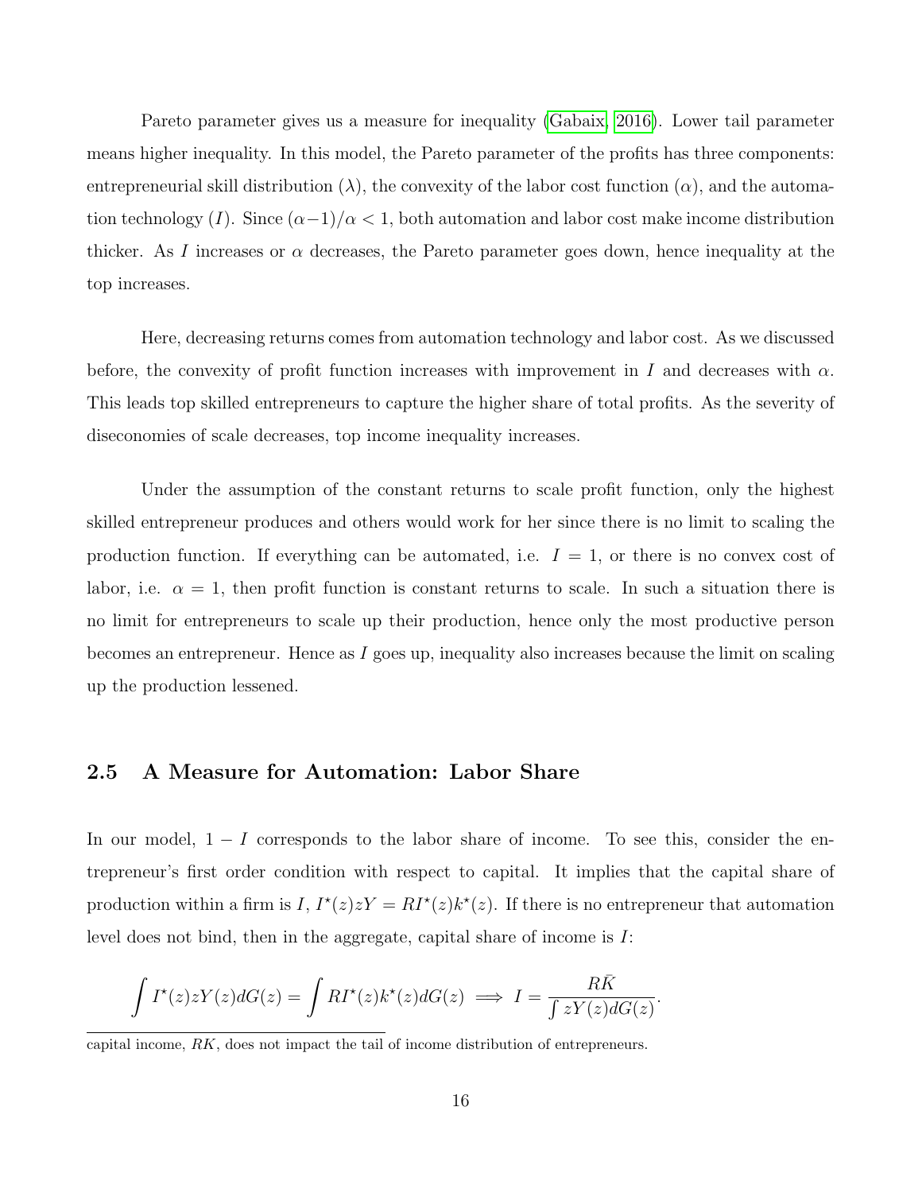Pareto parameter gives us a measure for inequality (Gabaix, 2016). Lower tail parameter means higher inequality. In this model, the Pareto parameter of the profits has three components: entrepreneurial skill distribution ($\lambda$), the convexity of the labor cost function ($\alpha$), and the automation technology ($I$). Since $(\alpha-1)/\alpha < 1$, both automation and labor cost make income distribution thicker. As $I$ increases or $\alpha$ decreases, the Pareto parameter goes down, hence inequality at the top increases.

Here, decreasing returns comes from automation technology and labor cost. As we discussed before, the convexity of profit function increases with improvement in $I$ and decreases with $\alpha$. This leads top skilled entrepreneurs to capture the higher share of total profits. As the severity of diseconomies of scale decreases, top income inequality increases.

Under the assumption of the constant returns to scale profit function, only the highest skilled entrepreneur produces and others would work for her since there is no limit to scaling the production function. If everything can be automated, i.e. $I = 1$, or there is no convex cost of labor, i.e. $\alpha = 1$, then profit function is constant returns to scale. In such a situation there is no limit for entrepreneurs to scale up their production, hence only the most productive person becomes an entrepreneur. Hence as $I$ goes up, inequality also increases because the limit on scaling up the production lessened.

## 2.5 A Measure for Automation: Labor Share

In our model, $1 - I$ corresponds to the labor share of income. To see this, consider the entrepreneur's first order condition with respect to capital. It implies that the capital share of production within a firm is $I$, $I^\star(z)zY = RI^\star(z)k^\star(z)$. If there is no entrepreneur that automation level does not bind, then in the aggregate, capital share of income is $I$:

$$\int I^\star(z)zY(z)dG(z) = \int RI^\star(z)k^\star(z)dG(z) \implies I = \frac{R\bar{K}}{\int zY(z)dG(z)}.$$

capital income, $RK$, does not impact the tail of income distribution of entrepreneurs.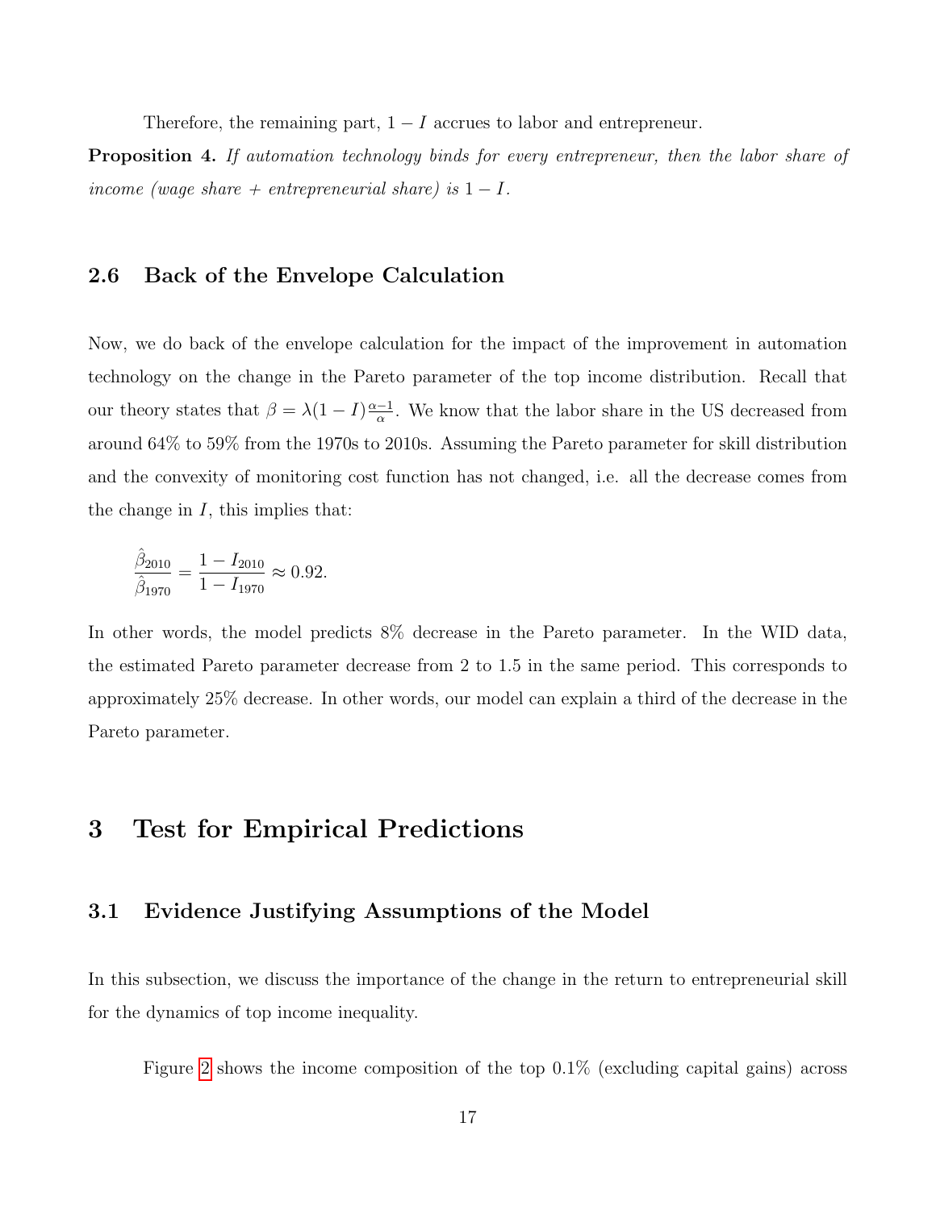Therefore, the remaining part, $1 - I$ accrues to labor and entrepreneur.

**Proposition 4.** *If automation technology binds for every entrepreneur, then the labor share of income (wage share + entrepreneurial share) is* $1 - I$.

## 2.6 Back of the Envelope Calculation

Now, we do back of the envelope calculation for the impact of the improvement in automation technology on the change in the Pareto parameter of the top income distribution. Recall that our theory states that $\beta = \lambda(1 - I)\frac{\alpha-1}{\alpha}$. We know that the labor share in the US decreased from around 64% to 59% from the 1970s to 2010s. Assuming the Pareto parameter for skill distribution and the convexity of monitoring cost function has not changed, i.e. all the decrease comes from the change in $I$, this implies that:

$$\frac{\hat{\beta}_{2010}}{\hat{\beta}_{1970}} = \frac{1 - I_{2010}}{1 - I_{1970}} \approx 0.92.$$

In other words, the model predicts 8% decrease in the Pareto parameter. In the WID data, the estimated Pareto parameter decrease from 2 to 1.5 in the same period. This corresponds to approximately 25% decrease. In other words, our model can explain a third of the decrease in the Pareto parameter.

# 3 Test for Empirical Predictions

## 3.1 Evidence Justifying Assumptions of the Model

In this subsection, we discuss the importance of the change in the return to entrepreneurial skill for the dynamics of top income inequality.

Figure 2 shows the income composition of the top 0.1% (excluding capital gains) across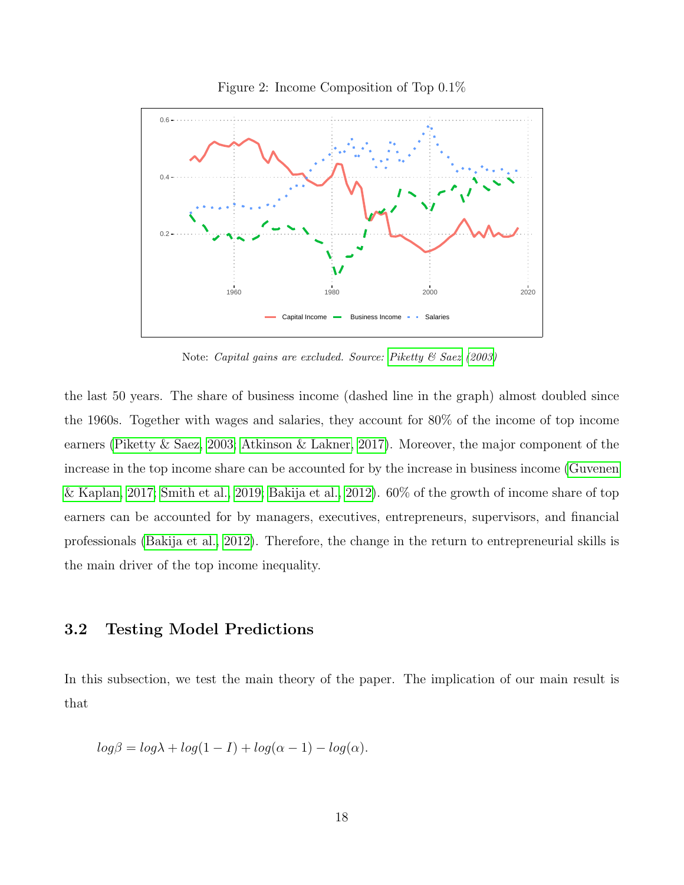Figure 2: Income Composition of Top 0.1%

Note: *Capital gains are excluded. Source: Piketty & Saez (2003)*

the last 50 years. The share of business income (dashed line in the graph) almost doubled since the 1960s. Together with wages and salaries, they account for 80% of the income of top income earners (Piketty & Saez, 2003; Atkinson & Lakner, 2017). Moreover, the major component of the increase in the top income share can be accounted for by the increase in business income (Guvenen & Kaplan, 2017; Smith et al., 2019; Bakija et al., 2012). 60% of the growth of income share of top earners can be accounted for by managers, executives, entrepreneurs, supervisors, and financial professionals (Bakija et al., 2012). Therefore, the change in the return to entrepreneurial skills is the main driver of the top income inequality.

## 3.2 Testing Model Predictions

In this subsection, we test the main theory of the paper. The implication of our main result is that

$$log\beta = log\lambda + log(1 - I) + log(\alpha - 1) - log(\alpha).$$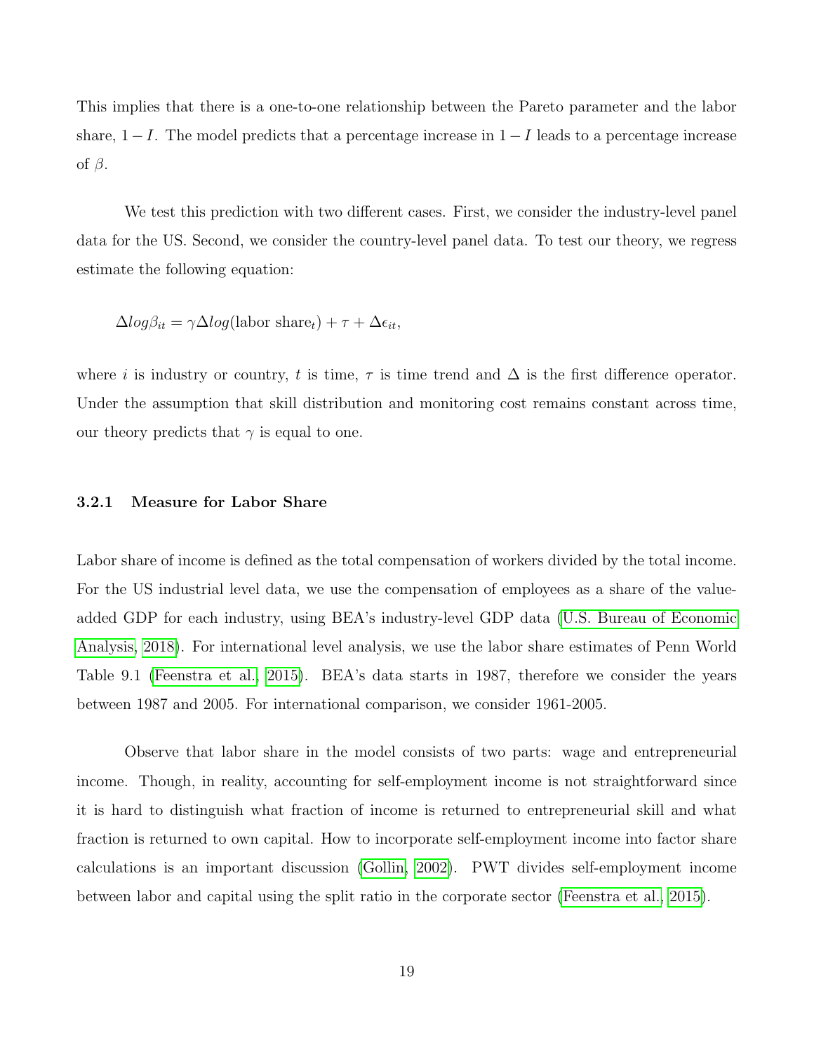This implies that there is a one-to-one relationship between the Pareto parameter and the labor share, $1 - I$. The model predicts that a percentage increase in $1 - I$ leads to a percentage increase of $\beta$.

We test this prediction with two different cases. First, we consider the industry-level panel data for the US. Second, we consider the country-level panel data. To test our theory, we regress estimate the following equation:

$$\Delta log\beta_{it} = \gamma \Delta log(\text{labor share}_t) + \tau + \Delta\epsilon_{it},$$

where $i$ is industry or country, $t$ is time, $\tau$ is time trend and $\Delta$ is the first difference operator. Under the assumption that skill distribution and monitoring cost remains constant across time, our theory predicts that $\gamma$ is equal to one.

### 3.2.1 Measure for Labor Share

Labor share of income is defined as the total compensation of workers divided by the total income. For the US industrial level data, we use the compensation of employees as a share of the value-added GDP for each industry, using BEA's industry-level GDP data (U.S. Bureau of Economic Analysis, 2018). For international level analysis, we use the labor share estimates of Penn World Table 9.1 (Feenstra et al., 2015). BEA's data starts in 1987, therefore we consider the years between 1987 and 2005. For international comparison, we consider 1961-2005.

Observe that labor share in the model consists of two parts: wage and entrepreneurial income. Though, in reality, accounting for self-employment income is not straightforward since it is hard to distinguish what fraction of income is returned to entrepreneurial skill and what fraction is returned to own capital. How to incorporate self-employment income into factor share calculations is an important discussion (Gollin, 2002). PWT divides self-employment income between labor and capital using the split ratio in the corporate sector (Feenstra et al., 2015).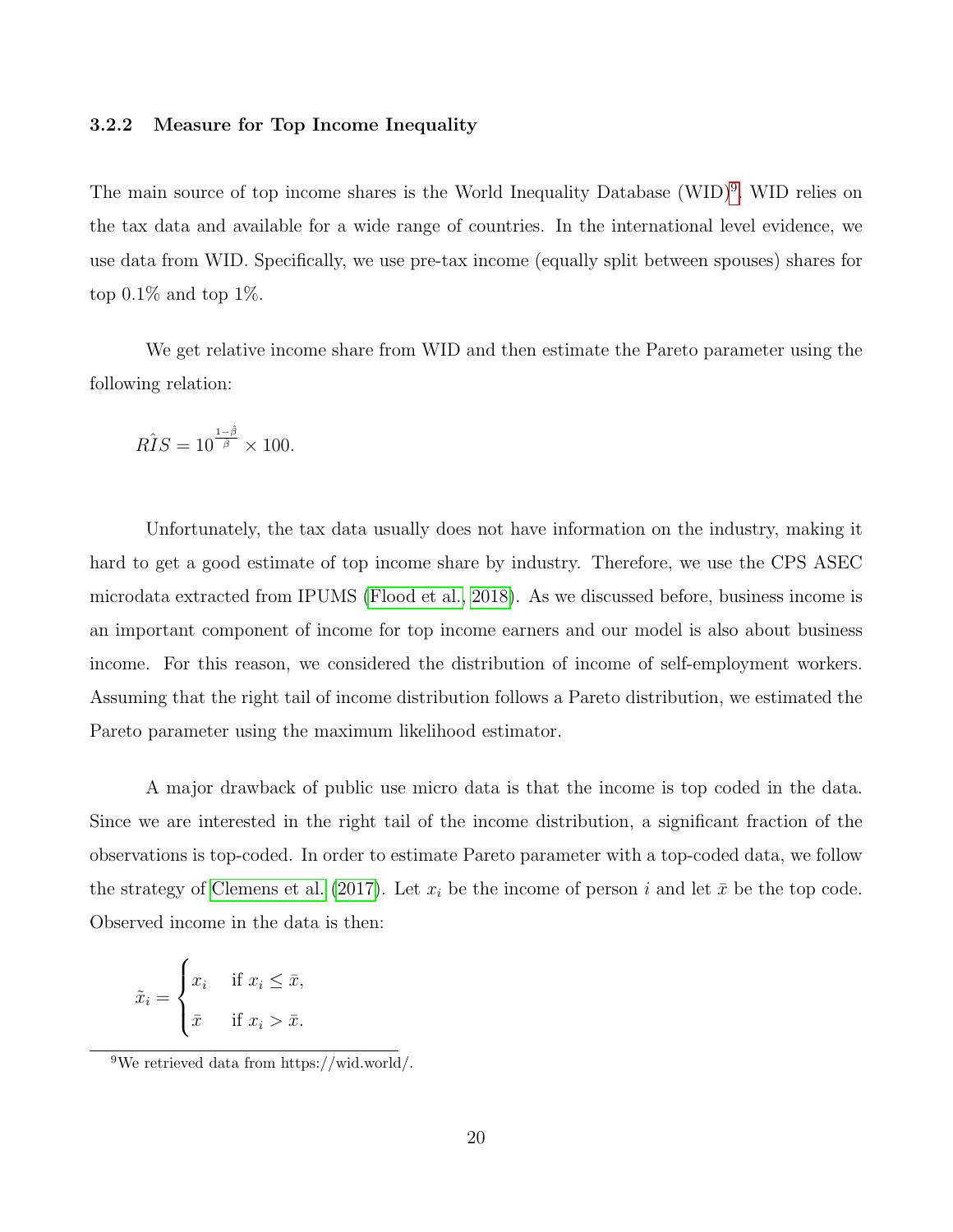### 3.2.2 Measure for Top Income Inequality

The main source of top income shares is the World Inequality Database (WID)[9]. WID relies on the tax data and available for a wide range of countries. In the international level evidence, we use data from WID. Specifically, we use pre-tax income (equally split between spouses) shares for top 0.1% and top 1%.

We get relative income share from WID and then estimate the Pareto parameter using the following relation:

$$\hat{RIS} = 10^{\frac{1-\hat{\beta}}{\hat{\beta}}} \times 100.$$

Unfortunately, the tax data usually does not have information on the industry, making it hard to get a good estimate of top income share by industry. Therefore, we use the CPS ASEC microdata extracted from IPUMS (Flood et al., 2018). As we discussed before, business income is an important component of income for top income earners and our model is also about business income. For this reason, we considered the distribution of income of self-employment workers. Assuming that the right tail of income distribution follows a Pareto distribution, we estimated the Pareto parameter using the maximum likelihood estimator.

A major drawback of public use micro data is that the income is top coded in the data. Since we are interested in the right tail of the income distribution, a significant fraction of the observations is top-coded. In order to estimate Pareto parameter with a top-coded data, we follow the strategy of Clemens et al. (2017). Let $x_i$ be the income of person $i$ and let $\bar{x}$ be the top code. Observed income in the data is then:

$$\tilde{x}_i = \begin{cases} x_i & \text{if } x_i \leq \bar{x}, \\ \bar{x} & \text{if } x_i > \bar{x}. \end{cases}$$

[9] We retrieved data from https://wid.world/.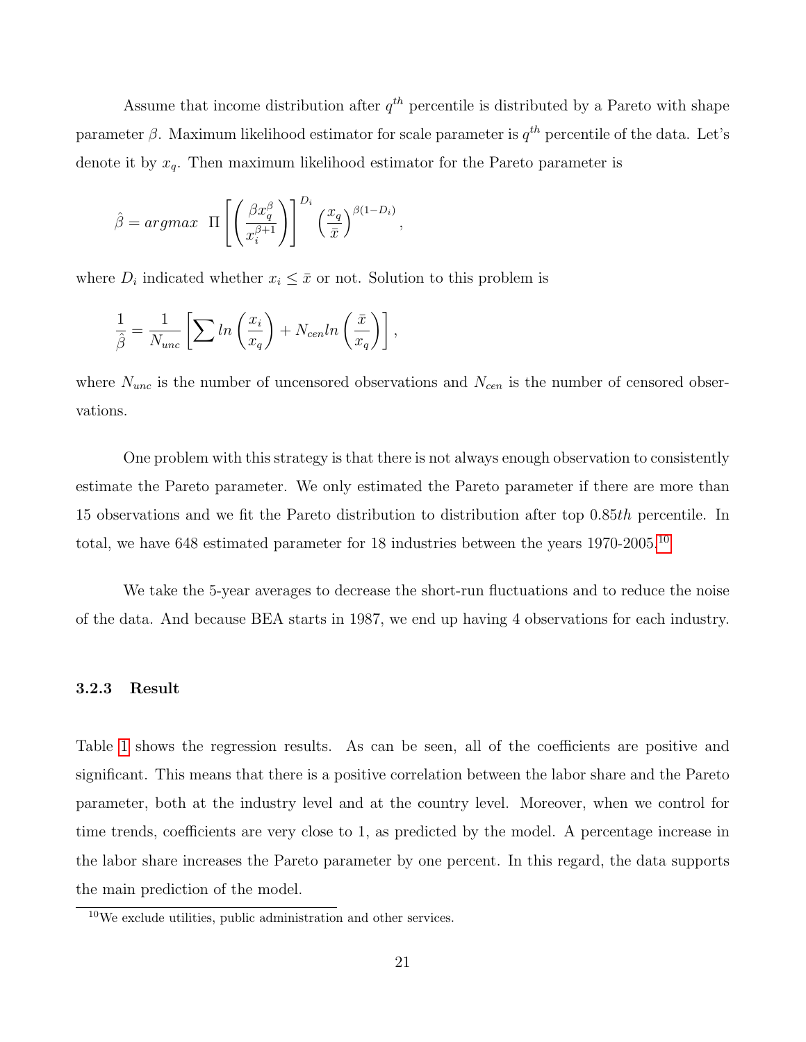Assume that income distribution after $q^{th}$ percentile is distributed by a Pareto with shape parameter $\beta$. Maximum likelihood estimator for scale parameter is $q^{th}$ percentile of the data. Let's denote it by $x_q$. Then maximum likelihood estimator for the Pareto parameter is

$$\hat{\beta} = argmax \ \ \Pi \left[ \left( \frac{\beta x_q^{\beta}}{x_i^{\beta+1}} \right) \right]^{D_i} \left( \frac{x_q}{\bar{x}} \right)^{\beta(1-D_i)},$$

where $D_i$ indicated whether $x_i \leq \bar{x}$ or not. Solution to this problem is

$$\frac{1}{\hat{\beta}} = \frac{1}{N_{unc}} \left[ \sum ln \left( \frac{x_i}{x_q} \right) + N_{cen} ln \left( \frac{\bar{x}}{x_q} \right) \right],$$

where $N_{unc}$ is the number of uncensored observations and $N_{cen}$ is the number of censored observations.

One problem with this strategy is that there is not always enough observation to consistently estimate the Pareto parameter. We only estimated the Pareto parameter if there are more than 15 observations and we fit the Pareto distribution to distribution after top 0.85*th* percentile. In total, we have 648 estimated parameter for 18 industries between the years 1970-2005.[10]

We take the 5-year averages to decrease the short-run fluctuations and to reduce the noise of the data. And because BEA starts in 1987, we end up having 4 observations for each industry.

### 3.2.3 Result

Table 1 shows the regression results. As can be seen, all of the coefficients are positive and significant. This means that there is a positive correlation between the labor share and the Pareto parameter, both at the industry level and at the country level. Moreover, when we control for time trends, coefficients are very close to 1, as predicted by the model. A percentage increase in the labor share increases the Pareto parameter by one percent. In this regard, the data supports the main prediction of the model.

[10] We exclude utilities, public administration and other services.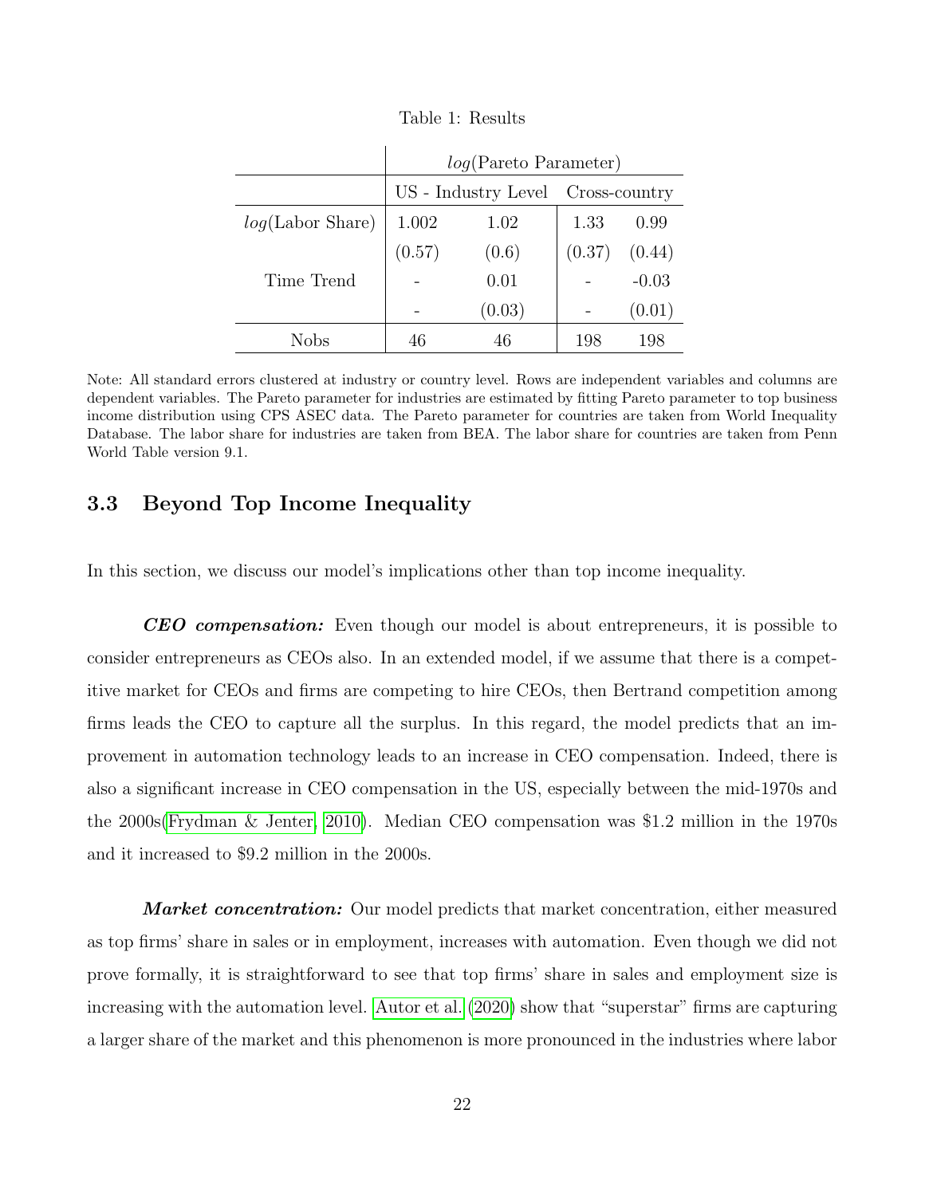Table 1: Results

| | $log$(Pareto Parameter) | | | |
|---|---|---|---|---|
| | US - Industry Level | | Cross-country | |
| $log$(Labor Share) | 1.002 | 1.02 | 1.33 | 0.99 |
| | (0.57) | (0.6) | (0.37) | (0.44) |
| Time Trend | - | 0.01 | - | -0.03 |
| | - | (0.03) | - | (0.01) |
| Nobs | 46 | 46 | 198 | 198 |

Note: All standard errors clustered at industry or country level. Rows are independent variables and columns are dependent variables. The Pareto parameter for industries are estimated by fitting Pareto parameter to top business income distribution using CPS ASEC data. The Pareto parameter for countries are taken from World Inequality Database. The labor share for industries are taken from BEA. The labor share for countries are taken from Penn World Table version 9.1.

### 3.3 Beyond Top Income Inequality

In this section, we discuss our model's implications other than top income inequality.

***CEO compensation:*** Even though our model is about entrepreneurs, it is possible to consider entrepreneurs as CEOs also. In an extended model, if we assume that there is a competitive market for CEOs and firms are competing to hire CEOs, then Bertrand competition among firms leads the CEO to capture all the surplus. In this regard, the model predicts that an improvement in automation technology leads to an increase in CEO compensation. Indeed, there is also a significant increase in CEO compensation in the US, especially between the mid-1970s and the 2000s(Frydman & Jenter, 2010). Median CEO compensation was $1.2 million in the 1970s and it increased to $9.2 million in the 2000s.

***Market concentration:*** Our model predicts that market concentration, either measured as top firms' share in sales or in employment, increases with automation. Even though we did not prove formally, it is straightforward to see that top firms' share in sales and employment size is increasing with the automation level. Autor et al. (2020) show that "superstar" firms are capturing a larger share of the market and this phenomenon is more pronounced in the industries where labor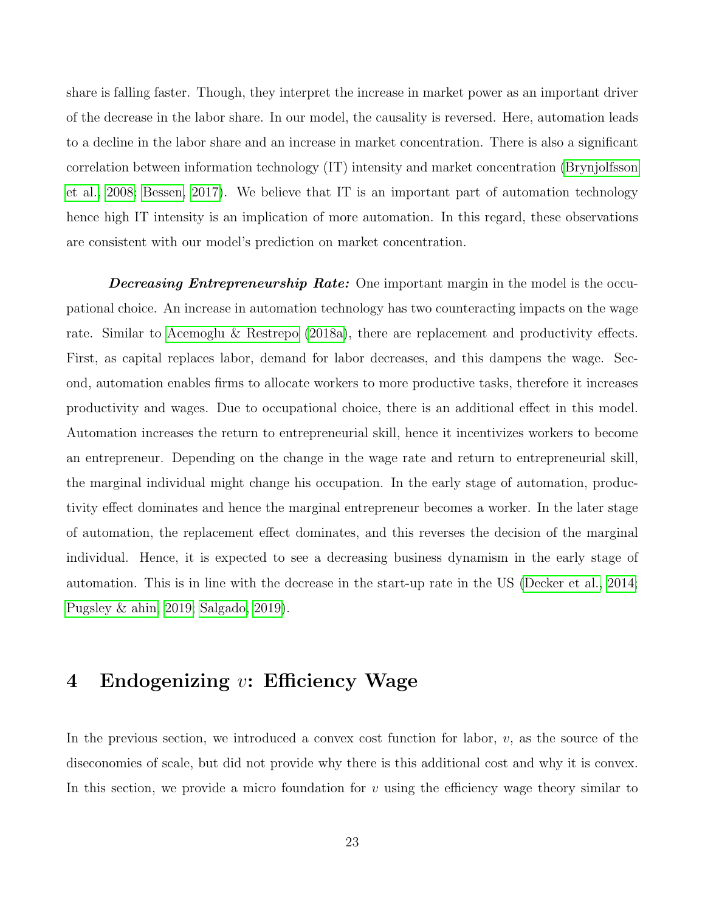share is falling faster. Though, they interpret the increase in market power as an important driver of the decrease in the labor share. In our model, the causality is reversed. Here, automation leads to a decline in the labor share and an increase in market concentration. There is also a significant correlation between information technology (IT) intensity and market concentration (Brynjolfsson et al., 2008; Bessen, 2017). We believe that IT is an important part of automation technology hence high IT intensity is an implication of more automation. In this regard, these observations are consistent with our model's prediction on market concentration.

***Decreasing Entrepreneurship Rate:*** One important margin in the model is the occupational choice. An increase in automation technology has two counteracting impacts on the wage rate. Similar to Acemoglu & Restrepo (2018a), there are replacement and productivity effects. First, as capital replaces labor, demand for labor decreases, and this dampens the wage. Second, automation enables firms to allocate workers to more productive tasks, therefore it increases productivity and wages. Due to occupational choice, there is an additional effect in this model. Automation increases the return to entrepreneurial skill, hence it incentivizes workers to become an entrepreneur. Depending on the change in the wage rate and return to entrepreneurial skill, the marginal individual might change his occupation. In the early stage of automation, productivity effect dominates and hence the marginal entrepreneur becomes a worker. In the later stage of automation, the replacement effect dominates, and this reverses the decision of the marginal individual. Hence, it is expected to see a decreasing business dynamism in the early stage of automation. This is in line with the decrease in the start-up rate in the US (Decker et al., 2014; Pugsley & ahin, 2019; Salgado, 2019).

# 4 Endogenizing $v$: Efficiency Wage

In the previous section, we introduced a convex cost function for labor, $v$, as the source of the diseconomies of scale, but did not provide why there is this additional cost and why it is convex. In this section, we provide a micro foundation for $v$ using the efficiency wage theory similar to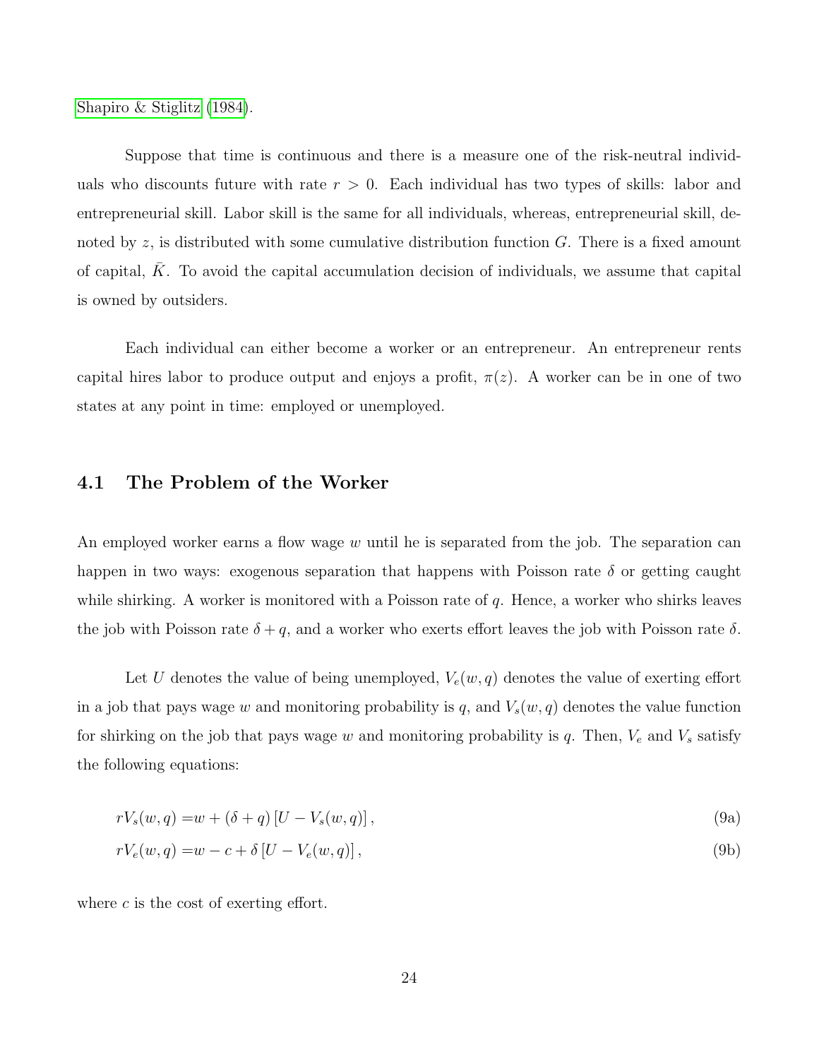Shapiro & Stiglitz (1984).

Suppose that time is continuous and there is a measure one of the risk-neutral individuals who discounts future with rate $r > 0$. Each individual has two types of skills: labor and entrepreneurial skill. Labor skill is the same for all individuals, whereas, entrepreneurial skill, denoted by $z$, is distributed with some cumulative distribution function $G$. There is a fixed amount of capital, $\bar{K}$. To avoid the capital accumulation decision of individuals, we assume that capital is owned by outsiders.

Each individual can either become a worker or an entrepreneur. An entrepreneur rents capital hires labor to produce output and enjoys a profit, $\pi(z)$. A worker can be in one of two states at any point in time: employed or unemployed.

## 4.1 The Problem of the Worker

An employed worker earns a flow wage $w$ until he is separated from the job. The separation can happen in two ways: exogenous separation that happens with Poisson rate $\delta$ or getting caught while shirking. A worker is monitored with a Poisson rate of $q$. Hence, a worker who shirks leaves the job with Poisson rate $\delta + q$, and a worker who exerts effort leaves the job with Poisson rate $\delta$.

Let $U$ denotes the value of being unemployed, $V_e(w, q)$ denotes the value of exerting effort in a job that pays wage $w$ and monitoring probability is $q$, and $V_s(w, q)$ denotes the value function for shirking on the job that pays wage $w$ and monitoring probability is $q$. Then, $V_e$ and $V_s$ satisfy the following equations:

$$rV_s(w, q) = w + (\delta + q)\left[U - V_s(w, q)\right], \tag{9a}$$

$$rV_e(w, q) = w - c + \delta\left[U - V_e(w, q)\right], \tag{9b}$$

where $c$ is the cost of exerting effort.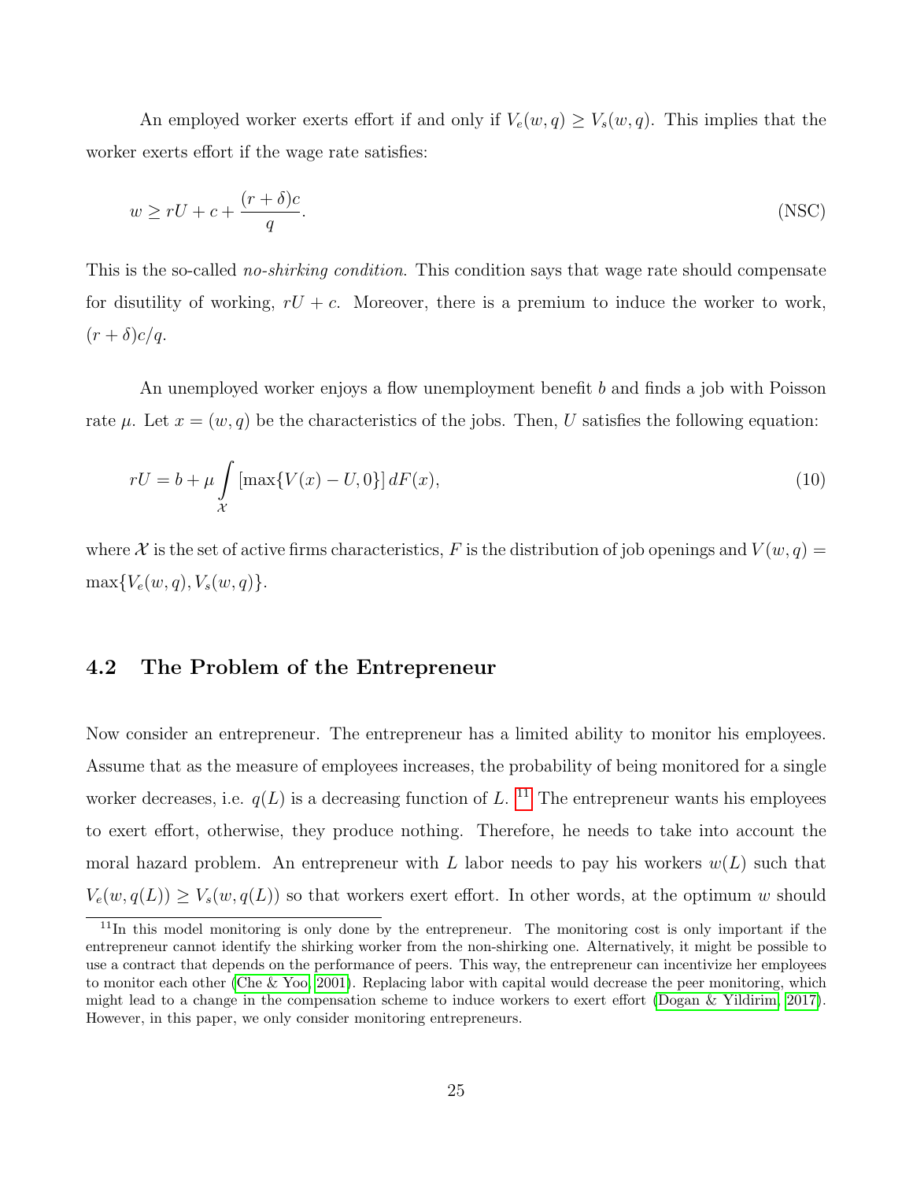An employed worker exerts effort if and only if $V_e(w,q) \geq V_s(w,q)$. This implies that the worker exerts effort if the wage rate satisfies:

$$w \geq rU + c + \frac{(r+\delta)c}{q}. \tag{NSC}$$

This is the so-called *no-shirking condition*. This condition says that wage rate should compensate for disutility of working, $rU + c$. Moreover, there is a premium to induce the worker to work, $(r+\delta)c/q$.

An unemployed worker enjoys a flow unemployment benefit $b$ and finds a job with Poisson rate $\mu$. Let $x = (w,q)$ be the characteristics of the jobs. Then, $U$ satisfies the following equation:

$$rU = b + \mu \int_{\mathcal{X}} \left[\max\{V(x) - U, 0\}\right] dF(x), \tag{10}$$

where $\mathcal{X}$ is the set of active firms characteristics, $F$ is the distribution of job openings and $V(w,q) = \max\{V_e(w,q), V_s(w,q)\}$.

### 4.2 The Problem of the Entrepreneur

Now consider an entrepreneur. The entrepreneur has a limited ability to monitor his employees. Assume that as the measure of employees increases, the probability of being monitored for a single worker decreases, i.e. $q(L)$ is a decreasing function of $L$. [11] The entrepreneur wants his employees to exert effort, otherwise, they produce nothing. Therefore, he needs to take into account the moral hazard problem. An entrepreneur with $L$ labor needs to pay his workers $w(L)$ such that $V_e(w, q(L)) \geq V_s(w, q(L))$ so that workers exert effort. In other words, at the optimum $w$ should

[11] In this model monitoring is only done by the entrepreneur. The monitoring cost is only important if the entrepreneur cannot identify the shirking worker from the non-shirking one. Alternatively, it might be possible to use a contract that depends on the performance of peers. This way, the entrepreneur can incentivize her employees to monitor each other (Che & Yoo, 2001). Replacing labor with capital would decrease the peer monitoring, which might lead to a change in the compensation scheme to induce workers to exert effort (Dogan & Yildirim, 2017). However, in this paper, we only consider monitoring entrepreneurs.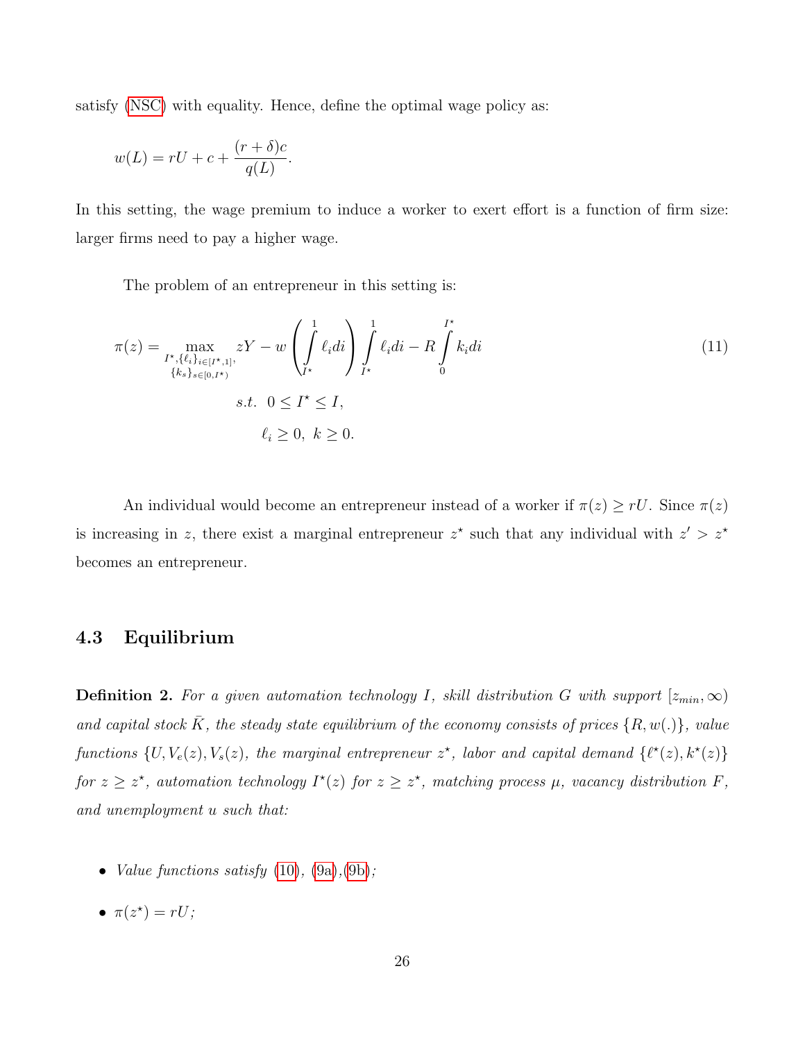satisfy (NSC) with equality. Hence, define the optimal wage policy as:

$$w(L) = rU + c + \frac{(r+\delta)c}{q(L)}.$$

In this setting, the wage premium to induce a worker to exert effort is a function of firm size: larger firms need to pay a higher wage.

The problem of an entrepreneur in this setting is:

$$\pi(z) = \max_{\substack{I^\star, \{\ell_i\}_{i\in[I^\star,1]},\\ \{k_s\}_{s\in[0,I^\star)}}} zY - w\left(\int_{I^\star}^{1} \ell_i di\right) \int_{I^\star}^{1} \ell_i di - R\int_{0}^{I^\star} k_i di \tag{11}$$

$$s.t.\ \ 0 \leq I^\star \leq I,$$

$$\ell_i \geq 0,\ k \geq 0.$$

An individual would become an entrepreneur instead of a worker if $\pi(z) \geq rU$. Since $\pi(z)$ is increasing in $z$, there exist a marginal entrepreneur $z^\star$ such that any individual with $z' > z^\star$ becomes an entrepreneur.

## 4.3 Equilibrium

**Definition 2.** *For a given automation technology $I$, skill distribution $G$ with support $[z_{min}, \infty)$ and capital stock $\bar{K}$, the steady state equilibrium of the economy consists of prices $\{R, w(.)\}$, value functions $\{U, V_e(z), V_s(z)$, the marginal entrepreneur $z^\star$, labor and capital demand $\{\ell^\star(z), k^\star(z)\}$ for $z \geq z^\star$, automation technology $I^\star(z)$ for $z \geq z^\star$, matching process $\mu$, vacancy distribution $F$, and unemployment $u$ such that:*

- *Value functions satisfy (10), (9a),(9b);*
- $\pi(z^\star) = rU$;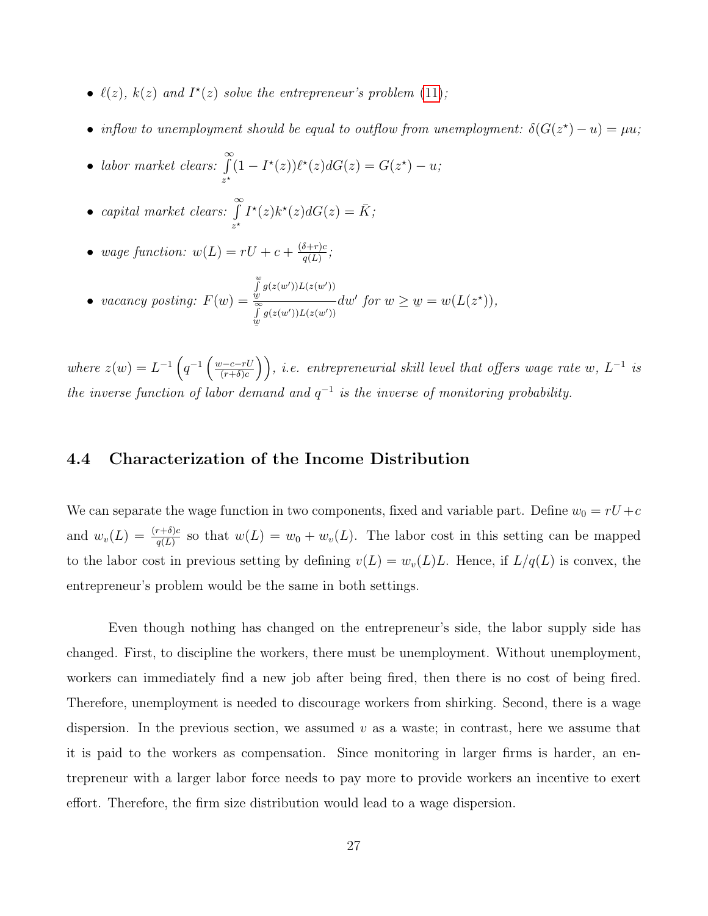- *$\ell(z)$, $k(z)$ and $I^\star(z)$ solve the entrepreneur's problem (11);*
- *inflow to unemployment should be equal to outflow from unemployment: $\delta(G(z^\star) - u) = \mu u$;*
- *labor market clears: $\int\limits_{z^\star}^{\infty}(1 - I^\star(z))\ell^\star(z)dG(z) = G(z^\star) - u$;*
- *capital market clears: $\int\limits_{z^\star}^{\infty} I^\star(z)k^\star(z)dG(z) = \bar{K}$;*
- *wage function: $w(L) = rU + c + \frac{(\delta+r)c}{q(L)}$;*
- *vacancy posting: $F(w) = \frac{\int\limits_{\underline{w}}^{w} g(z(w'))L(z(w'))}{\int\limits_{\underline{w}}^{\infty} g(z(w'))L(z(w'))} dw'$ for $w \geq \underline{w} = w(L(z^\star))$,*

*where $z(w) = L^{-1}\left(q^{-1}\left(\frac{w-c-rU}{(r+\delta)c}\right)\right)$, i.e. entrepreneurial skill level that offers wage rate $w$, $L^{-1}$ is the inverse function of labor demand and $q^{-1}$ is the inverse of monitoring probability.*

### 4.4 Characterization of the Income Distribution

We can separate the wage function in two components, fixed and variable part. Define $w_0 = rU + c$ and $w_v(L) = \frac{(r+\delta)c}{q(L)}$ so that $w(L) = w_0 + w_v(L)$. The labor cost in this setting can be mapped to the labor cost in previous setting by defining $v(L) = w_v(L)L$. Hence, if $L/q(L)$ is convex, the entrepreneur's problem would be the same in both settings.

Even though nothing has changed on the entrepreneur's side, the labor supply side has changed. First, to discipline the workers, there must be unemployment. Without unemployment, workers can immediately find a new job after being fired, then there is no cost of being fired. Therefore, unemployment is needed to discourage workers from shirking. Second, there is a wage dispersion. In the previous section, we assumed $v$ as a waste; in contrast, here we assume that it is paid to the workers as compensation. Since monitoring in larger firms is harder, an entrepreneur with a larger labor force needs to pay more to provide workers an incentive to exert effort. Therefore, the firm size distribution would lead to a wage dispersion.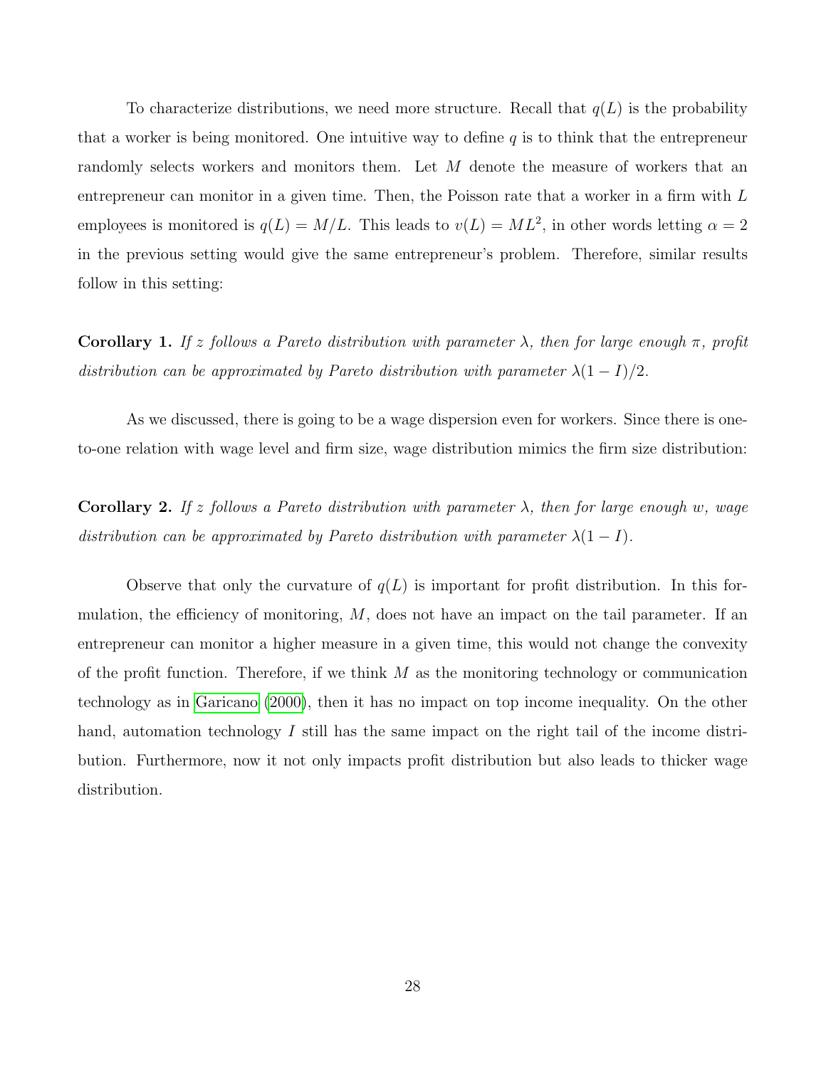To characterize distributions, we need more structure. Recall that $q(L)$ is the probability that a worker is being monitored. One intuitive way to define $q$ is to think that the entrepreneur randomly selects workers and monitors them. Let $M$ denote the measure of workers that an entrepreneur can monitor in a given time. Then, the Poisson rate that a worker in a firm with $L$ employees is monitored is $q(L) = M/L$. This leads to $v(L) = ML^2$, in other words letting $\alpha = 2$ in the previous setting would give the same entrepreneur's problem. Therefore, similar results follow in this setting:

**Corollary 1.** *If $z$ follows a Pareto distribution with parameter $\lambda$, then for large enough $\pi$, profit distribution can be approximated by Pareto distribution with parameter $\lambda(1-I)/2$.*

As we discussed, there is going to be a wage dispersion even for workers. Since there is one-to-one relation with wage level and firm size, wage distribution mimics the firm size distribution:

**Corollary 2.** *If $z$ follows a Pareto distribution with parameter $\lambda$, then for large enough $w$, wage distribution can be approximated by Pareto distribution with parameter $\lambda(1-I)$.*

Observe that only the curvature of $q(L)$ is important for profit distribution. In this formulation, the efficiency of monitoring, $M$, does not have an impact on the tail parameter. If an entrepreneur can monitor a higher measure in a given time, this would not change the convexity of the profit function. Therefore, if we think $M$ as the monitoring technology or communication technology as in Garicano (2000), then it has no impact on top income inequality. On the other hand, automation technology $I$ still has the same impact on the right tail of the income distribution. Furthermore, now it not only impacts profit distribution but also leads to thicker wage distribution.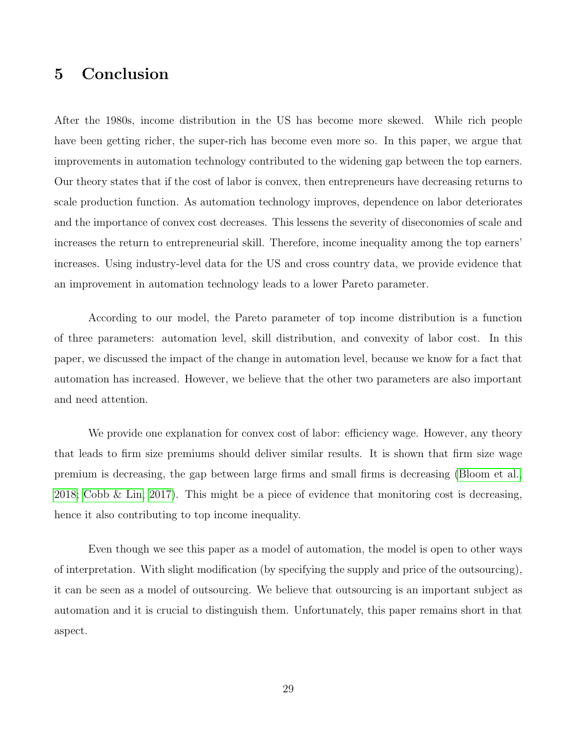# 5 Conclusion

After the 1980s, income distribution in the US has become more skewed. While rich people have been getting richer, the super-rich has become even more so. In this paper, we argue that improvements in automation technology contributed to the widening gap between the top earners. Our theory states that if the cost of labor is convex, then entrepreneurs have decreasing returns to scale production function. As automation technology improves, dependence on labor deteriorates and the importance of convex cost decreases. This lessens the severity of diseconomies of scale and increases the return to entrepreneurial skill. Therefore, income inequality among the top earners' increases. Using industry-level data for the US and cross country data, we provide evidence that an improvement in automation technology leads to a lower Pareto parameter.

According to our model, the Pareto parameter of top income distribution is a function of three parameters: automation level, skill distribution, and convexity of labor cost. In this paper, we discussed the impact of the change in automation level, because we know for a fact that automation has increased. However, we believe that the other two parameters are also important and need attention.

We provide one explanation for convex cost of labor: efficiency wage. However, any theory that leads to firm size premiums should deliver similar results. It is shown that firm size wage premium is decreasing, the gap between large firms and small firms is decreasing (Bloom et al., 2018; Cobb & Lin, 2017). This might be a piece of evidence that monitoring cost is decreasing, hence it also contributing to top income inequality.

Even though we see this paper as a model of automation, the model is open to other ways of interpretation. With slight modification (by specifying the supply and price of the outsourcing), it can be seen as a model of outsourcing. We believe that outsourcing is an important subject as automation and it is crucial to distinguish them. Unfortunately, this paper remains short in that aspect.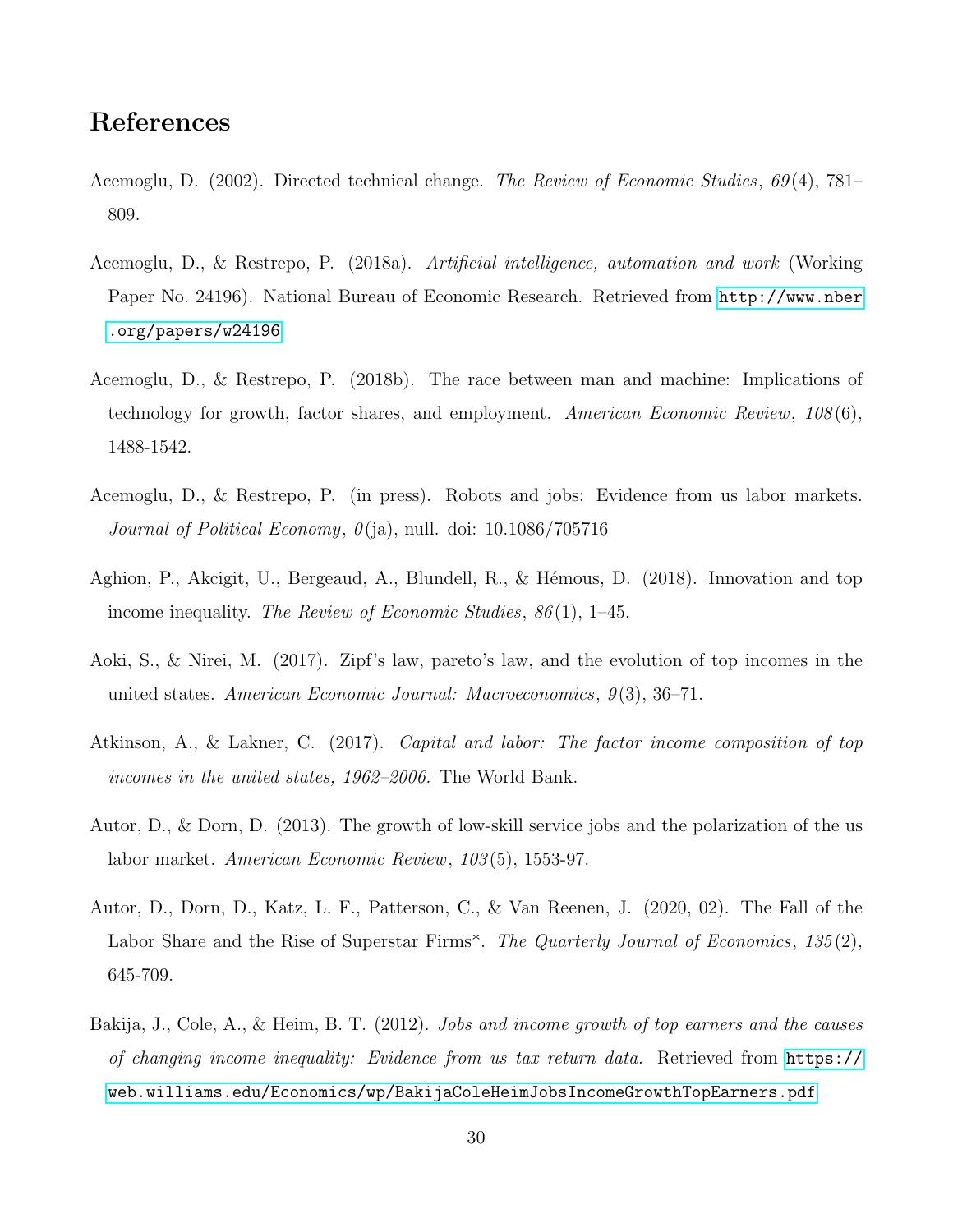# References

Acemoglu, D. (2002). Directed technical change. *The Review of Economic Studies*, *69*(4), 781–809.

Acemoglu, D., & Restrepo, P. (2018a). *Artificial intelligence, automation and work* (Working Paper No. 24196). National Bureau of Economic Research. Retrieved from http://www.nber.org/papers/w24196

Acemoglu, D., & Restrepo, P. (2018b). The race between man and machine: Implications of technology for growth, factor shares, and employment. *American Economic Review*, *108*(6), 1488-1542.

Acemoglu, D., & Restrepo, P. (in press). Robots and jobs: Evidence from us labor markets. *Journal of Political Economy*, *0*(ja), null. doi: 10.1086/705716

Aghion, P., Akcigit, U., Bergeaud, A., Blundell, R., & Hémous, D. (2018). Innovation and top income inequality. *The Review of Economic Studies*, *86*(1), 1–45.

Aoki, S., & Nirei, M. (2017). Zipf's law, pareto's law, and the evolution of top incomes in the united states. *American Economic Journal: Macroeconomics*, *9*(3), 36–71.

Atkinson, A., & Lakner, C. (2017). *Capital and labor: The factor income composition of top incomes in the united states, 1962–2006.* The World Bank.

Autor, D., & Dorn, D. (2013). The growth of low-skill service jobs and the polarization of the us labor market. *American Economic Review*, *103*(5), 1553-97.

Autor, D., Dorn, D., Katz, L. F., Patterson, C., & Van Reenen, J. (2020, 02). The Fall of the Labor Share and the Rise of Superstar Firms*. *The Quarterly Journal of Economics*, *135*(2), 645-709.

Bakija, J., Cole, A., & Heim, B. T. (2012). *Jobs and income growth of top earners and the causes of changing income inequality: Evidence from us tax return data.* Retrieved from https://web.williams.edu/Economics/wp/BakijaColeHeimJobsIncomeGrowthTopEarners.pdf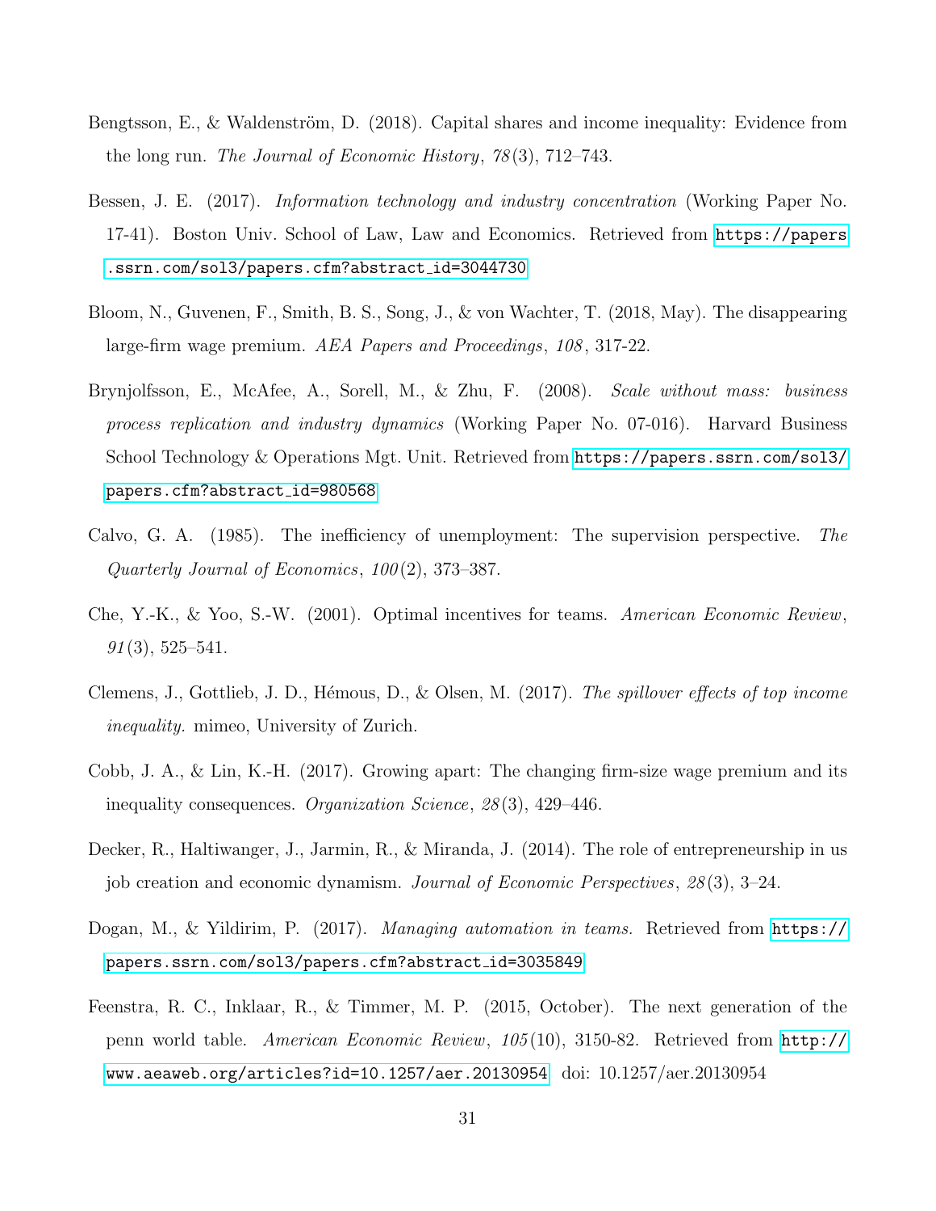Bengtsson, E., & Waldenström, D. (2018). Capital shares and income inequality: Evidence from the long run. *The Journal of Economic History*, *78*(3), 712–743.

Bessen, J. E. (2017). *Information technology and industry concentration* (Working Paper No. 17-41). Boston Univ. School of Law, Law and Economics. Retrieved from https://papers.ssrn.com/sol3/papers.cfm?abstract_id=3044730

Bloom, N., Guvenen, F., Smith, B. S., Song, J., & von Wachter, T. (2018, May). The disappearing large-firm wage premium. *AEA Papers and Proceedings*, *108*, 317-22.

Brynjolfsson, E., McAfee, A., Sorell, M., & Zhu, F. (2008). *Scale without mass: business process replication and industry dynamics* (Working Paper No. 07-016). Harvard Business School Technology & Operations Mgt. Unit. Retrieved from https://papers.ssrn.com/sol3/papers.cfm?abstract_id=980568

Calvo, G. A. (1985). The inefficiency of unemployment: The supervision perspective. *The Quarterly Journal of Economics*, *100*(2), 373–387.

Che, Y.-K., & Yoo, S.-W. (2001). Optimal incentives for teams. *American Economic Review*, *91*(3), 525–541.

Clemens, J., Gottlieb, J. D., Hémous, D., & Olsen, M. (2017). *The spillover effects of top income inequality.* mimeo, University of Zurich.

Cobb, J. A., & Lin, K.-H. (2017). Growing apart: The changing firm-size wage premium and its inequality consequences. *Organization Science*, *28*(3), 429–446.

Decker, R., Haltiwanger, J., Jarmin, R., & Miranda, J. (2014). The role of entrepreneurship in us job creation and economic dynamism. *Journal of Economic Perspectives*, *28*(3), 3–24.

Dogan, M., & Yildirim, P. (2017). *Managing automation in teams.* Retrieved from https://papers.ssrn.com/sol3/papers.cfm?abstract_id=3035849

Feenstra, R. C., Inklaar, R., & Timmer, M. P. (2015, October). The next generation of the penn world table. *American Economic Review*, *105*(10), 3150-82. Retrieved from http://www.aeaweb.org/articles?id=10.1257/aer.20130954 doi: 10.1257/aer.20130954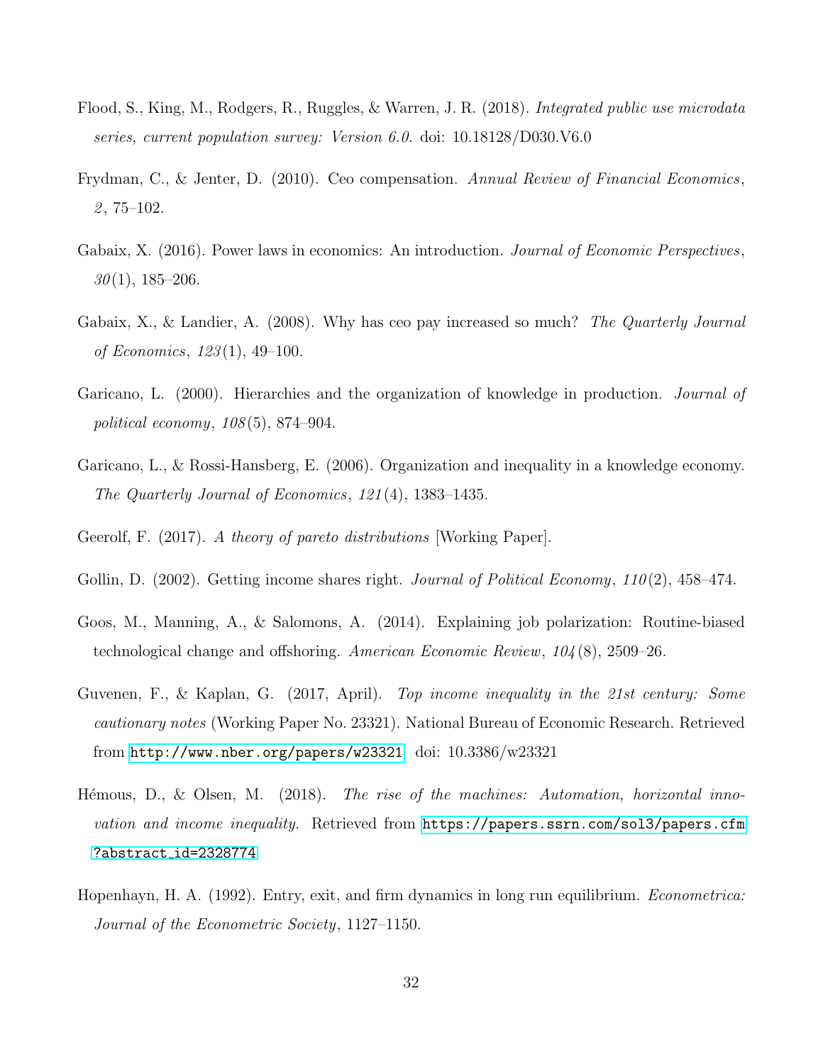Flood, S., King, M., Rodgers, R., Ruggles, & Warren, J. R. (2018). *Integrated public use microdata series, current population survey: Version 6.0.* doi: 10.18128/D030.V6.0

Frydman, C., & Jenter, D. (2010). Ceo compensation. *Annual Review of Financial Economics*, *2*, 75–102.

Gabaix, X. (2016). Power laws in economics: An introduction. *Journal of Economic Perspectives*, *30*(1), 185–206.

Gabaix, X., & Landier, A. (2008). Why has ceo pay increased so much? *The Quarterly Journal of Economics*, *123*(1), 49–100.

Garicano, L. (2000). Hierarchies and the organization of knowledge in production. *Journal of political economy*, *108*(5), 874–904.

Garicano, L., & Rossi-Hansberg, E. (2006). Organization and inequality in a knowledge economy. *The Quarterly Journal of Economics*, *121*(4), 1383–1435.

Geerolf, F. (2017). *A theory of pareto distributions* [Working Paper].

Gollin, D. (2002). Getting income shares right. *Journal of Political Economy*, *110*(2), 458–474.

Goos, M., Manning, A., & Salomons, A. (2014). Explaining job polarization: Routine-biased technological change and offshoring. *American Economic Review*, *104*(8), 2509–26.

Guvenen, F., & Kaplan, G. (2017, April). *Top income inequality in the 21st century: Some cautionary notes* (Working Paper No. 23321). National Bureau of Economic Research. Retrieved from http://www.nber.org/papers/w23321 doi: 10.3386/w23321

Hémous, D., & Olsen, M. (2018). *The rise of the machines: Automation, horizontal innovation and income inequality.* Retrieved from https://papers.ssrn.com/sol3/papers.cfm?abstract_id=2328774

Hopenhayn, H. A. (1992). Entry, exit, and firm dynamics in long run equilibrium. *Econometrica: Journal of the Econometric Society*, 1127–1150.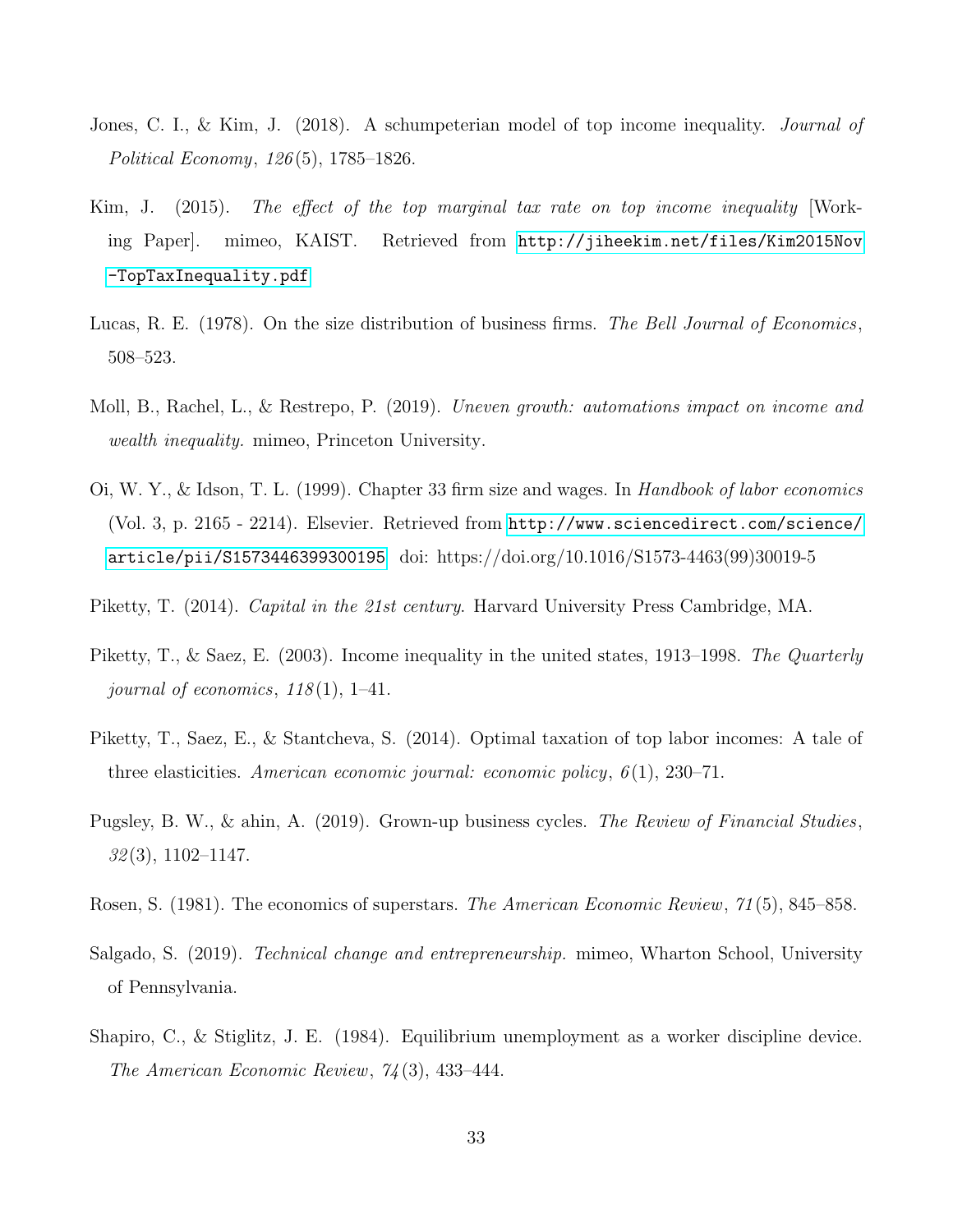Jones, C. I., & Kim, J. (2018). A schumpeterian model of top income inequality. *Journal of Political Economy*, *126*(5), 1785–1826.

Kim, J. (2015). *The effect of the top marginal tax rate on top income inequality* [Working Paper]. mimeo, KAIST. Retrieved from http://jiheekim.net/files/Kim2015Nov-TopTaxInequality.pdf

Lucas, R. E. (1978). On the size distribution of business firms. *The Bell Journal of Economics*, 508–523.

Moll, B., Rachel, L., & Restrepo, P. (2019). *Uneven growth: automations impact on income and wealth inequality.* mimeo, Princeton University.

Oi, W. Y., & Idson, T. L. (1999). Chapter 33 firm size and wages. In *Handbook of labor economics* (Vol. 3, p. 2165 - 2214). Elsevier. Retrieved from http://www.sciencedirect.com/science/article/pii/S1573446399300195 doi: https://doi.org/10.1016/S1573-4463(99)30019-5

Piketty, T. (2014). *Capital in the 21st century.* Harvard University Press Cambridge, MA.

Piketty, T., & Saez, E. (2003). Income inequality in the united states, 1913–1998. *The Quarterly journal of economics*, *118*(1), 1–41.

Piketty, T., Saez, E., & Stantcheva, S. (2014). Optimal taxation of top labor incomes: A tale of three elasticities. *American economic journal: economic policy*, *6*(1), 230–71.

Pugsley, B. W., & ahin, A. (2019). Grown-up business cycles. *The Review of Financial Studies*, *32*(3), 1102–1147.

Rosen, S. (1981). The economics of superstars. *The American Economic Review*, *71*(5), 845–858.

Salgado, S. (2019). *Technical change and entrepreneurship.* mimeo, Wharton School, University of Pennsylvania.

Shapiro, C., & Stiglitz, J. E. (1984). Equilibrium unemployment as a worker discipline device. *The American Economic Review*, *74*(3), 433–444.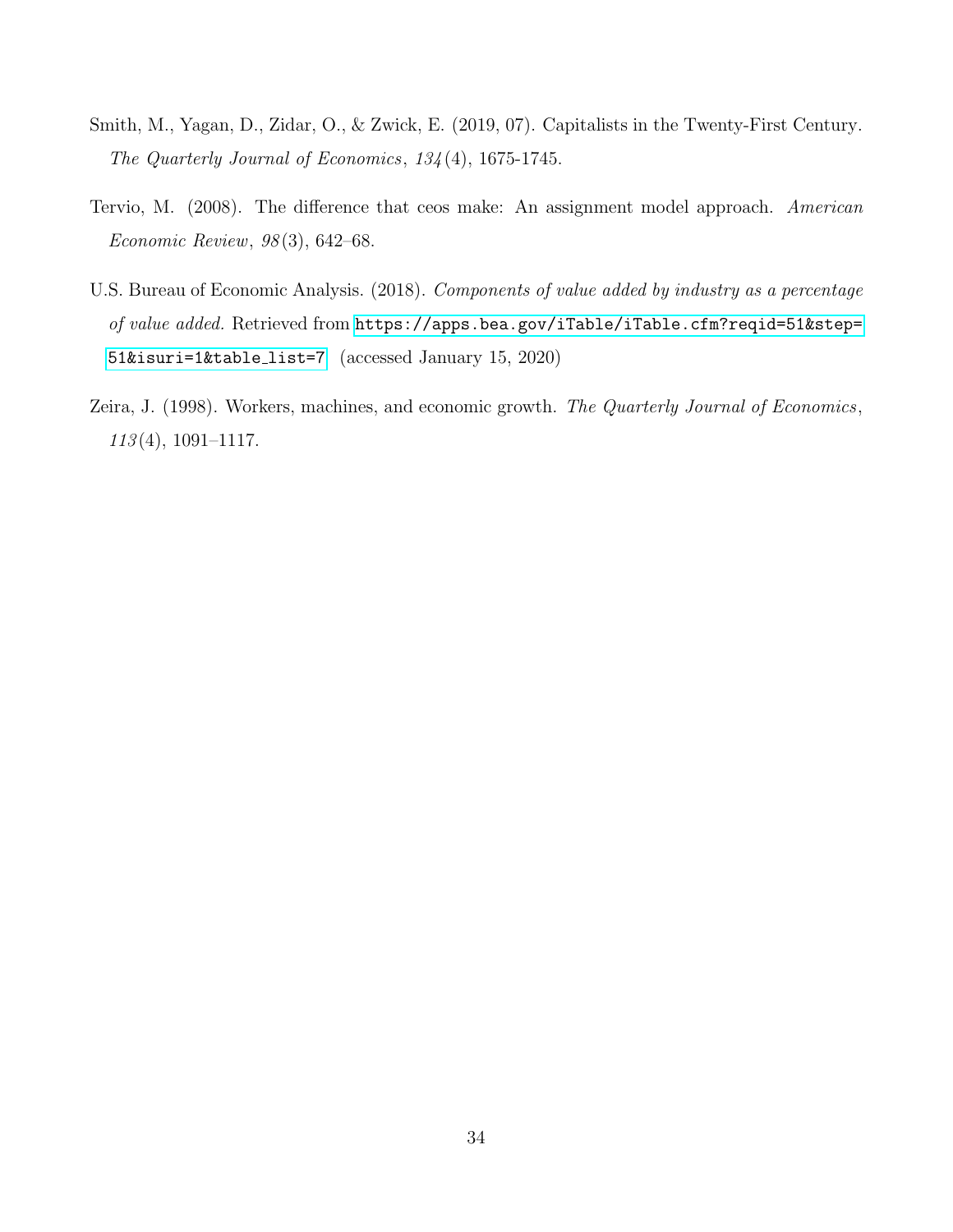Smith, M., Yagan, D., Zidar, O., & Zwick, E. (2019, 07). Capitalists in the Twenty-First Century. *The Quarterly Journal of Economics*, *134*(4), 1675-1745.

Tervio, M. (2008). The difference that ceos make: An assignment model approach. *American Economic Review*, *98*(3), 642–68.

U.S. Bureau of Economic Analysis. (2018). *Components of value added by industry as a percentage of value added.* Retrieved from https://apps.bea.gov/iTable/iTable.cfm?reqid=51&step=51&isuri=1&table_list=7 (accessed January 15, 2020)

Zeira, J. (1998). Workers, machines, and economic growth. *The Quarterly Journal of Economics*, *113*(4), 1091–1117.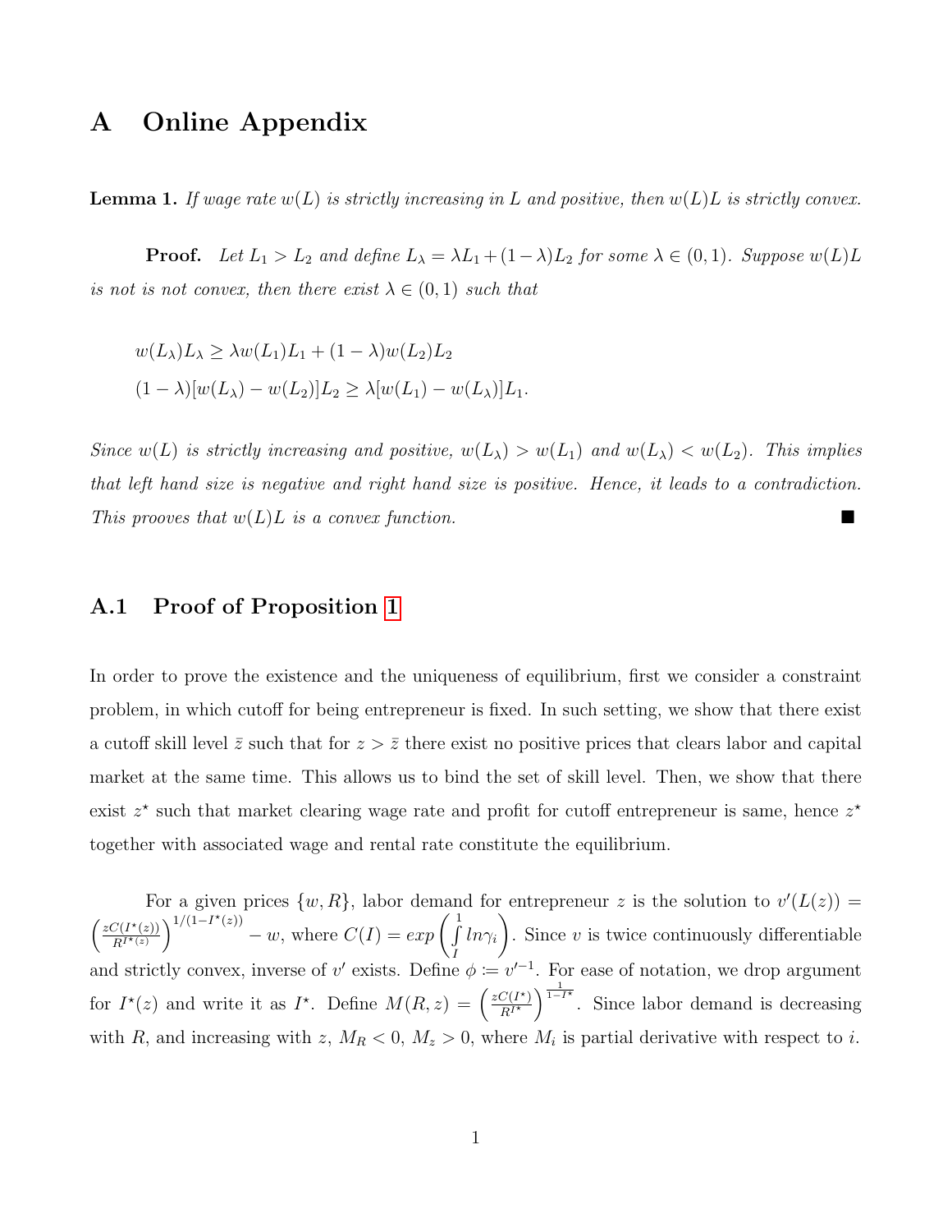# A Online Appendix

**Lemma 1.** *If wage rate $w(L)$ is strictly increasing in $L$ and positive, then $w(L)L$ is strictly convex.*

**Proof.** *Let $L_1 > L_2$ and define $L_\lambda = \lambda L_1 + (1-\lambda)L_2$ for some $\lambda \in (0,1)$. Suppose $w(L)L$ is not is not convex, then there exist $\lambda \in (0,1)$ such that*

$$
\begin{aligned}
&w(L_\lambda)L_\lambda \geq \lambda w(L_1)L_1 + (1-\lambda)w(L_2)L_2 \\
&(1-\lambda)[w(L_\lambda) - w(L_2)]L_2 \geq \lambda[w(L_1) - w(L_\lambda)]L_1.
\end{aligned}
$$

*Since $w(L)$ is strictly increasing and positive, $w(L_\lambda) > w(L_1)$ and $w(L_\lambda) < w(L_2)$. This implies that left hand size is negative and right hand size is positive. Hence, it leads to a contradiction. This prooves that $w(L)L$ is a convex function.* ■

## A.1 Proof of Proposition 1

In order to prove the existence and the uniqueness of equilibrium, first we consider a constraint problem, in which cutoff for being entrepreneur is fixed. In such setting, we show that there exist a cutoff skill level $\bar{z}$ such that for $z > \bar{z}$ there exist no positive prices that clears labor and capital market at the same time. This allows us to bind the set of skill level. Then, we show that there exist $z^\star$ such that market clearing wage rate and profit for cutoff entrepreneur is same, hence $z^\star$ together with associated wage and rental rate constitute the equilibrium.

For a given prices $\{w, R\}$, labor demand for entrepreneur $z$ is the solution to $v'(L(z)) = \left(\frac{zC(I^\star(z))}{R^{I^\star(z)}}\right)^{1/(1-I^\star(z))} - w$, where $C(I) = exp\left(\int_I^1 ln\gamma_i\right)$. Since $v$ is twice continuously differentiable and strictly convex, inverse of $v'$ exists. Define $\phi := v'^{-1}$. For ease of notation, we drop argument for $I^\star(z)$ and write it as $I^\star$. Define $M(R,z) = \left(\frac{zC(I^\star)}{R^{I^\star}}\right)^{\frac{1}{1-I^\star}}$. Since labor demand is decreasing with $R$, and increasing with $z$, $M_R < 0$, $M_z > 0$, where $M_i$ is partial derivative with respect to $i$.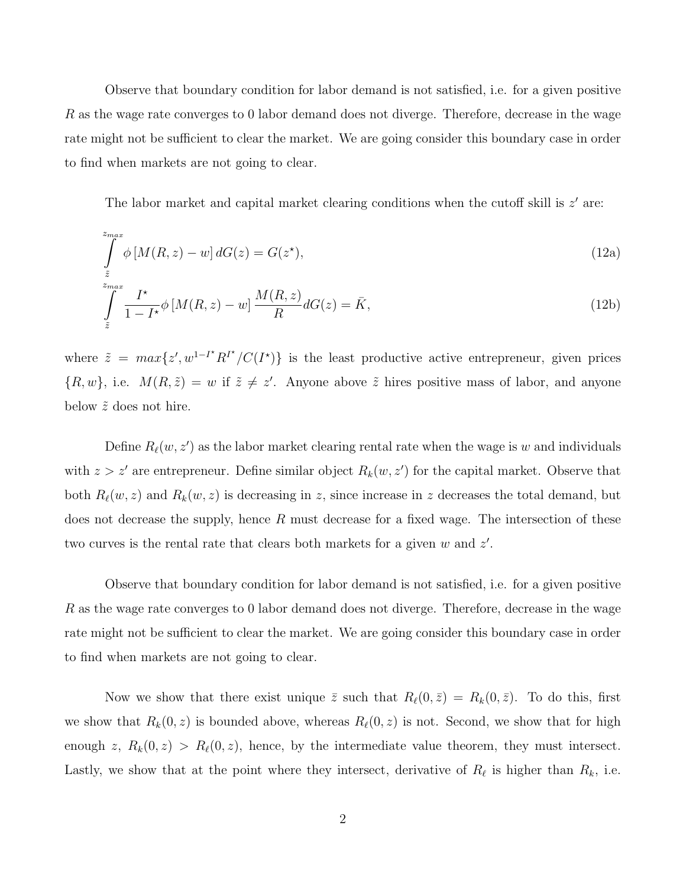Observe that boundary condition for labor demand is not satisfied, i.e. for a given positive $R$ as the wage rate converges to 0 labor demand does not diverge. Therefore, decrease in the wage rate might not be sufficient to clear the market. We are going consider this boundary case in order to find when markets are not going to clear.

The labor market and capital market clearing conditions when the cutoff skill is $z'$ are:

$$\int_{\tilde{z}}^{z_{max}} \phi\left[M(R,z) - w\right] dG(z) = G(z^{\star}), \tag{12a}$$

$$\int_{\tilde{z}}^{z_{max}} \frac{I^{\star}}{1-I^{\star}} \phi\left[M(R,z) - w\right] \frac{M(R,z)}{R} dG(z) = \bar{K}, \tag{12b}$$

where $\tilde{z} = max\{z', w^{1-I^{\star}} R^{I^{\star}} / C(I^{\star})\}$ is the least productive active entrepreneur, given prices $\{R, w\}$, i.e. $M(R,\tilde{z}) = w$ if $\tilde{z} \neq z'$. Anyone above $\tilde{z}$ hires positive mass of labor, and anyone below $\tilde{z}$ does not hire.

Define $R_{\ell}(w, z')$ as the labor market clearing rental rate when the wage is $w$ and individuals with $z > z'$ are entrepreneur. Define similar object $R_k(w, z')$ for the capital market. Observe that both $R_{\ell}(w, z)$ and $R_k(w, z)$ is decreasing in $z$, since increase in $z$ decreases the total demand, but does not decrease the supply, hence $R$ must decrease for a fixed wage. The intersection of these two curves is the rental rate that clears both markets for a given $w$ and $z'$.

Observe that boundary condition for labor demand is not satisfied, i.e. for a given positive $R$ as the wage rate converges to 0 labor demand does not diverge. Therefore, decrease in the wage rate might not be sufficient to clear the market. We are going consider this boundary case in order to find when markets are not going to clear.

Now we show that there exist unique $\bar{z}$ such that $R_{\ell}(0, \bar{z}) = R_k(0, \bar{z})$. To do this, first we show that $R_k(0, z)$ is bounded above, whereas $R_{\ell}(0, z)$ is not. Second, we show that for high enough $z$, $R_k(0, z) > R_{\ell}(0, z)$, hence, by the intermediate value theorem, they must intersect. Lastly, we show that at the point where they intersect, derivative of $R_{\ell}$ is higher than $R_k$, i.e.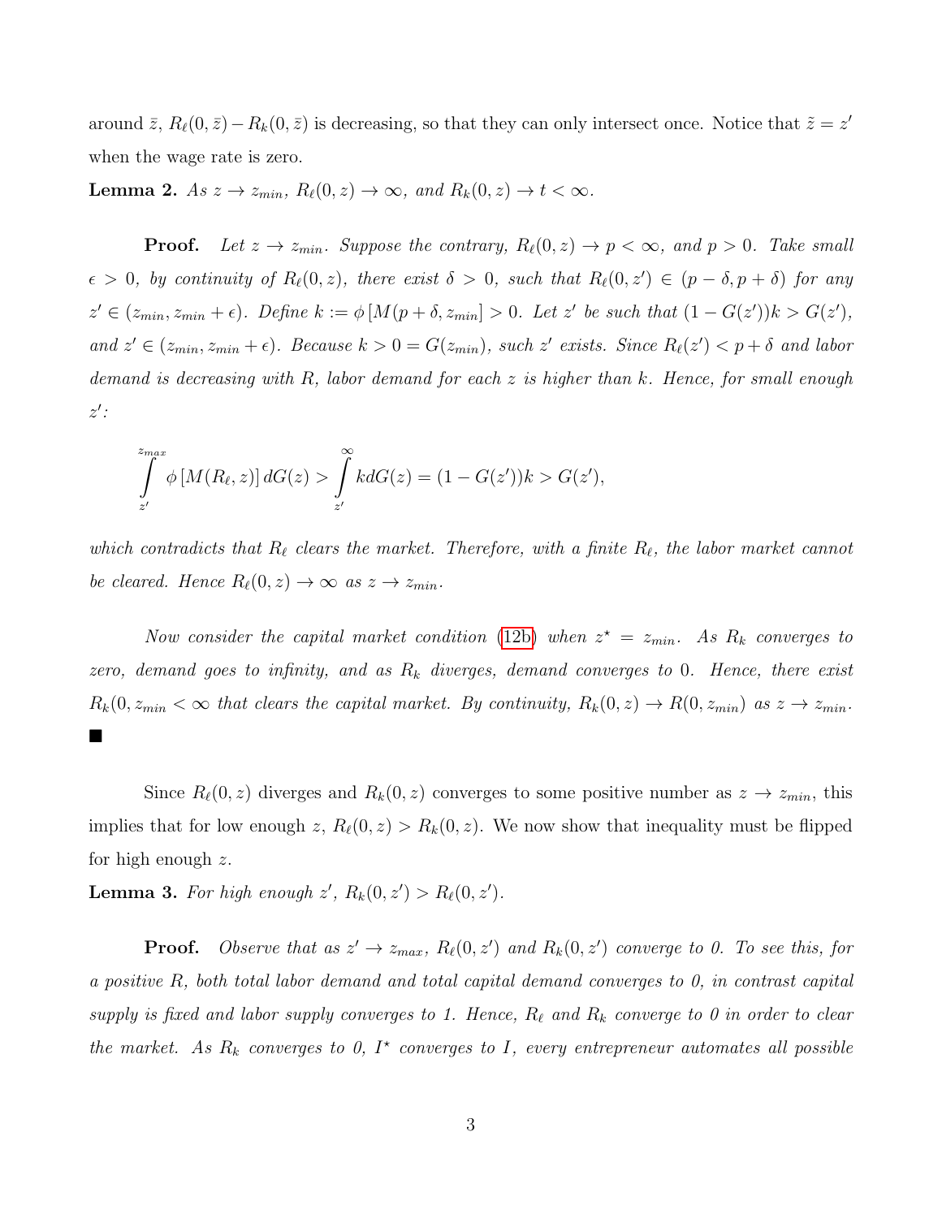around $\bar{z}$, $R_\ell(0, \bar{z}) - R_k(0, \bar{z})$ is decreasing, so that they can only intersect once. Notice that $\tilde{z} = z'$ when the wage rate is zero.

**Lemma 2.** *As $z \to z_{min}$, $R_\ell(0, z) \to \infty$, and $R_k(0, z) \to t < \infty$.*

**Proof.** *Let $z \to z_{min}$. Suppose the contrary, $R_\ell(0, z) \to p < \infty$, and $p > 0$. Take small $\epsilon > 0$, by continuity of $R_\ell(0, z)$, there exist $\delta > 0$, such that $R_\ell(0, z') \in (p - \delta, p + \delta)$ for any $z' \in (z_{min}, z_{min} + \epsilon)$. Define $k := \phi\left[M(p + \delta, z_{min}\right] > 0$. Let $z'$ be such that $(1 - G(z'))k > G(z')$, and $z' \in (z_{min}, z_{min} + \epsilon)$. Because $k > 0 = G(z_{min})$, such $z'$ exists. Since $R_\ell(z') < p + \delta$ and labor demand is decreasing with $R$, labor demand for each $z$ is higher than $k$. Hence, for small enough $z'$:*

$$\int_{z'}^{z_{max}} \phi\left[M(R_\ell, z)\right] dG(z) > \int_{z'}^{\infty} k dG(z) = (1 - G(z'))k > G(z'),$$

*which contradicts that $R_\ell$ clears the market. Therefore, with a finite $R_\ell$, the labor market cannot be cleared. Hence $R_\ell(0, z) \to \infty$ as $z \to z_{min}$.*

*Now consider the capital market condition (12b) when $z^\star = z_{min}$. As $R_k$ converges to zero, demand goes to infinity, and as $R_k$ diverges, demand converges to 0. Hence, there exist $R_k(0, z_{min} < \infty$ that clears the capital market. By continuity, $R_k(0, z) \to R(0, z_{min})$ as $z \to z_{min}$.* ■

Since $R_\ell(0, z)$ diverges and $R_k(0, z)$ converges to some positive number as $z \to z_{min}$, this implies that for low enough $z$, $R_\ell(0, z) > R_k(0, z)$. We now show that inequality must be flipped for high enough $z$.

**Lemma 3.** *For high enough $z'$, $R_k(0, z') > R_\ell(0, z')$.*

**Proof.** *Observe that as $z' \to z_{max}$, $R_\ell(0, z')$ and $R_k(0, z')$ converge to 0. To see this, for a positive $R$, both total labor demand and total capital demand converges to 0, in contrast capital supply is fixed and labor supply converges to 1. Hence, $R_\ell$ and $R_k$ converge to 0 in order to clear the market. As $R_k$ converges to 0, $I^\star$ converges to $I$, every entrepreneur automates all possible*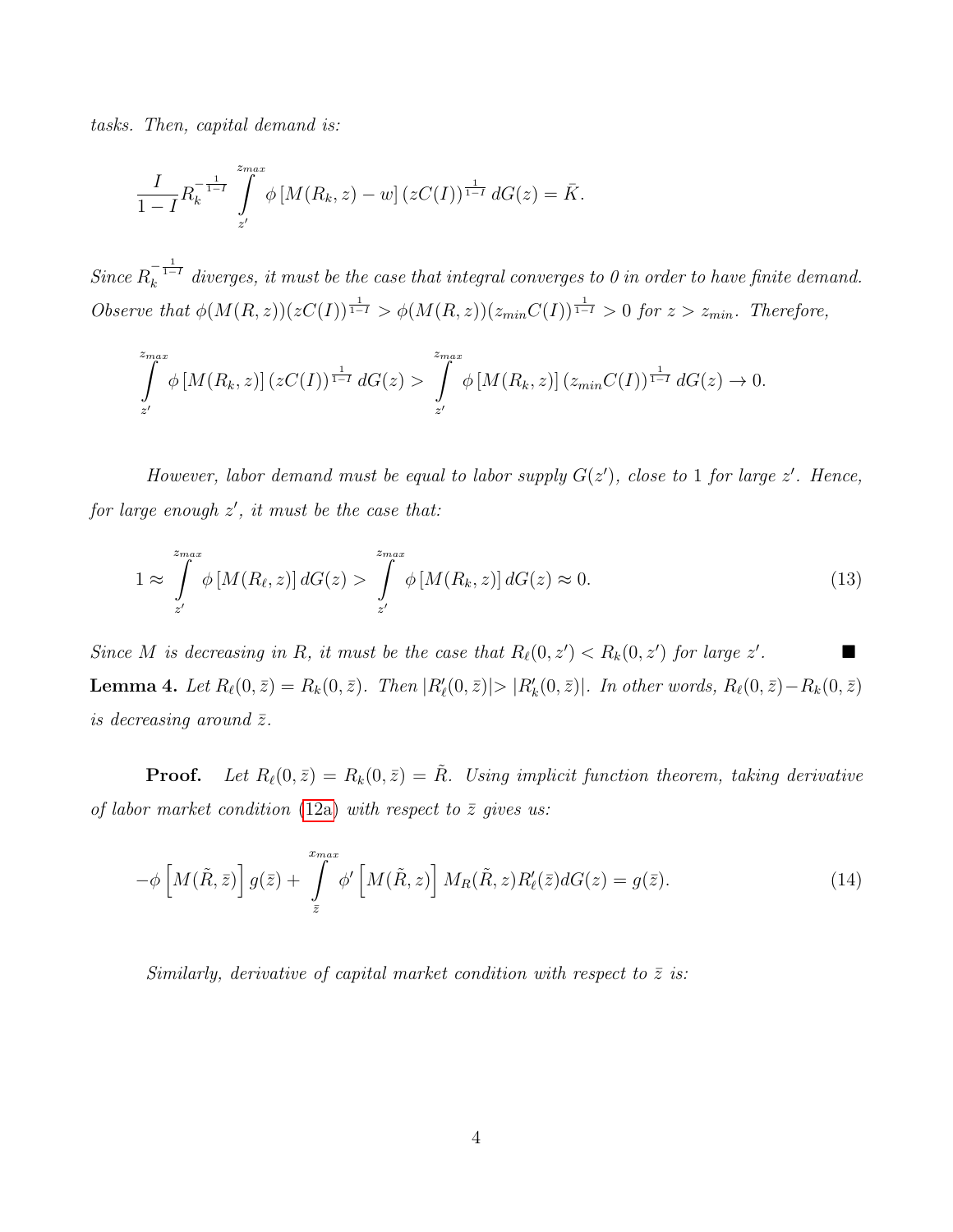*tasks. Then, capital demand is:*

$$\frac{I}{1-I} R_k^{-\frac{1}{1-I}} \int_{z'}^{z_{max}} \phi\left[M(R_k, z) - w\right] (zC(I))^{\frac{1}{1-I}} dG(z) = \bar{K}.$$

*Since $R_k^{-\frac{1}{1-I}}$ diverges, it must be the case that integral converges to 0 in order to have finite demand. Observe that $\phi(M(R,z))(zC(I))^{\frac{1}{1-I}} > \phi(M(R,z))(z_{min}C(I))^{\frac{1}{1-I}} > 0$ for $z > z_{min}$. Therefore,*

$$\int_{z'}^{z_{max}} \phi\left[M(R_k, z)\right] (zC(I))^{\frac{1}{1-I}} dG(z) > \int_{z'}^{z_{max}} \phi\left[M(R_k, z)\right] (z_{min}C(I))^{\frac{1}{1-I}} dG(z) \to 0.$$

*However, labor demand must be equal to labor supply $G(z')$, close to 1 for large $z'$. Hence, for large enough $z'$, it must be the case that:*

$$1 \approx \int_{z'}^{z_{max}} \phi\left[M(R_\ell, z)\right] dG(z) > \int_{z'}^{z_{max}} \phi\left[M(R_k, z)\right] dG(z) \approx 0. \tag{13}$$

*Since $M$ is decreasing in $R$, it must be the case that $R_\ell(0, z') < R_k(0, z')$ for large $z'$.* ■

**Lemma 4.** *Let $R_\ell(0, \bar{z}) = R_k(0, \bar{z})$. Then $|R'_\ell(0, \bar{z})| > |R'_k(0, \bar{z})|$. In other words, $R_\ell(0, \bar{z}) - R_k(0, \bar{z})$ is decreasing around $\bar{z}$.*

**Proof.** *Let $R_\ell(0, \bar{z}) = R_k(0, \bar{z}) = \tilde{R}$. Using implicit function theorem, taking derivative of labor market condition (12a) with respect to $\bar{z}$ gives us:*

$$-\phi\left[M(\tilde{R}, \bar{z})\right] g(\bar{z}) + \int_{\bar{z}}^{x_{max}} \phi'\left[M(\tilde{R}, z)\right] M_R(\tilde{R}, z) R'_\ell(\bar{z}) dG(z) = g(\bar{z}). \tag{14}$$

*Similarly, derivative of capital market condition with respect to $\bar{z}$ is:*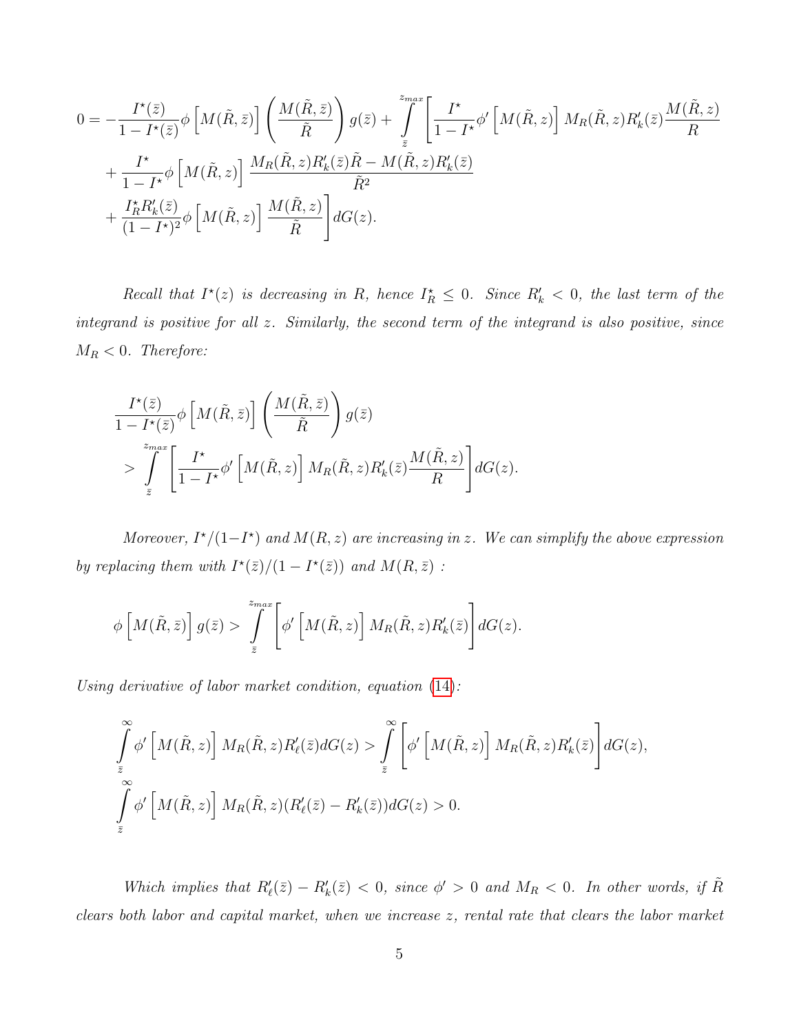$$
\begin{aligned}
0 = &-\frac{I^\star(\bar{z})}{1-I^\star(\bar{z})}\phi\left[M(\tilde{R},\bar{z})\right]\left(\frac{M(\tilde{R},\bar{z})}{\tilde{R}}\right)g(\bar{z}) + \int_{\bar{z}}^{z_{max}}\left[\frac{I^\star}{1-I^\star}\phi'\left[M(\tilde{R},z)\right]M_R(\tilde{R},z)R_k'(\bar{z})\frac{M(\tilde{R},z)}{R}\right. \\
&+\frac{I^\star}{1-I^\star}\phi\left[M(\tilde{R},z)\right]\frac{M_R(\tilde{R},z)R_k'(\bar{z})\tilde{R}-M(\tilde{R},z)R_k'(\bar{z})}{\tilde{R}^2} \\
&\left.+\frac{I_R^\star R_k'(\bar{z})}{(1-I^\star)^2}\phi\left[M(\tilde{R},z)\right]\frac{M(\tilde{R},z)}{\tilde{R}}\right]dG(z).
\end{aligned}
$$

*Recall that $I^\star(z)$ is decreasing in $R$, hence $I_R^\star \leq 0$. Since $R_k' < 0$, the last term of the integrand is positive for all $z$. Similarly, the second term of the integrand is also positive, since $M_R < 0$. Therefore:*

$$
\begin{aligned}
&\frac{I^\star(\bar{z})}{1-I^\star(\bar{z})}\phi\left[M(\tilde{R},\bar{z})\right]\left(\frac{M(\tilde{R},\bar{z})}{\tilde{R}}\right)g(\bar{z}) \\
&\quad > \int_{\bar{z}}^{z_{max}}\left[\frac{I^\star}{1-I^\star}\phi'\left[M(\tilde{R},z)\right]M_R(\tilde{R},z)R_k'(\bar{z})\frac{M(\tilde{R},z)}{R}\right]dG(z).
\end{aligned}
$$

*Moreover, $I^\star/(1-I^\star)$ and $M(R,z)$ are increasing in $z$. We can simplify the above expression by replacing them with $I^\star(\bar{z})/(1-I^\star(\bar{z}))$ and $M(R,\bar{z})$ :*

$$
\phi\left[M(\tilde{R},\bar{z})\right]g(\bar{z}) > \int_{\bar{z}}^{z_{max}}\left[\phi'\left[M(\tilde{R},z)\right]M_R(\tilde{R},z)R_k'(\bar{z})\right]dG(z).
$$

*Using derivative of labor market condition, equation (14):*

$$
\begin{aligned}
&\int_{\bar{z}}^{\infty}\phi'\left[M(\tilde{R},z)\right]M_R(\tilde{R},z)R_\ell'(\bar{z})dG(z) > \int_{\bar{z}}^{\infty}\left[\phi'\left[M(\tilde{R},z)\right]M_R(\tilde{R},z)R_k'(\bar{z})\right]dG(z), \\
&\int_{\bar{z}}^{\infty}\phi'\left[M(\tilde{R},z)\right]M_R(\tilde{R},z)(R_\ell'(\bar{z})-R_k'(\bar{z}))dG(z) > 0.
\end{aligned}
$$

*Which implies that $R_\ell'(\bar{z}) - R_k'(\bar{z}) < 0$, since $\phi' > 0$ and $M_R < 0$. In other words, if $\tilde{R}$ clears both labor and capital market, when we increase $z$, rental rate that clears the labor market*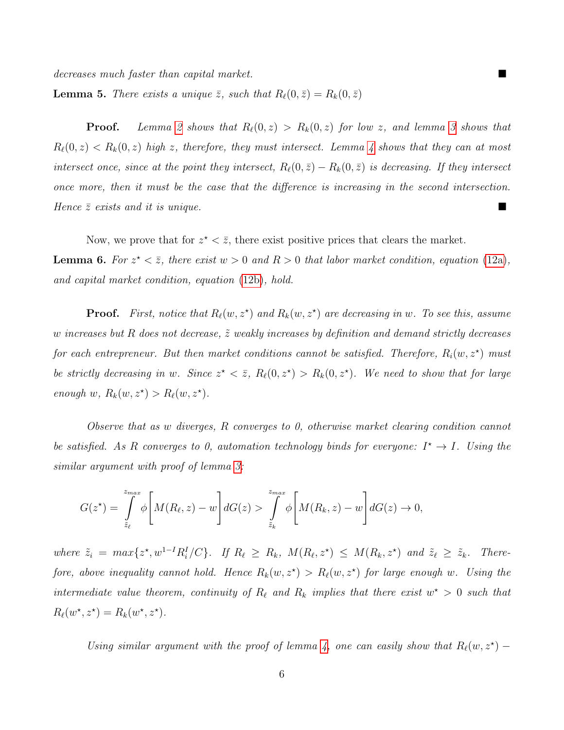*decreases much faster than capital market.* ■

**Lemma 5.** *There exists a unique $\bar{z}$, such that $R_\ell(0,\bar{z}) = R_k(0,\bar{z})$*

**Proof.** *Lemma 2 shows that $R_\ell(0,z) > R_k(0,z)$ for low $z$, and lemma 3 shows that $R_\ell(0,z) < R_k(0,z)$ high $z$, therefore, they must intersect. Lemma 4 shows that they can at most intersect once, since at the point they intersect, $R_\ell(0,\bar{z}) - R_k(0,\bar{z})$ is decreasing. If they intersect once more, then it must be the case that the difference is increasing in the second intersection. Hence $\bar{z}$ exists and it is unique.* ■

Now, we prove that for $z^\star < \bar{z}$, there exist positive prices that clears the market.

**Lemma 6.** *For $z^\star < \bar{z}$, there exist $w > 0$ and $R > 0$ that labor market condition, equation (12a), and capital market condition, equation (12b), hold.*

**Proof.** *First, notice that $R_\ell(w,z^\star)$ and $R_k(w,z^\star)$ are decreasing in $w$. To see this, assume $w$ increases but $R$ does not decrease, $\tilde{z}$ weakly increases by definition and demand strictly decreases for each entrepreneur. But then market conditions cannot be satisfied. Therefore, $R_i(w,z^\star)$ must be strictly decreasing in $w$. Since $z^\star < \bar{z}$, $R_\ell(0,z^\star) > R_k(0,z^\star)$. We need to show that for large enough $w$, $R_k(w,z^\star) > R_\ell(w,z^\star)$.*

*Observe that as $w$ diverges, $R$ converges to 0, otherwise market clearing condition cannot be satisfied. As $R$ converges to 0, automation technology binds for everyone: $I^\star \to I$. Using the similar argument with proof of lemma 3:*

$$G(z^\star) = \int_{\tilde{z}_\ell}^{z_{max}} \phi\left[M(R_\ell,z) - w\right] dG(z) > \int_{\tilde{z}_k}^{z_{max}} \phi\left[M(R_k,z) - w\right] dG(z) \to 0,$$

*where $\tilde{z}_i = max\{z^\star, w^{1-I}R_i^I/C\}$. If $R_\ell \geq R_k$, $M(R_\ell,z^\star) \leq M(R_k,z^\star)$ and $\tilde{z}_\ell \geq \tilde{z}_k$. Therefore, above inequality cannot hold. Hence $R_k(w,z^\star) > R_\ell(w,z^\star)$ for large enough $w$. Using the intermediate value theorem, continuity of $R_\ell$ and $R_k$ implies that there exist $w^\star > 0$ such that $R_\ell(w^\star,z^\star) = R_k(w^\star,z^\star)$.*

*Using similar argument with the proof of lemma 4, one can easily show that $R_\ell(w,z^\star) -$*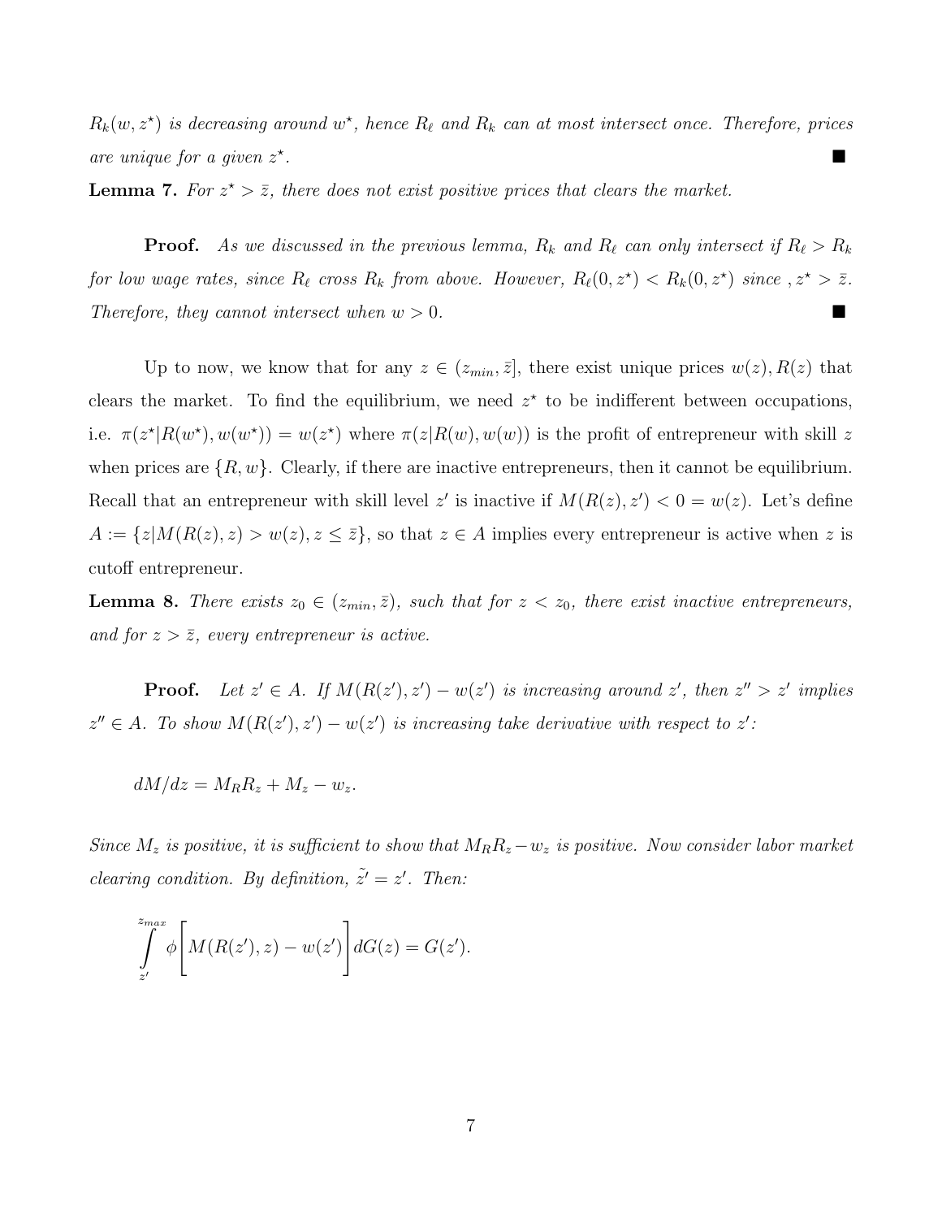*$R_k(w, z^\star)$ is decreasing around $w^\star$, hence $R_\ell$ and $R_k$ can at most intersect once. Therefore, prices are unique for a given $z^\star$.* ■

**Lemma 7.** *For $z^\star > \bar{z}$, there does not exist positive prices that clears the market.*

**Proof.** *As we discussed in the previous lemma, $R_k$ and $R_\ell$ can only intersect if $R_\ell > R_k$ for low wage rates, since $R_\ell$ cross $R_k$ from above. However, $R_\ell(0, z^\star) < R_k(0, z^\star)$ since , $z^\star > \bar{z}$. Therefore, they cannot intersect when $w > 0$.* ■

Up to now, we know that for any $z \in (z_{min}, \bar{z}]$, there exist unique prices $w(z), R(z)$ that clears the market. To find the equilibrium, we need $z^\star$ to be indifferent between occupations, i.e. $\pi(z^\star|R(w^\star), w(w^\star)) = w(z^\star)$ where $\pi(z|R(w), w(w))$ is the profit of entrepreneur with skill $z$ when prices are $\{R, w\}$. Clearly, if there are inactive entrepreneurs, then it cannot be equilibrium. Recall that an entrepreneur with skill level $z'$ is inactive if $M(R(z), z') < 0 = w(z)$. Let's define $A := \{z|M(R(z), z) > w(z), z \leq \bar{z}\}$, so that $z \in A$ implies every entrepreneur is active when $z$ is cutoff entrepreneur.

**Lemma 8.** *There exists $z_0 \in (z_{min}, \bar{z})$, such that for $z < z_0$, there exist inactive entrepreneurs, and for $z > \bar{z}$, every entrepreneur is active.*

**Proof.** *Let $z' \in A$. If $M(R(z'), z') - w(z')$ is increasing around $z'$, then $z'' > z'$ implies $z'' \in A$. To show $M(R(z'), z') - w(z')$ is increasing take derivative with respect to $z'$:*

$$dM/dz = M_R R_z + M_z - w_z.$$

*Since $M_z$ is positive, it is sufficient to show that $M_R R_z - w_z$ is positive. Now consider labor market clearing condition. By definition, $\tilde{z'} = z'$. Then:*

$$\int_{z'}^{z_{max}} \phi\left[M(R(z'), z) - w(z')\right] dG(z) = G(z').$$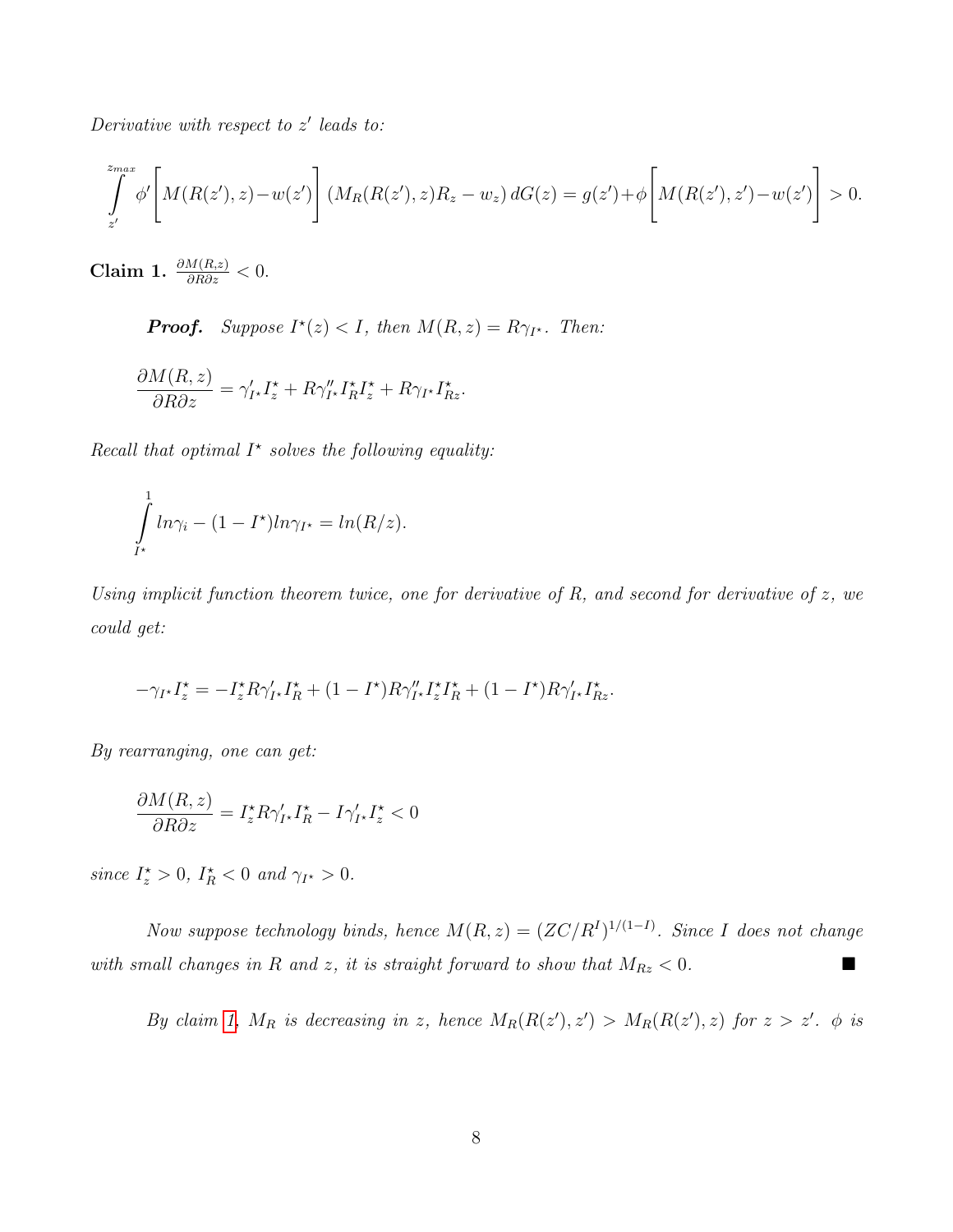*Derivative with respect to $z'$ leads to:*

$$\int_{z'}^{z_{max}} \phi'\Bigg[M(R(z'),z) - w(z')\Bigg]\left(M_R(R(z'),z)R_z - w_z\right)dG(z) = g(z') + \phi\Bigg[M(R(z'),z') - w(z')\Bigg] > 0.$$

**Claim 1.** $\frac{\partial M(R,z)}{\partial R \partial z} < 0$.

***Proof.*** *Suppose $I^\star(z) < I$, then $M(R,z) = R\gamma_{I^\star}$. Then:*

$$\frac{\partial M(R,z)}{\partial R \partial z} = \gamma'_{I^\star} I^\star_z + R\gamma''_{I^\star} I^\star_R I^\star_z + R\gamma_{I^\star} I^\star_{Rz}.$$

*Recall that optimal $I^\star$ solves the following equality:*

$$\int_{I^\star}^{1} ln\gamma_i - (1 - I^\star) ln\gamma_{I^\star} = ln(R/z).$$

*Using implicit function theorem twice, one for derivative of R, and second for derivative of z, we could get:*

$$-\gamma_{I^\star} I^\star_z = -I^\star_z R\gamma'_{I^\star} I^\star_R + (1 - I^\star) R\gamma''_{I^\star} I^\star_z I^\star_R + (1 - I^\star) R\gamma'_{I^\star} I^\star_{Rz}.$$

*By rearranging, one can get:*

$$\frac{\partial M(R,z)}{\partial R \partial z} = I^\star_z R\gamma'_{I^\star} I^\star_R - I\gamma'_{I^\star} I^\star_z < 0$$

*since $I^\star_z > 0$, $I^\star_R < 0$ and $\gamma_{I^\star} > 0$.*

*Now suppose technology binds, hence $M(R,z) = (ZC/R^I)^{1/(1-I)}$. Since $I$ does not change with small changes in $R$ and $z$, it is straight forward to show that $M_{Rz} < 0$.* ■

*By claim 1, $M_R$ is decreasing in $z$, hence $M_R(R(z'),z') > M_R(R(z'),z)$ for $z > z'$. $\phi$ is*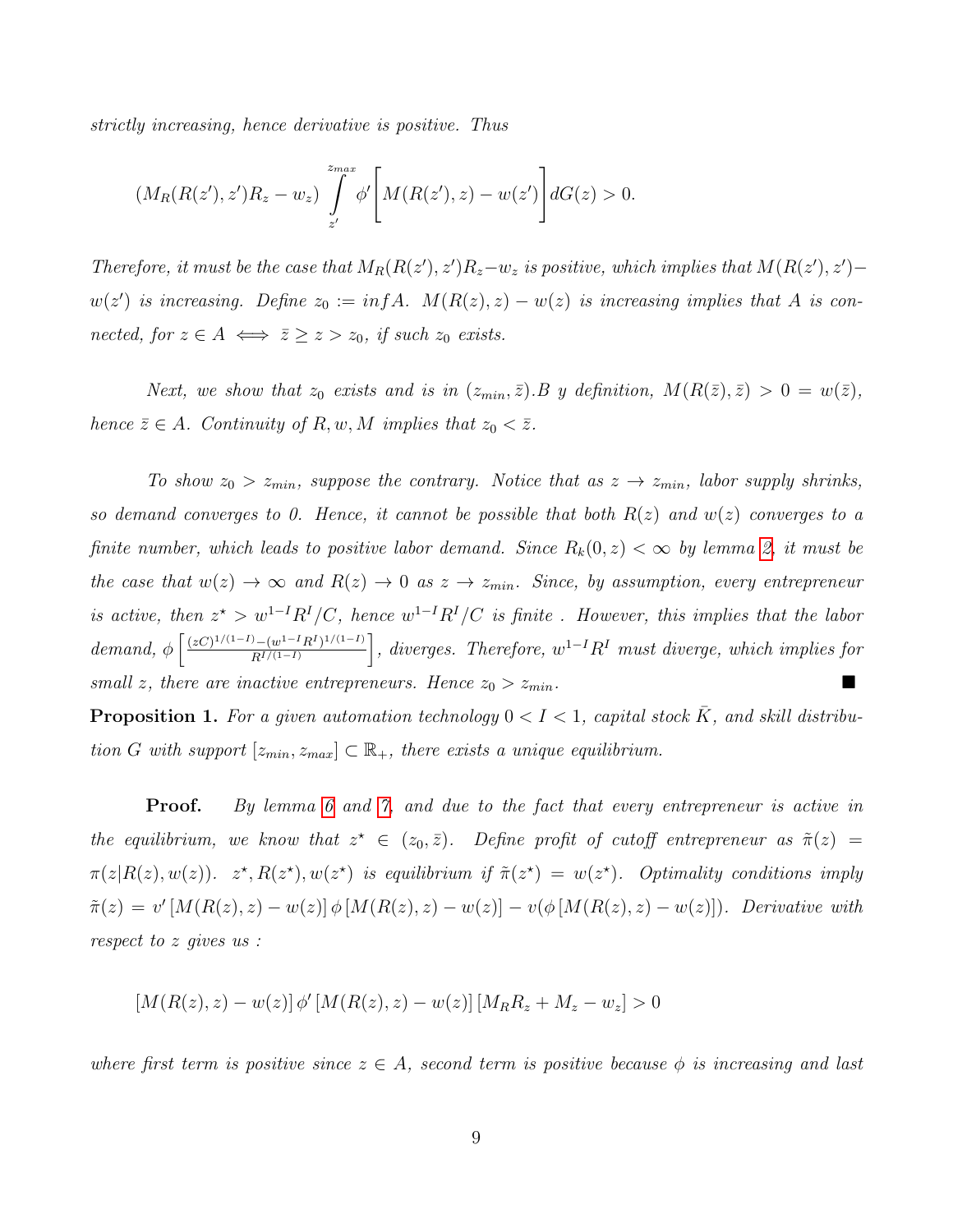*strictly increasing, hence derivative is positive. Thus*

$$(M_R(R(z'), z')R_z - w_z) \int_{z'}^{z_{max}} \phi' \Bigg[ M(R(z'), z) - w(z') \Bigg] dG(z) > 0.$$

*Therefore, it must be the case that* $M_R(R(z'), z')R_z - w_z$ *is positive, which implies that* $M(R(z'), z') - w(z')$ *is increasing. Define* $z_0 := inf A$. $M(R(z), z) - w(z)$ *is increasing implies that* $A$ *is connected, for* $z \in A \iff \bar{z} \geq z > z_0$*, if such* $z_0$ *exists.*

*Next, we show that* $z_0$ *exists and is in* $(z_{min}, \bar{z})$*.B y definition,* $M(R(\bar{z}), \bar{z}) > 0 = w(\bar{z})$*, hence* $\bar{z} \in A$*. Continuity of* $R, w, M$ *implies that* $z_0 < \bar{z}$*.*

*To show* $z_0 > z_{min}$*, suppose the contrary. Notice that as* $z \to z_{min}$*, labor supply shrinks, so demand converges to 0. Hence, it cannot be possible that both* $R(z)$ *and* $w(z)$ *converges to a finite number, which leads to positive labor demand. Since* $R_k(0, z) < \infty$ *by lemma 2, it must be the case that* $w(z) \to \infty$ *and* $R(z) \to 0$ *as* $z \to z_{min}$*. Since, by assumption, every entrepreneur is active, then* $z^\star > w^{1-I}R^I/C$*, hence* $w^{1-I}R^I/C$ *is finite . However, this implies that the labor demand,* $\phi\left[\frac{(zC)^{1/(1-I)} - (w^{1-I}R^I)^{1/(1-I)}}{R^{I/(1-I)}}\right]$*, diverges. Therefore,* $w^{1-I}R^I$ *must diverge, which implies for small* $z$*, there are inactive entrepreneurs. Hence* $z_0 > z_{min}$*.* ■

**Proposition 1.** *For a given automation technology* $0 < I < 1$*, capital stock* $\bar{K}$*, and skill distribution* $G$ *with support* $[z_{min}, z_{max}] \subset \mathbb{R}_+$*, there exists a unique equilibrium.*

**Proof.** *By lemma 6 and 7, and due to the fact that every entrepreneur is active in the equilibrium, we know that* $z^\star \in (z_0, \bar{z})$*. Define profit of cutoff entrepreneur as* $\tilde{\pi}(z) = \pi(z|R(z), w(z))$*.* $z^\star, R(z^\star), w(z^\star)$ *is equilibrium if* $\tilde{\pi}(z^\star) = w(z^\star)$*. Optimality conditions imply* $\tilde{\pi}(z) = v'\left[M(R(z), z) - w(z)\right]\phi\left[M(R(z), z) - w(z)\right] - v(\phi\left[M(R(z), z) - w(z)\right])$*. Derivative with respect to* $z$ *gives us :*

$$\left[M(R(z), z) - w(z)\right]\phi'\left[M(R(z), z) - w(z)\right]\left[M_R R_z + M_z - w_z\right] > 0$$

*where first term is positive since* $z \in A$*, second term is positive because* $\phi$ *is increasing and last*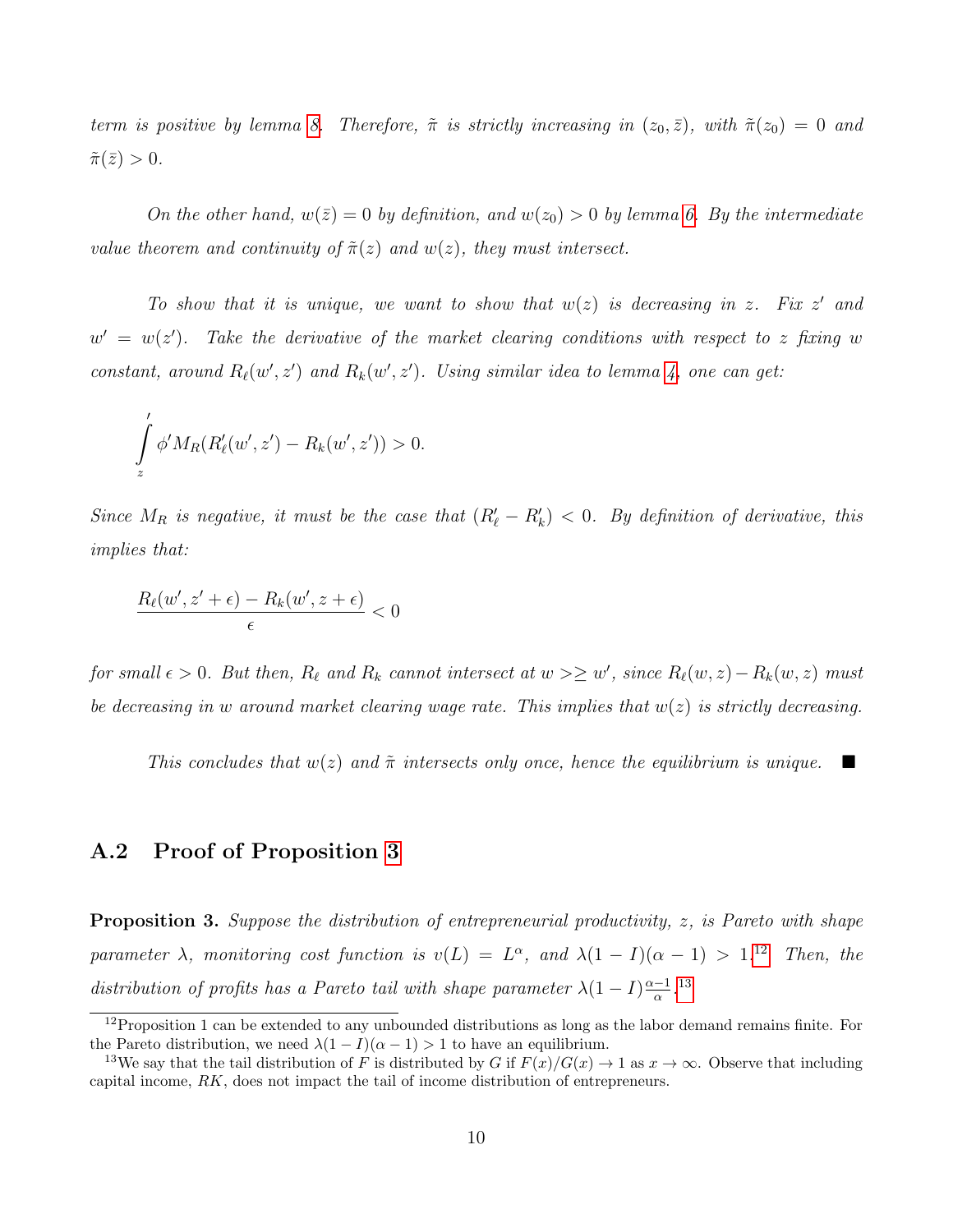*term is positive by lemma 8. Therefore, $\tilde{\pi}$ is strictly increasing in $(z_0, \bar{z})$, with $\tilde{\pi}(z_0) = 0$ and $\tilde{\pi}(\bar{z}) > 0$.*

*On the other hand, $w(\bar{z}) = 0$ by definition, and $w(z_0) > 0$ by lemma 6. By the intermediate value theorem and continuity of $\tilde{\pi}(z)$ and $w(z)$, they must intersect.*

*To show that it is unique, we want to show that $w(z)$ is decreasing in $z$. Fix $z'$ and $w' = w(z')$. Take the derivative of the market clearing conditions with respect to $z$ fixing $w$ constant, around $R_\ell(w', z')$ and $R_k(w', z')$. Using similar idea to lemma 4, one can get:*

$$\int_z^{\prime} \phi' M_R(R'_\ell(w', z') - R_k(w', z')) > 0.$$

*Since $M_R$ is negative, it must be the case that $(R'_\ell - R'_k) < 0$. By definition of derivative, this implies that:*

$$\frac{R_\ell(w', z' + \epsilon) - R_k(w', z + \epsilon)}{\epsilon} < 0$$

*for small $\epsilon > 0$. But then, $R_\ell$ and $R_k$ cannot intersect at $w >\geq w'$, since $R_\ell(w, z) - R_k(w, z)$ must be decreasing in $w$ around market clearing wage rate. This implies that $w(z)$ is strictly decreasing.*

*This concludes that $w(z)$ and $\tilde{\pi}$ intersects only once, hence the equilibrium is unique.* ■

## A.2 Proof of Proposition 3

**Proposition 3.** *Suppose the distribution of entrepreneurial productivity, $z$, is Pareto with shape parameter $\lambda$, monitoring cost function is $v(L) = L^\alpha$, and $\lambda(1 - I)(\alpha - 1) > 1$.[12] Then, the distribution of profits has a Pareto tail with shape parameter $\lambda(1 - I)\frac{\alpha-1}{\alpha}$.[13]*

---

[12] Proposition 1 can be extended to any unbounded distributions as long as the labor demand remains finite. For the Pareto distribution, we need $\lambda(1 - I)(\alpha - 1) > 1$ to have an equilibrium.

[13] We say that the tail distribution of $F$ is distributed by $G$ if $F(x)/G(x) \to 1$ as $x \to \infty$. Observe that including capital income, $RK$, does not impact the tail of income distribution of entrepreneurs.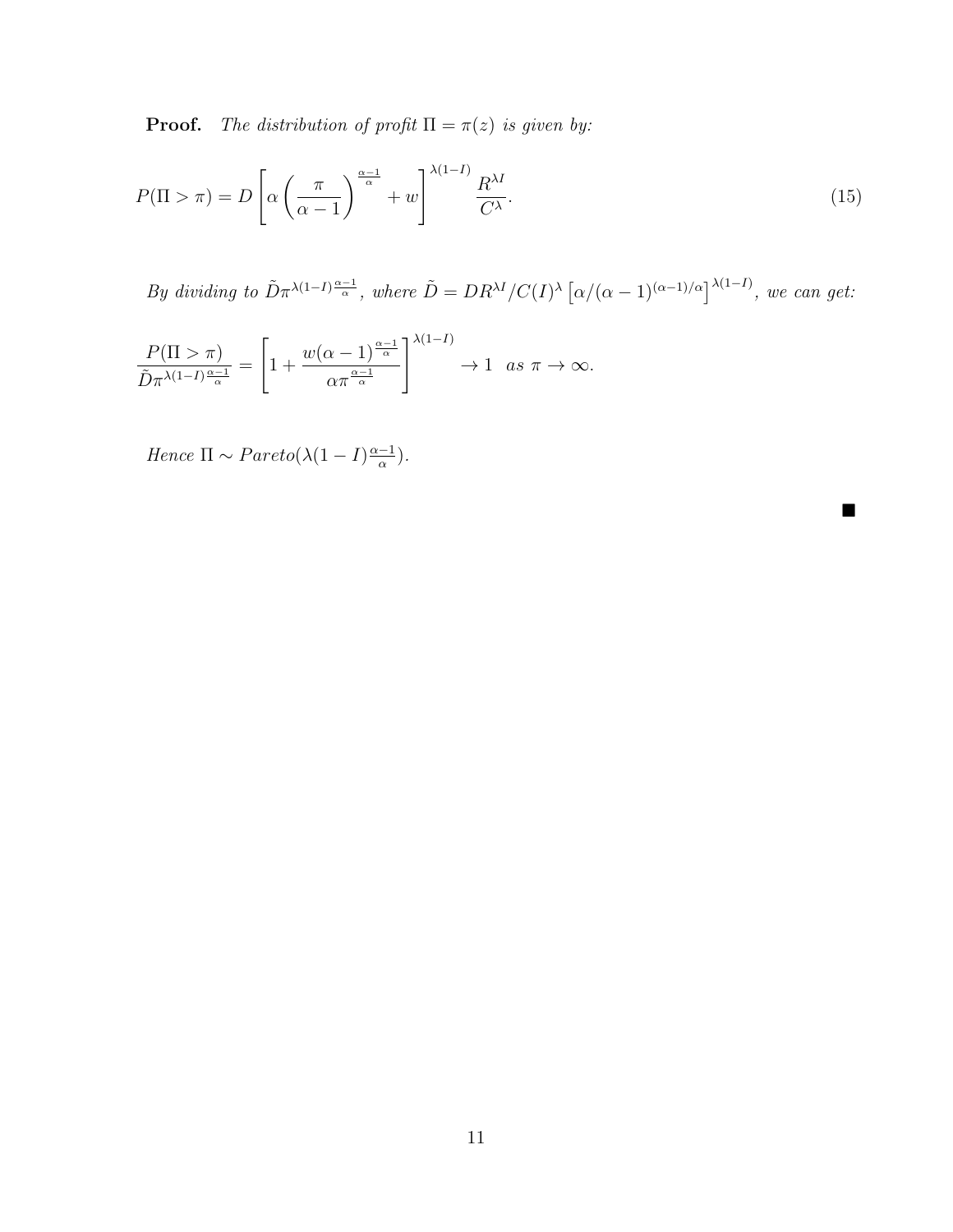**Proof.** *The distribution of profit $\Pi = \pi(z)$ is given by:*

$$P(\Pi > \pi) = D\left[\alpha\left(\frac{\pi}{\alpha-1}\right)^{\frac{\alpha-1}{\alpha}} + w\right]^{\lambda(1-I)} \frac{R^{\lambda I}}{C^{\lambda}}. \tag{15}$$

*By dividing to $\tilde{D}\pi^{\lambda(1-I)\frac{\alpha-1}{\alpha}}$, where $\tilde{D} = DR^{\lambda I}/C(I)^{\lambda}\left[\alpha/(\alpha-1)^{(\alpha-1)/\alpha}\right]^{\lambda(1-I)}$, we can get:*

$$\frac{P(\Pi > \pi)}{\tilde{D}\pi^{\lambda(1-I)\frac{\alpha-1}{\alpha}}} = \left[1 + \frac{w(\alpha-1)^{\frac{\alpha-1}{\alpha}}}{\alpha\pi^{\frac{\alpha-1}{\alpha}}}\right]^{\lambda(1-I)} \to 1 \quad \text{as } \pi \to \infty.$$

*Hence $\Pi \sim Pareto(\lambda(1-I)\frac{\alpha-1}{\alpha})$.*

■